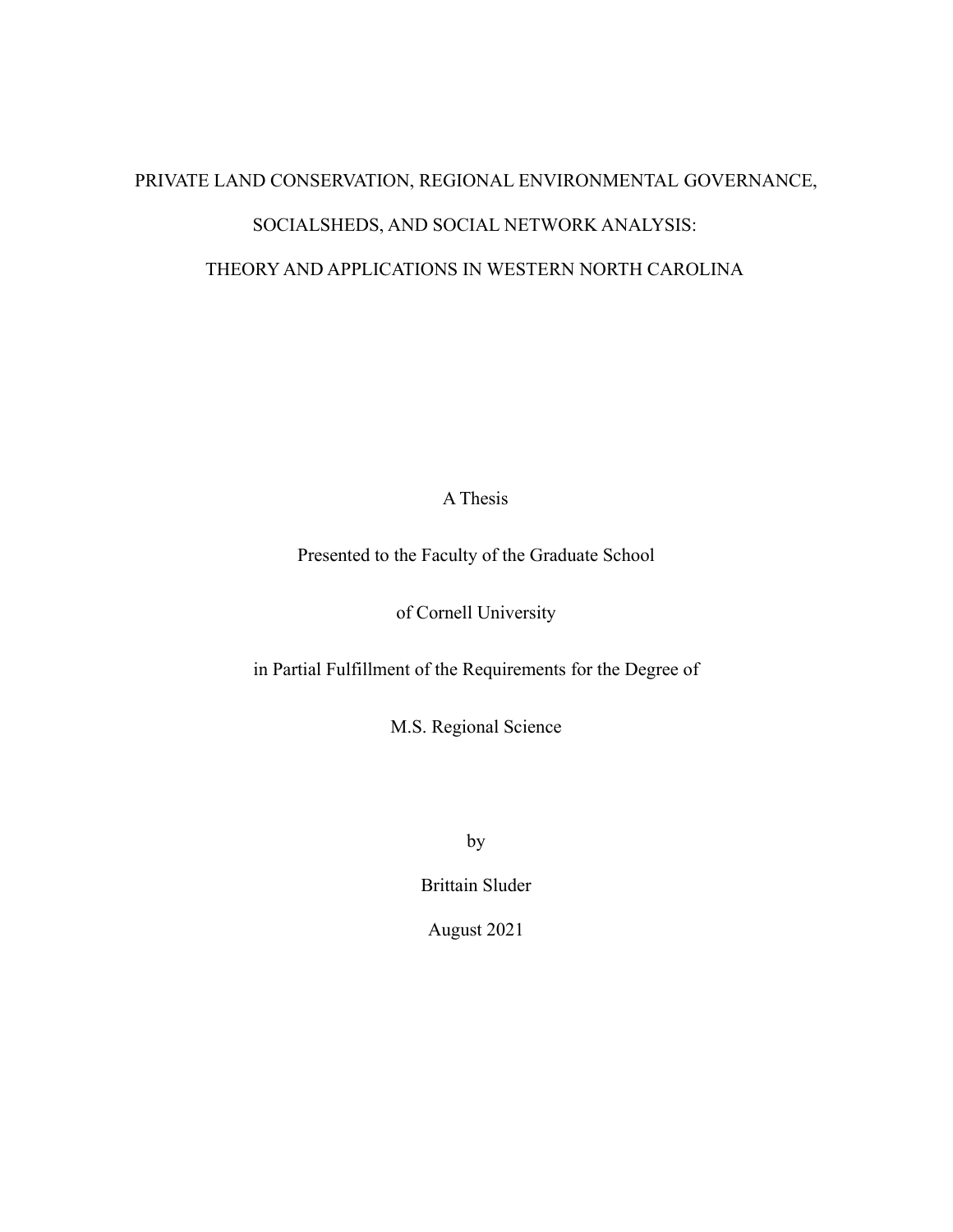# PRIVATE LAND CONSERVATION, REGIONAL ENVIRONMENTAL GOVERNANCE, SOCIALSHEDS, AND SOCIAL NETWORK ANALYSIS: THEORY AND APPLICATIONS IN WESTERN NORTH CAROLINA

A Thesis

Presented to the Faculty of the Graduate School

of Cornell University

in Partial Fulfillment of the Requirements for the Degree of

M.S. Regional Science

by

Brittain Sluder

August 2021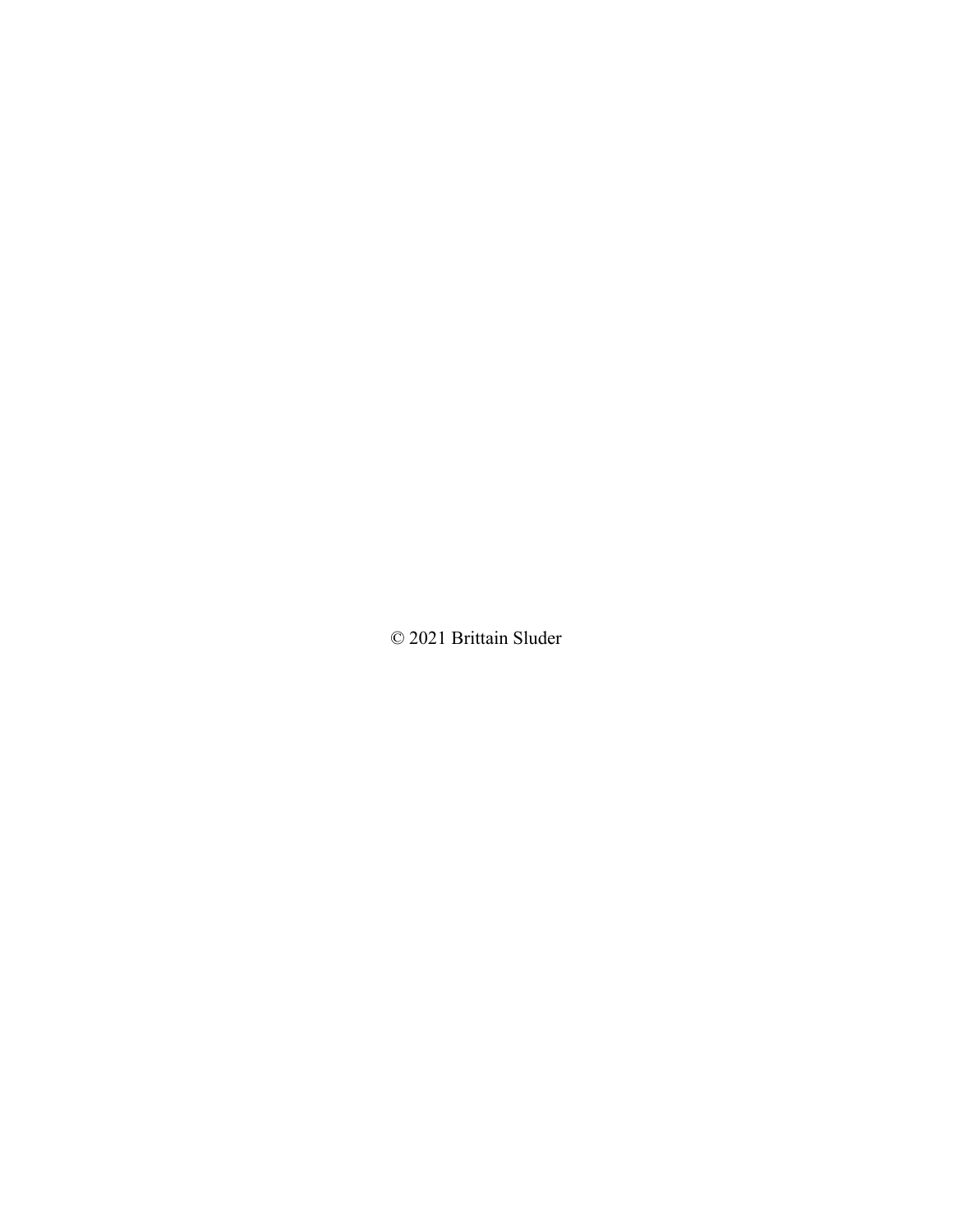© 2021 Brittain Sluder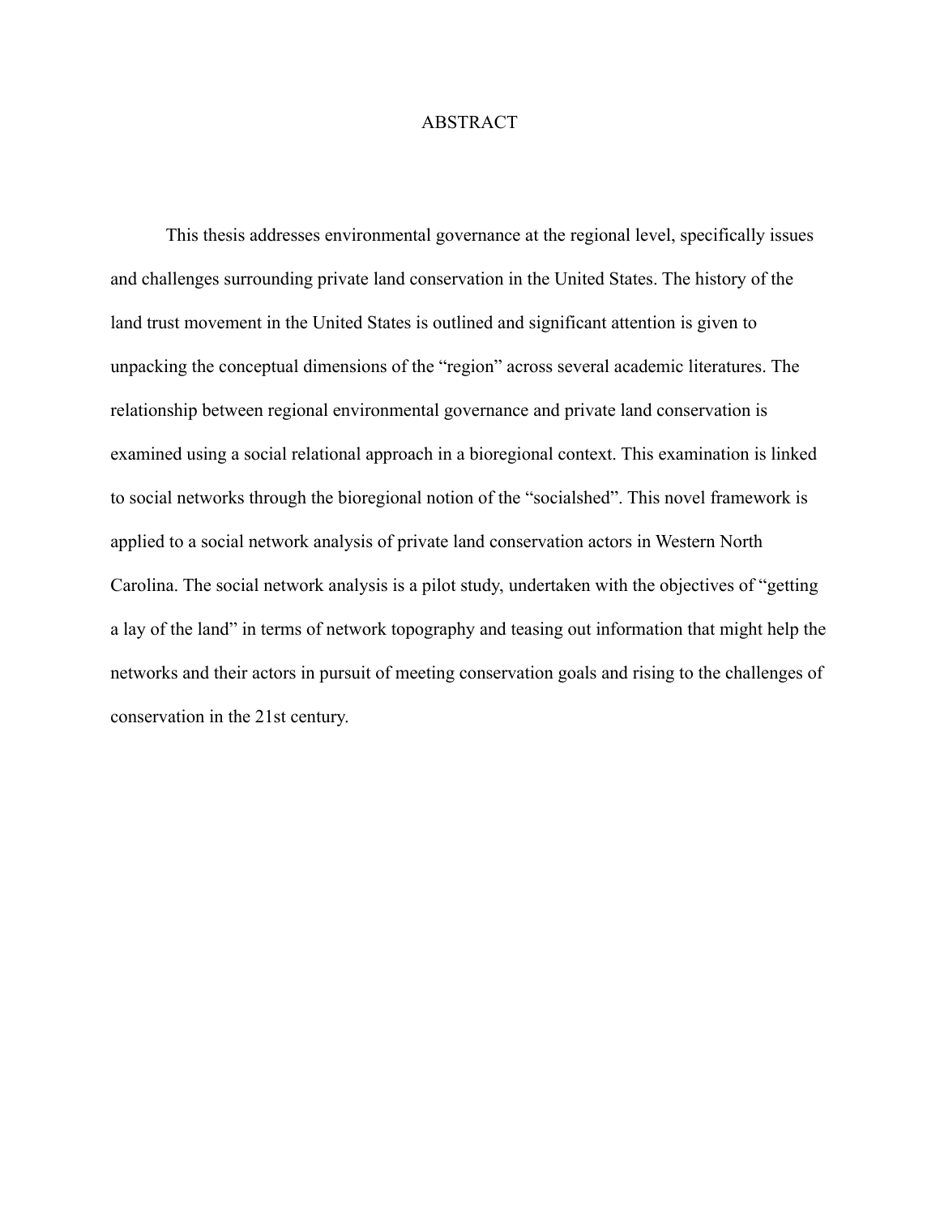# ABSTRACT

This thesis addresses environmental governance at the regional level, specifically issues and challenges surrounding private land conservation in the United States. The history of the land trust movement in the United States is outlined and significant attention is given to unpacking the conceptual dimensions of the "region" across several academic literatures. The relationship between regional environmental governance and private land conservation is examined using a social relational approach in a bioregional context. This examination is linked to social networks through the bioregional notion of the "socialshed". This novel framework is applied to a social network analysis of private land conservation actors in Western North Carolina. The social network analysis is a pilot study, undertaken with the objectives of "getting a lay of the land" in terms of network topography and teasing out information that might help the networks and their actors in pursuit of meeting conservation goals and rising to the challenges of conservation in the 21st century.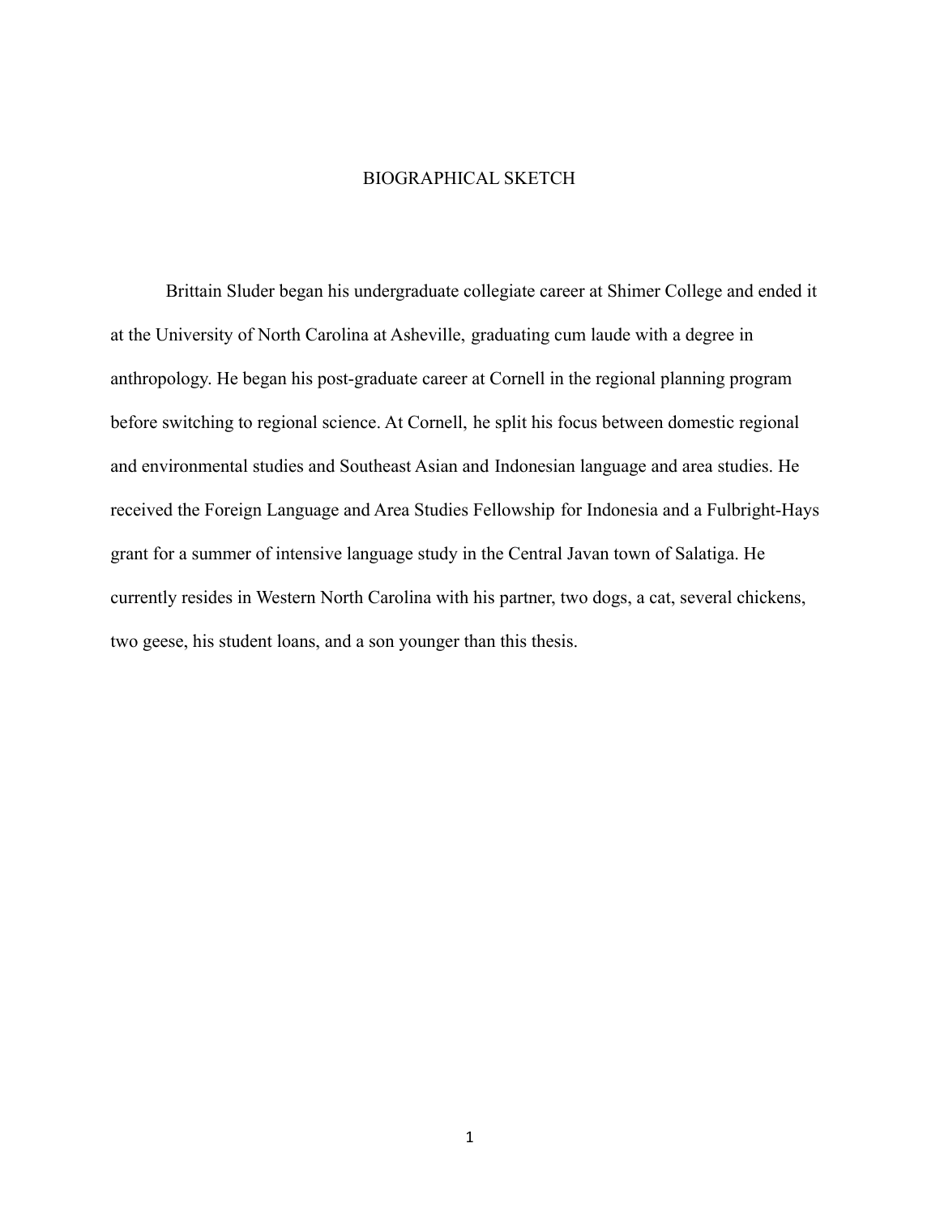# BIOGRAPHICAL SKETCH

Brittain Sluder began his undergraduate collegiate career at Shimer College and ended it at the University of North Carolina at Asheville, graduating cum laude with a degree in anthropology. He began his post-graduate career at Cornell in the regional planning program before switching to regional science. At Cornell, he split his focus between domestic regional and environmental studies and Southeast Asian and Indonesian language and area studies. He received the Foreign Language and Area Studies Fellowship for Indonesia and a Fulbright-Hays grant for a summer of intensive language study in the Central Javan town of Salatiga. He currently resides in Western North Carolina with his partner, two dogs, a cat, several chickens, two geese, his student loans, and a son younger than this thesis.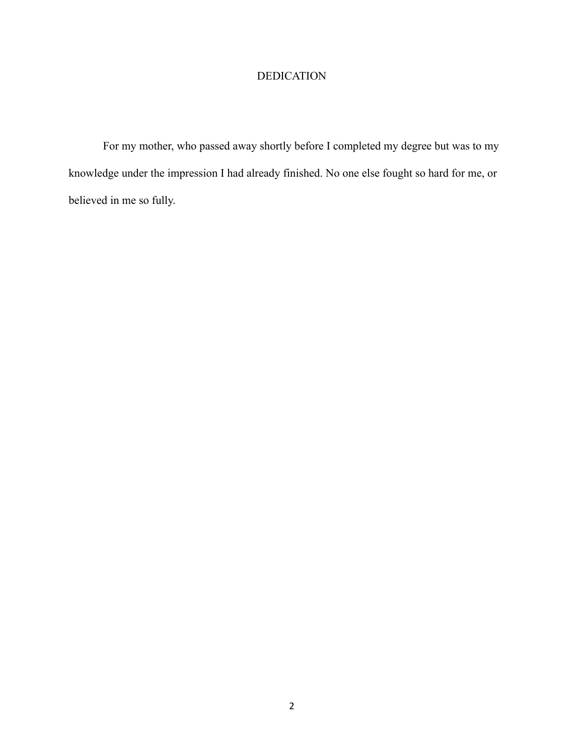# DEDICATION

For my mother, who passed away shortly before I completed my degree but was to my knowledge under the impression I had already finished. No one else fought so hard for me, or believed in me so fully.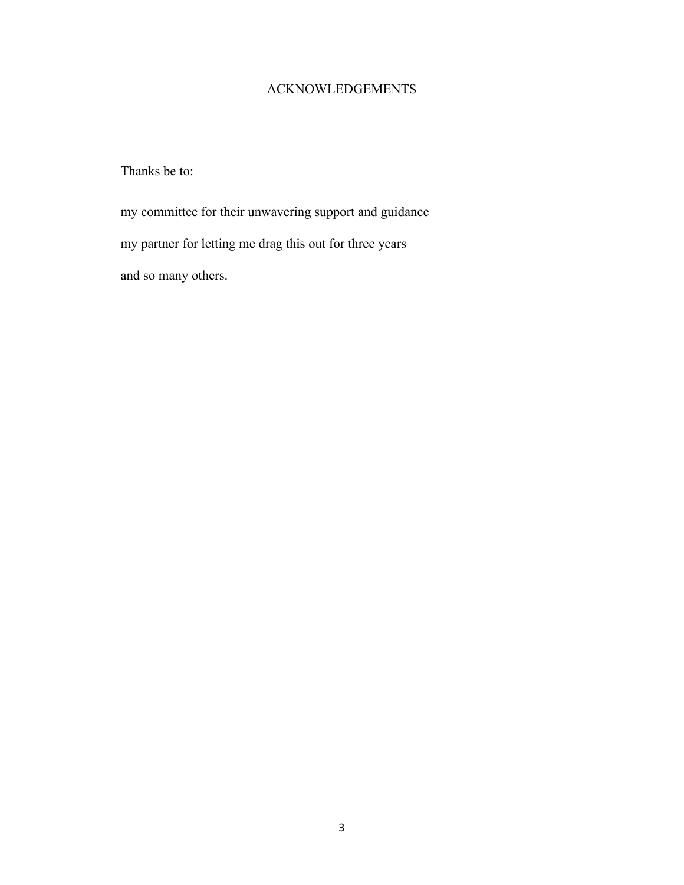# ACKNOWLEDGEMENTS

Thanks be to:

my committee for their unwavering support and guidance

my partner for letting me drag this out for three years

and so many others.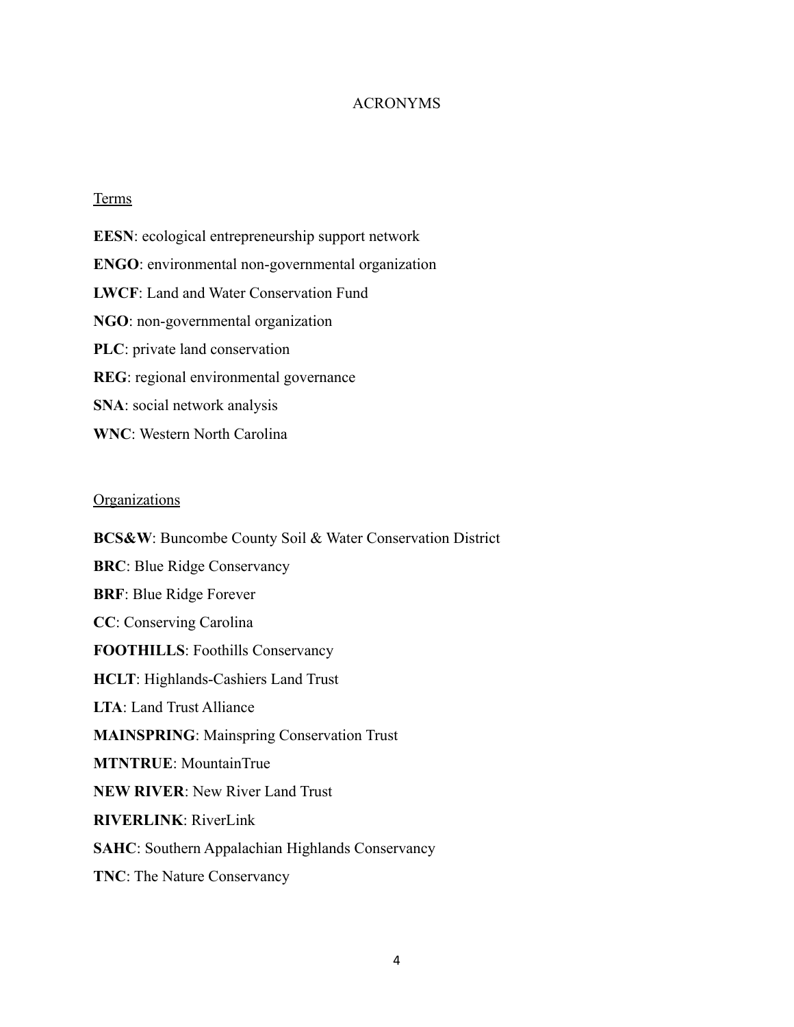# ACRONYMS

Terms

**EESN**: ecological entrepreneurship support network

**ENGO**: environmental non-governmental organization

**LWCF**: Land and Water Conservation Fund

**NGO**: non-governmental organization

**PLC**: private land conservation

**REG**: regional environmental governance

**SNA**: social network analysis

**WNC**: Western North Carolina

Organizations

**BCS&W**: Buncombe County Soil & Water Conservation District

**BRC**: Blue Ridge Conservancy

**BRF**: Blue Ridge Forever

**CC**: Conserving Carolina

**FOOTHILLS**: Foothills Conservancy

**HCLT**: Highlands-Cashiers Land Trust

**LTA**: Land Trust Alliance

**MAINSPRING**: Mainspring Conservation Trust

**MTNTRUE**: MountainTrue

**NEW RIVER**: New River Land Trust

**RIVERLINK**: RiverLink

**SAHC**: Southern Appalachian Highlands Conservancy

**TNC**: The Nature Conservancy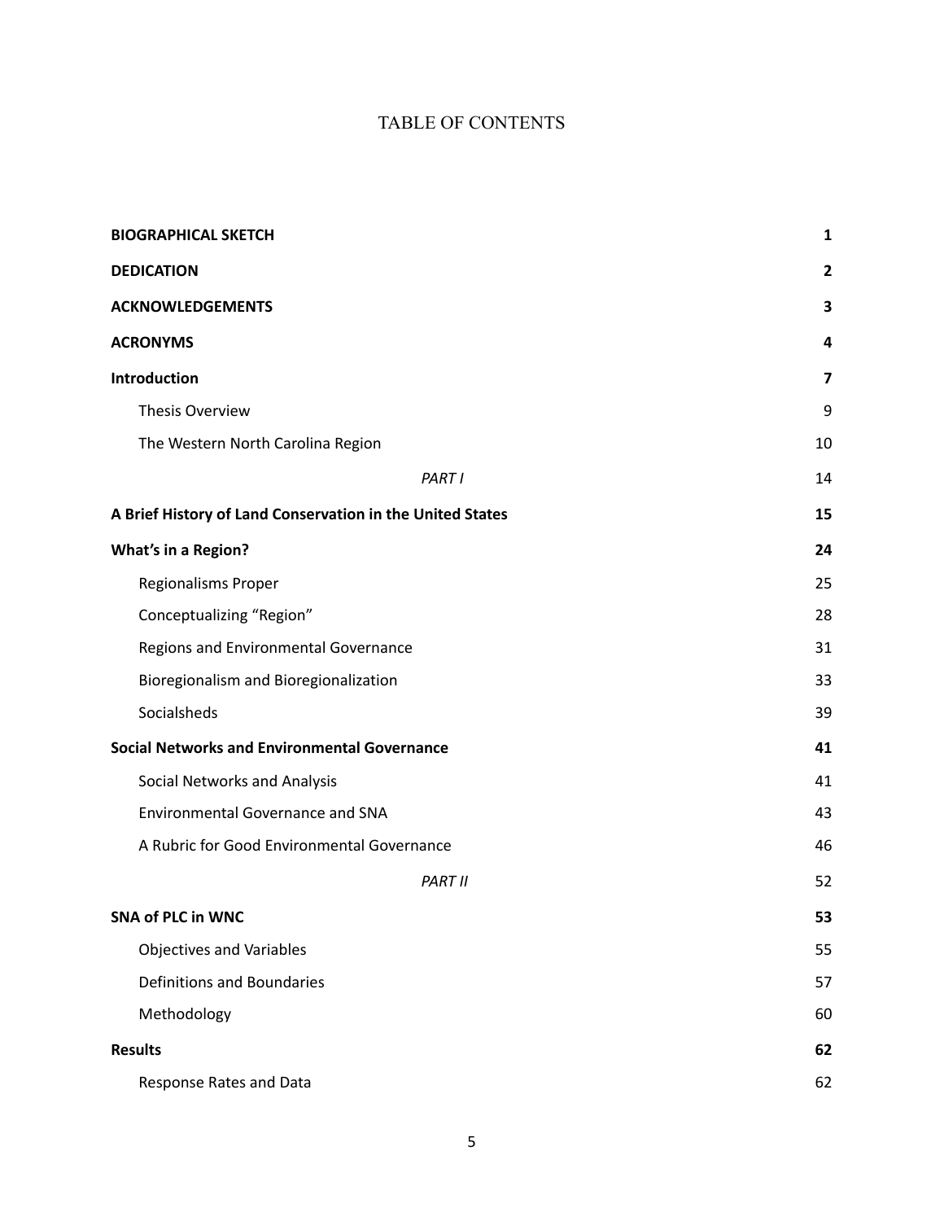# TABLE OF CONTENTS

| | |
|---|---|
| **BIOGRAPHICAL SKETCH** | **1** |
| **DEDICATION** | **2** |
| **ACKNOWLEDGEMENTS** | **3** |
| **ACRONYMS** | **4** |
| **Introduction** | **7** |
| Thesis Overview | 9 |
| The Western North Carolina Region | 10 |
| *PART I* | 14 |
| **A Brief History of Land Conservation in the United States** | **15** |
| **What's in a Region?** | **24** |
| Regionalisms Proper | 25 |
| Conceptualizing "Region" | 28 |
| Regions and Environmental Governance | 31 |
| Bioregionalism and Bioregionalization | 33 |
| Socialsheds | 39 |
| **Social Networks and Environmental Governance** | **41** |
| Social Networks and Analysis | 41 |
| Environmental Governance and SNA | 43 |
| A Rubric for Good Environmental Governance | 46 |
| *PART II* | 52 |
| **SNA of PLC in WNC** | **53** |
| Objectives and Variables | 55 |
| Definitions and Boundaries | 57 |
| Methodology | 60 |
| **Results** | **62** |
| Response Rates and Data | 62 |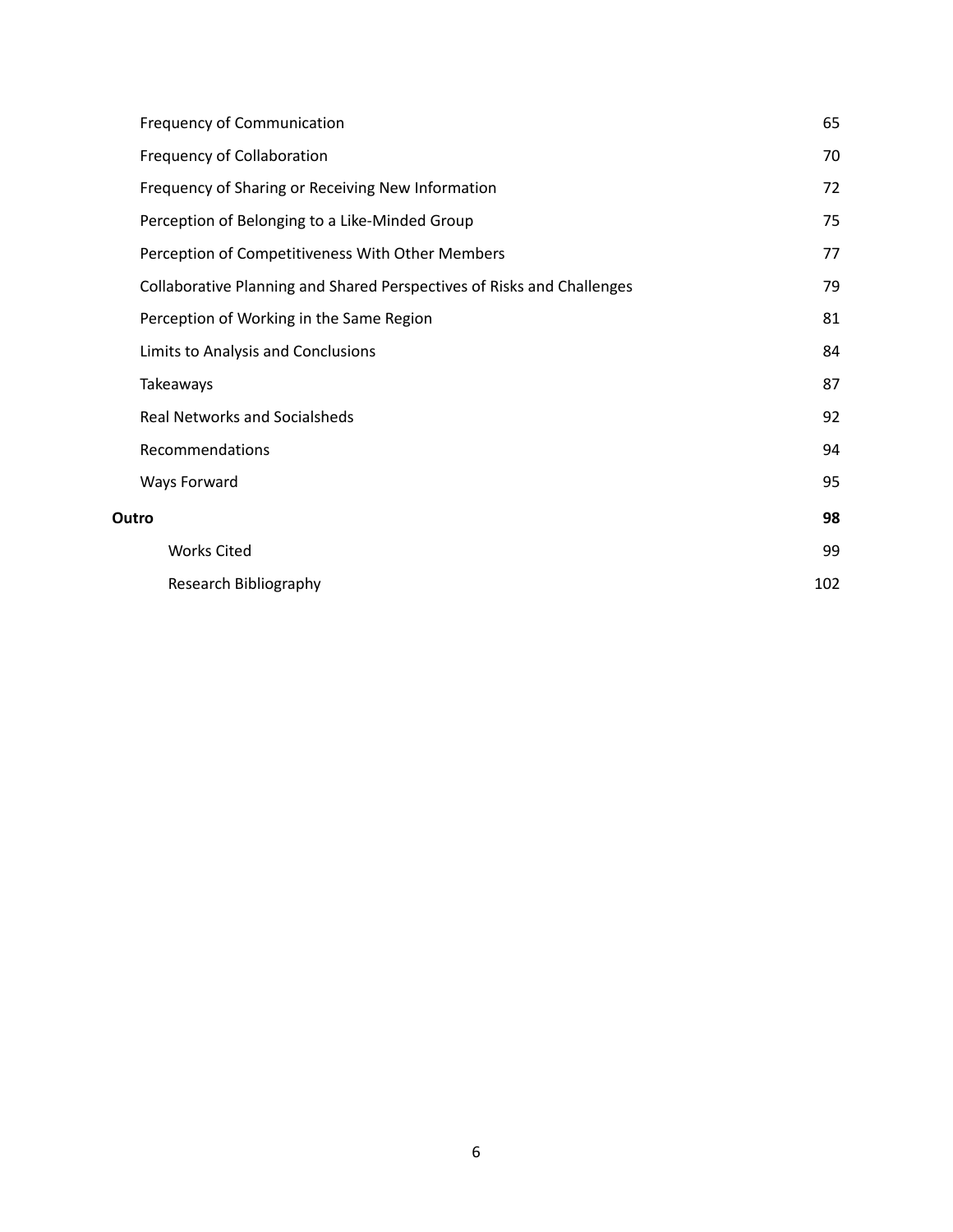Frequency of Communication 65

Frequency of Collaboration 70

Frequency of Sharing or Receiving New Information 72

Perception of Belonging to a Like-Minded Group 75

Perception of Competitiveness With Other Members 77

Collaborative Planning and Shared Perspectives of Risks and Challenges 79

Perception of Working in the Same Region 81

Limits to Analysis and Conclusions 84

Takeaways 87

Real Networks and Socialsheds 92

Recommendations 94

Ways Forward 95

**Outro** **98**

Works Cited 99

Research Bibliography 102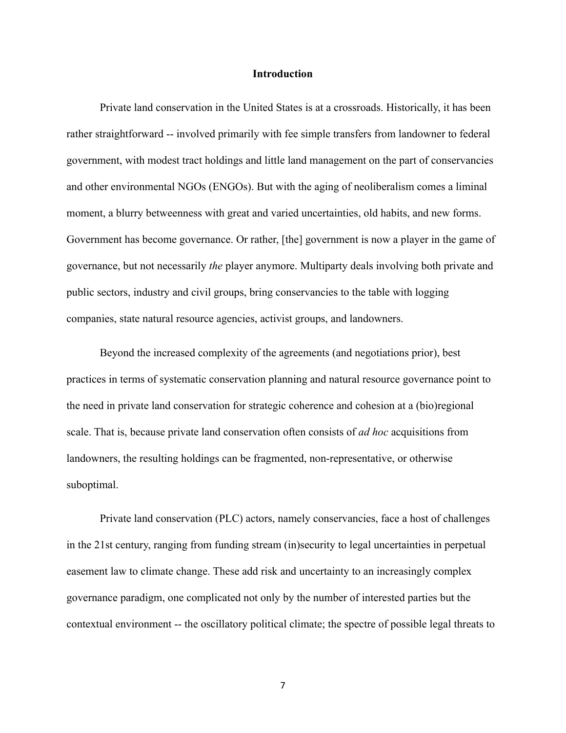# Introduction

Private land conservation in the United States is at a crossroads. Historically, it has been rather straightforward -- involved primarily with fee simple transfers from landowner to federal government, with modest tract holdings and little land management on the part of conservancies and other environmental NGOs (ENGOs). But with the aging of neoliberalism comes a liminal moment, a blurry betweenness with great and varied uncertainties, old habits, and new forms. Government has become governance. Or rather, [the] government is now a player in the game of governance, but not necessarily *the* player anymore. Multiparty deals involving both private and public sectors, industry and civil groups, bring conservancies to the table with logging companies, state natural resource agencies, activist groups, and landowners.

Beyond the increased complexity of the agreements (and negotiations prior), best practices in terms of systematic conservation planning and natural resource governance point to the need in private land conservation for strategic coherence and cohesion at a (bio)regional scale. That is, because private land conservation often consists of *ad hoc* acquisitions from landowners, the resulting holdings can be fragmented, non-representative, or otherwise suboptimal.

Private land conservation (PLC) actors, namely conservancies, face a host of challenges in the 21st century, ranging from funding stream (in)security to legal uncertainties in perpetual easement law to climate change. These add risk and uncertainty to an increasingly complex governance paradigm, one complicated not only by the number of interested parties but the contextual environment -- the oscillatory political climate; the spectre of possible legal threats to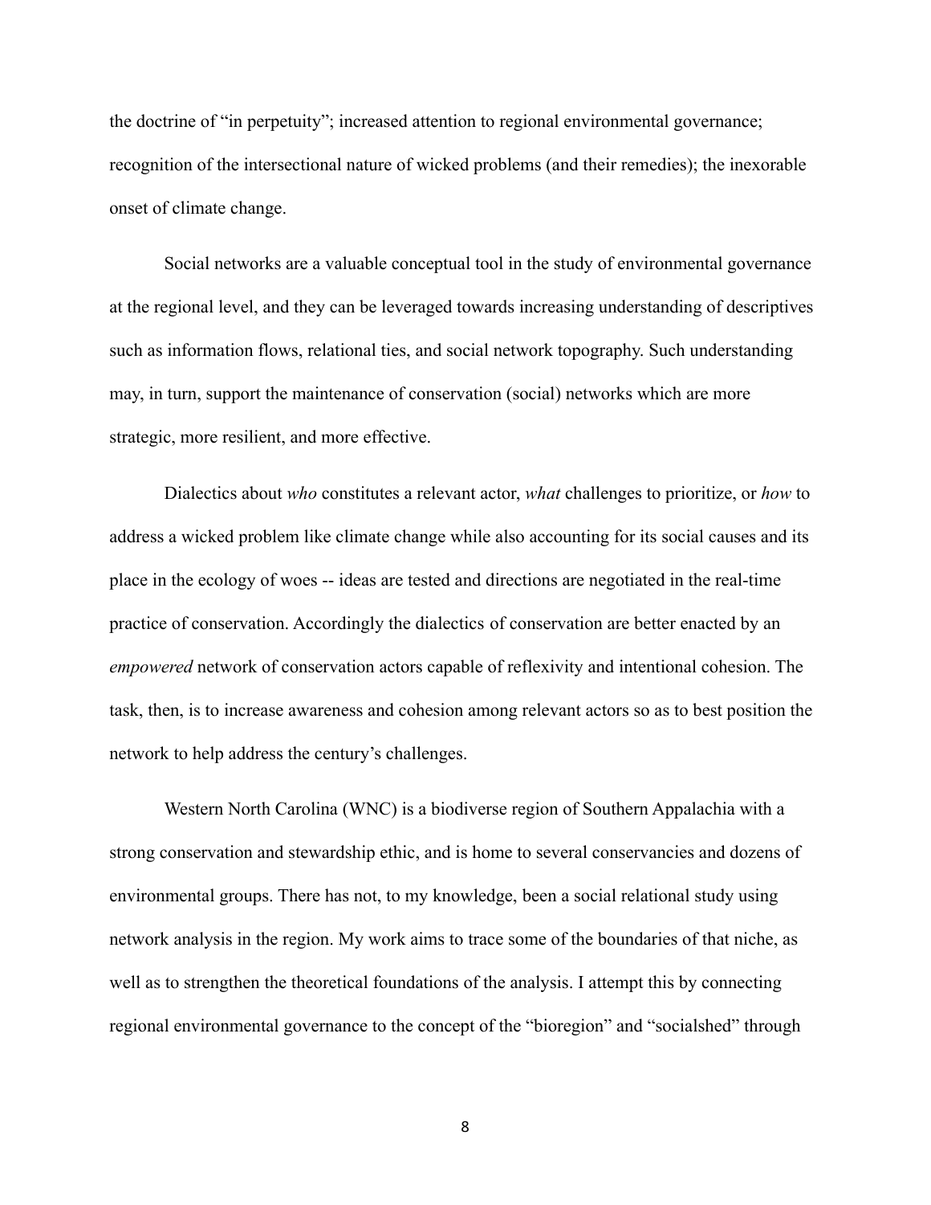the doctrine of "in perpetuity"; increased attention to regional environmental governance; recognition of the intersectional nature of wicked problems (and their remedies); the inexorable onset of climate change.

Social networks are a valuable conceptual tool in the study of environmental governance at the regional level, and they can be leveraged towards increasing understanding of descriptives such as information flows, relational ties, and social network topography. Such understanding may, in turn, support the maintenance of conservation (social) networks which are more strategic, more resilient, and more effective.

Dialectics about *who* constitutes a relevant actor, *what* challenges to prioritize, or *how* to address a wicked problem like climate change while also accounting for its social causes and its place in the ecology of woes -- ideas are tested and directions are negotiated in the real-time practice of conservation. Accordingly the dialectics of conservation are better enacted by an *empowered* network of conservation actors capable of reflexivity and intentional cohesion. The task, then, is to increase awareness and cohesion among relevant actors so as to best position the network to help address the century's challenges.

Western North Carolina (WNC) is a biodiverse region of Southern Appalachia with a strong conservation and stewardship ethic, and is home to several conservancies and dozens of environmental groups. There has not, to my knowledge, been a social relational study using network analysis in the region. My work aims to trace some of the boundaries of that niche, as well as to strengthen the theoretical foundations of the analysis. I attempt this by connecting regional environmental governance to the concept of the "bioregion" and "socialshed" through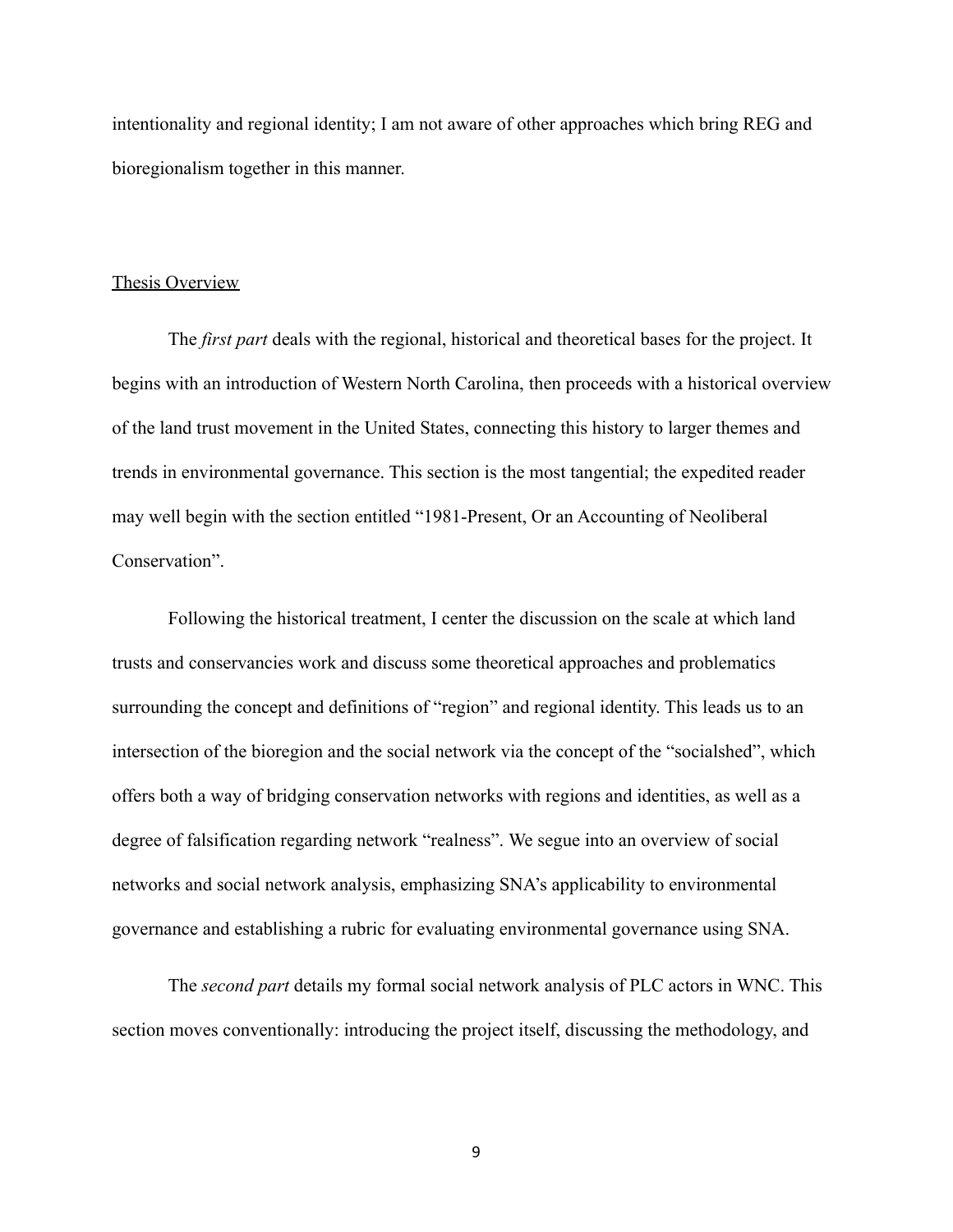intentionality and regional identity; I am not aware of other approaches which bring REG and bioregionalism together in this manner.

## Thesis Overview

The *first part* deals with the regional, historical and theoretical bases for the project. It begins with an introduction of Western North Carolina, then proceeds with a historical overview of the land trust movement in the United States, connecting this history to larger themes and trends in environmental governance. This section is the most tangential; the expedited reader may well begin with the section entitled "1981-Present, Or an Accounting of Neoliberal Conservation".

Following the historical treatment, I center the discussion on the scale at which land trusts and conservancies work and discuss some theoretical approaches and problematics surrounding the concept and definitions of "region" and regional identity. This leads us to an intersection of the bioregion and the social network via the concept of the "socialshed", which offers both a way of bridging conservation networks with regions and identities, as well as a degree of falsification regarding network "realness". We segue into an overview of social networks and social network analysis, emphasizing SNA's applicability to environmental governance and establishing a rubric for evaluating environmental governance using SNA.

The *second part* details my formal social network analysis of PLC actors in WNC. This section moves conventionally: introducing the project itself, discussing the methodology, and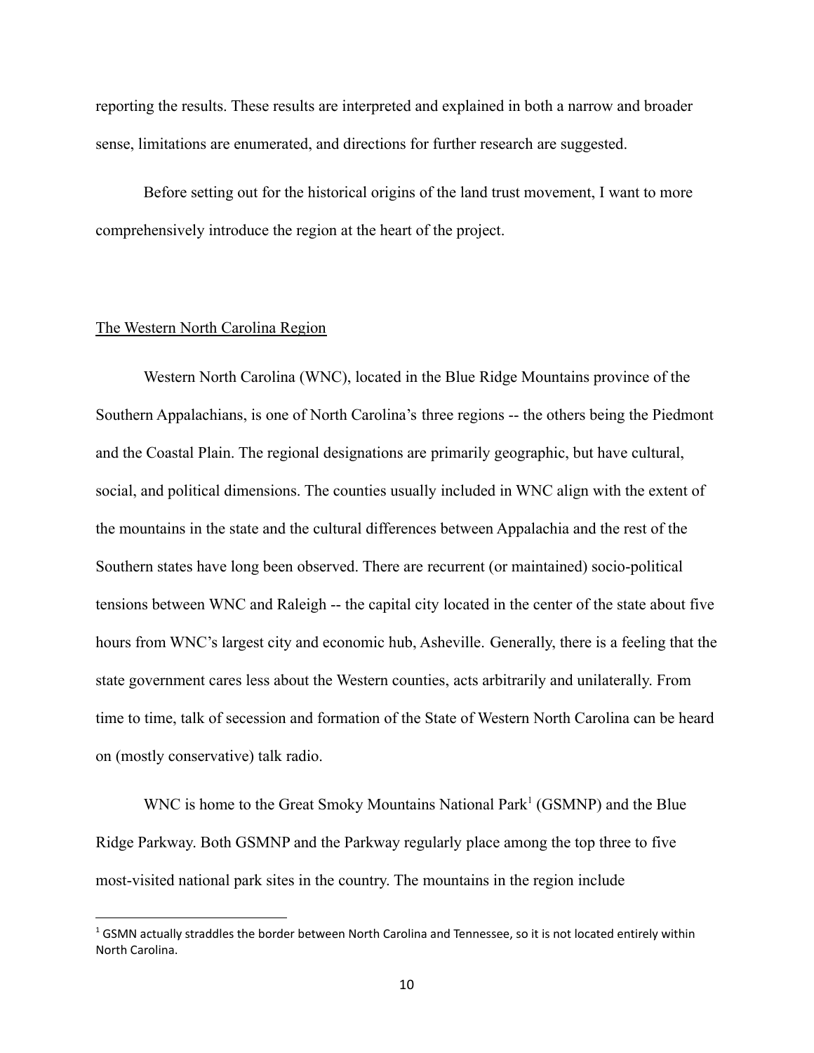reporting the results. These results are interpreted and explained in both a narrow and broader sense, limitations are enumerated, and directions for further research are suggested.

Before setting out for the historical origins of the land trust movement, I want to more comprehensively introduce the region at the heart of the project.

## The Western North Carolina Region

Western North Carolina (WNC), located in the Blue Ridge Mountains province of the Southern Appalachians, is one of North Carolina's three regions -- the others being the Piedmont and the Coastal Plain. The regional designations are primarily geographic, but have cultural, social, and political dimensions. The counties usually included in WNC align with the extent of the mountains in the state and the cultural differences between Appalachia and the rest of the Southern states have long been observed. There are recurrent (or maintained) socio-political tensions between WNC and Raleigh -- the capital city located in the center of the state about five hours from WNC's largest city and economic hub, Asheville. Generally, there is a feeling that the state government cares less about the Western counties, acts arbitrarily and unilaterally. From time to time, talk of secession and formation of the State of Western North Carolina can be heard on (mostly conservative) talk radio.

WNC is home to the Great Smoky Mountains National Park[1] (GSMNP) and the Blue Ridge Parkway. Both GSMNP and the Parkway regularly place among the top three to five most-visited national park sites in the country. The mountains in the region include

[1] GSMN actually straddles the border between North Carolina and Tennessee, so it is not located entirely within North Carolina.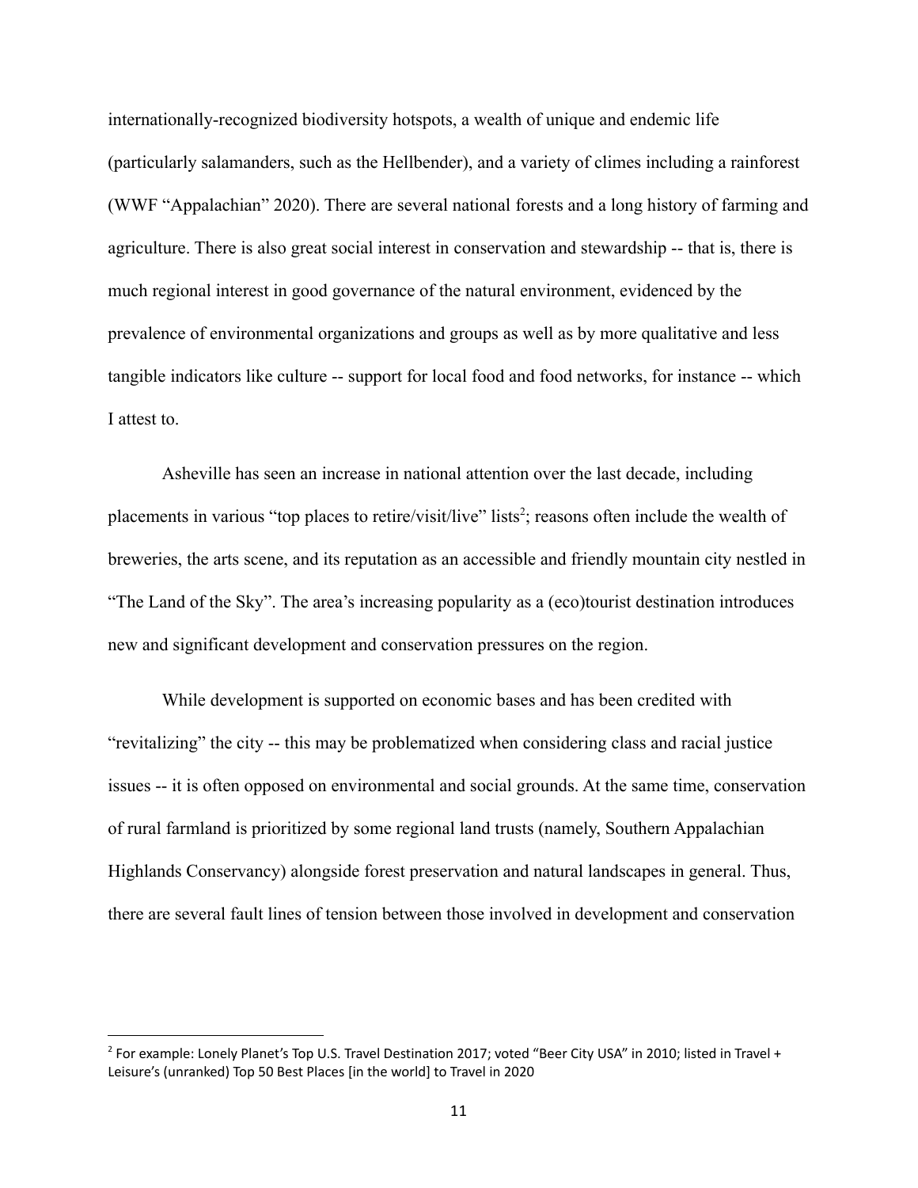internationally-recognized biodiversity hotspots, a wealth of unique and endemic life (particularly salamanders, such as the Hellbender), and a variety of climes including a rainforest (WWF "Appalachian" 2020). There are several national forests and a long history of farming and agriculture. There is also great social interest in conservation and stewardship -- that is, there is much regional interest in good governance of the natural environment, evidenced by the prevalence of environmental organizations and groups as well as by more qualitative and less tangible indicators like culture -- support for local food and food networks, for instance -- which I attest to.

Asheville has seen an increase in national attention over the last decade, including placements in various "top places to retire/visit/live" lists[2]; reasons often include the wealth of breweries, the arts scene, and its reputation as an accessible and friendly mountain city nestled in "The Land of the Sky". The area's increasing popularity as a (eco)tourist destination introduces new and significant development and conservation pressures on the region.

While development is supported on economic bases and has been credited with "revitalizing" the city -- this may be problematized when considering class and racial justice issues -- it is often opposed on environmental and social grounds. At the same time, conservation of rural farmland is prioritized by some regional land trusts (namely, Southern Appalachian Highlands Conservancy) alongside forest preservation and natural landscapes in general. Thus, there are several fault lines of tension between those involved in development and conservation

---

[2] For example: Lonely Planet's Top U.S. Travel Destination 2017; voted "Beer City USA" in 2010; listed in Travel + Leisure's (unranked) Top 50 Best Places [in the world] to Travel in 2020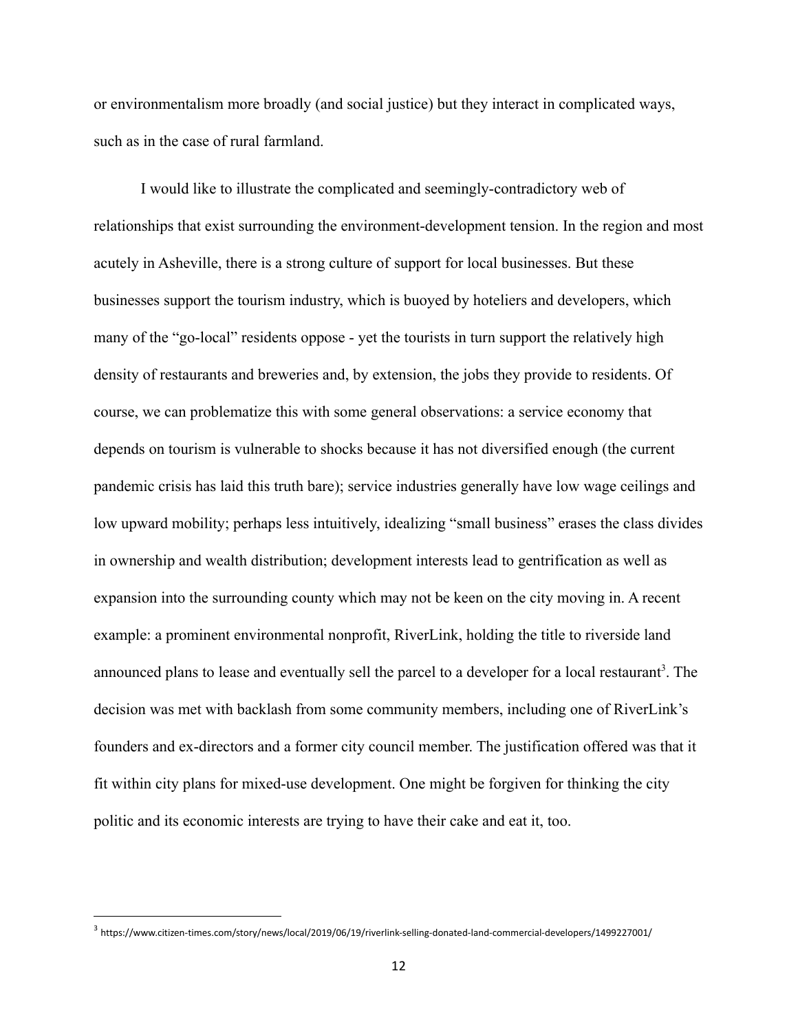or environmentalism more broadly (and social justice) but they interact in complicated ways, such as in the case of rural farmland.

I would like to illustrate the complicated and seemingly-contradictory web of relationships that exist surrounding the environment-development tension. In the region and most acutely in Asheville, there is a strong culture of support for local businesses. But these businesses support the tourism industry, which is buoyed by hoteliers and developers, which many of the "go-local" residents oppose - yet the tourists in turn support the relatively high density of restaurants and breweries and, by extension, the jobs they provide to residents. Of course, we can problematize this with some general observations: a service economy that depends on tourism is vulnerable to shocks because it has not diversified enough (the current pandemic crisis has laid this truth bare); service industries generally have low wage ceilings and low upward mobility; perhaps less intuitively, idealizing "small business" erases the class divides in ownership and wealth distribution; development interests lead to gentrification as well as expansion into the surrounding county which may not be keen on the city moving in. A recent example: a prominent environmental nonprofit, RiverLink, holding the title to riverside land announced plans to lease and eventually sell the parcel to a developer for a local restaurant[3]. The decision was met with backlash from some community members, including one of RiverLink's founders and ex-directors and a former city council member. The justification offered was that it fit within city plans for mixed-use development. One might be forgiven for thinking the city politic and its economic interests are trying to have their cake and eat it, too.

[3] https://www.citizen-times.com/story/news/local/2019/06/19/riverlink-selling-donated-land-commercial-developers/1499227001/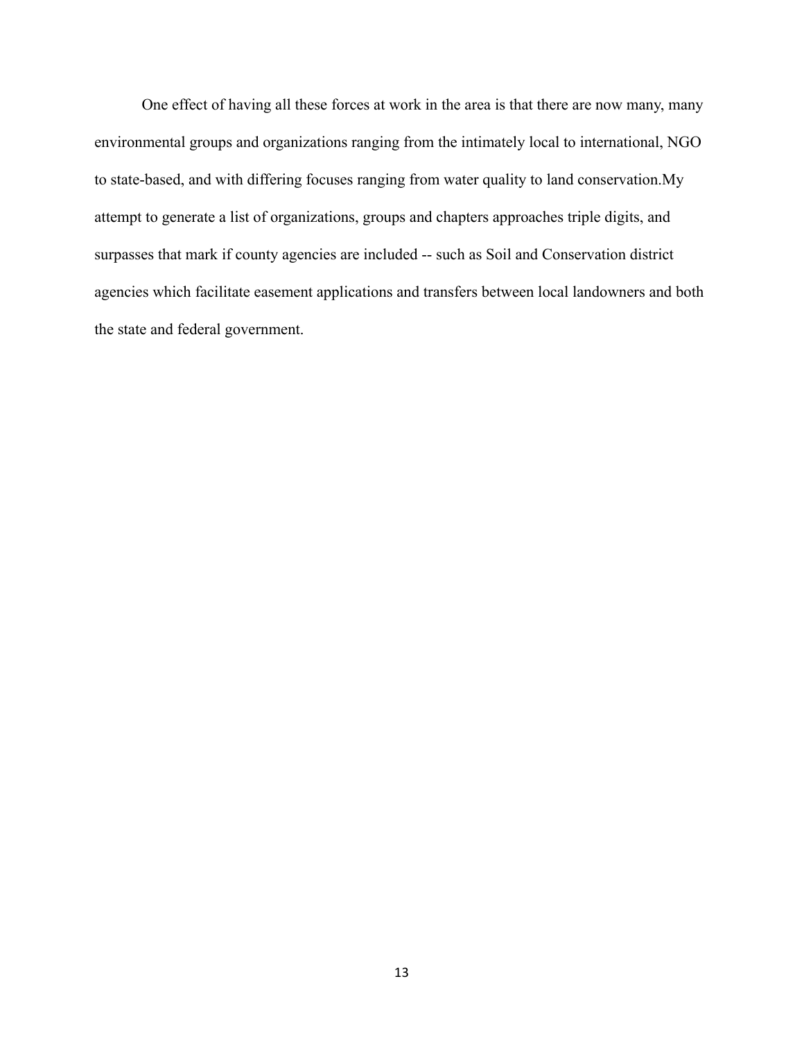One effect of having all these forces at work in the area is that there are now many, many environmental groups and organizations ranging from the intimately local to international, NGO to state-based, and with differing focuses ranging from water quality to land conservation.My attempt to generate a list of organizations, groups and chapters approaches triple digits, and surpasses that mark if county agencies are included -- such as Soil and Conservation district agencies which facilitate easement applications and transfers between local landowners and both the state and federal government.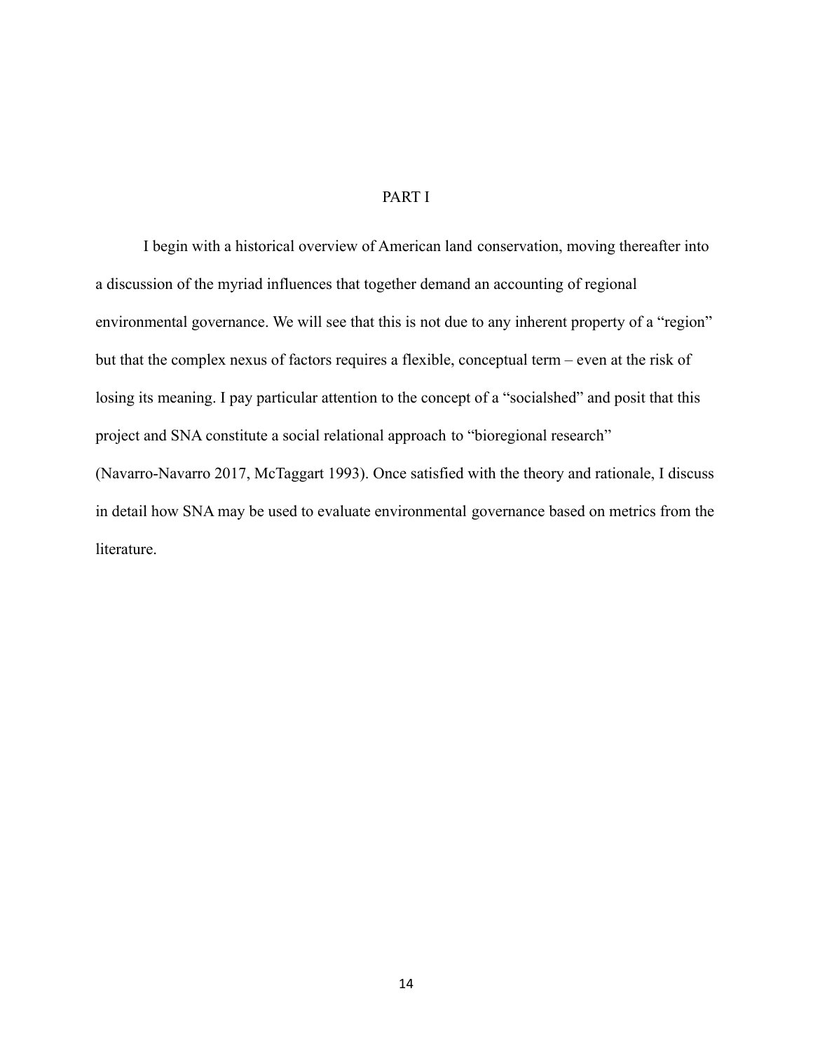# PART I

I begin with a historical overview of American land conservation, moving thereafter into a discussion of the myriad influences that together demand an accounting of regional environmental governance. We will see that this is not due to any inherent property of a "region" but that the complex nexus of factors requires a flexible, conceptual term – even at the risk of losing its meaning. I pay particular attention to the concept of a "socialshed" and posit that this project and SNA constitute a social relational approach to "bioregional research" (Navarro-Navarro 2017, McTaggart 1993). Once satisfied with the theory and rationale, I discuss in detail how SNA may be used to evaluate environmental governance based on metrics from the literature.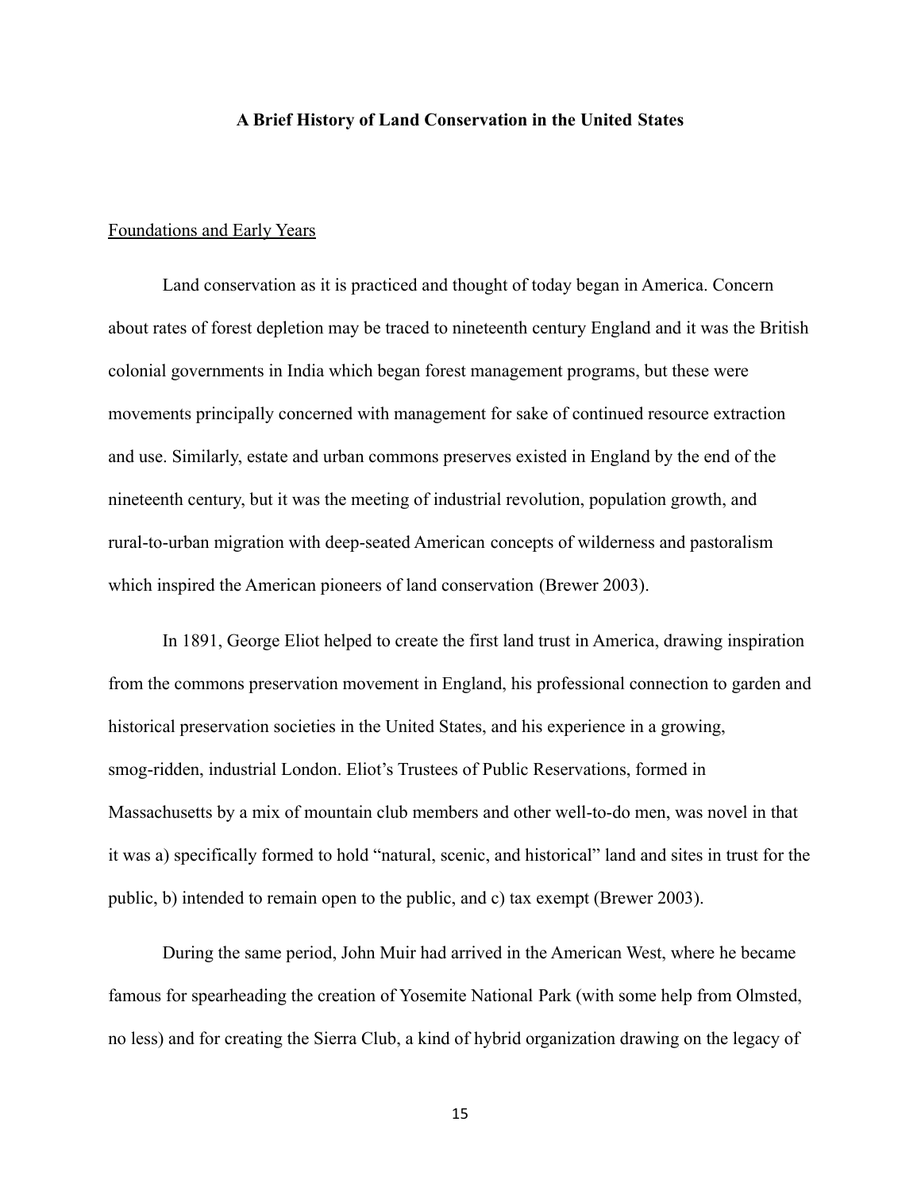**A Brief History of Land Conservation in the United States**

Foundations and Early Years

Land conservation as it is practiced and thought of today began in America. Concern about rates of forest depletion may be traced to nineteenth century England and it was the British colonial governments in India which began forest management programs, but these were movements principally concerned with management for sake of continued resource extraction and use. Similarly, estate and urban commons preserves existed in England by the end of the nineteenth century, but it was the meeting of industrial revolution, population growth, and rural-to-urban migration with deep-seated American concepts of wilderness and pastoralism which inspired the American pioneers of land conservation (Brewer 2003).

In 1891, George Eliot helped to create the first land trust in America, drawing inspiration from the commons preservation movement in England, his professional connection to garden and historical preservation societies in the United States, and his experience in a growing, smog-ridden, industrial London. Eliot's Trustees of Public Reservations, formed in Massachusetts by a mix of mountain club members and other well-to-do men, was novel in that it was a) specifically formed to hold "natural, scenic, and historical" land and sites in trust for the public, b) intended to remain open to the public, and c) tax exempt (Brewer 2003).

During the same period, John Muir had arrived in the American West, where he became famous for spearheading the creation of Yosemite National Park (with some help from Olmsted, no less) and for creating the Sierra Club, a kind of hybrid organization drawing on the legacy of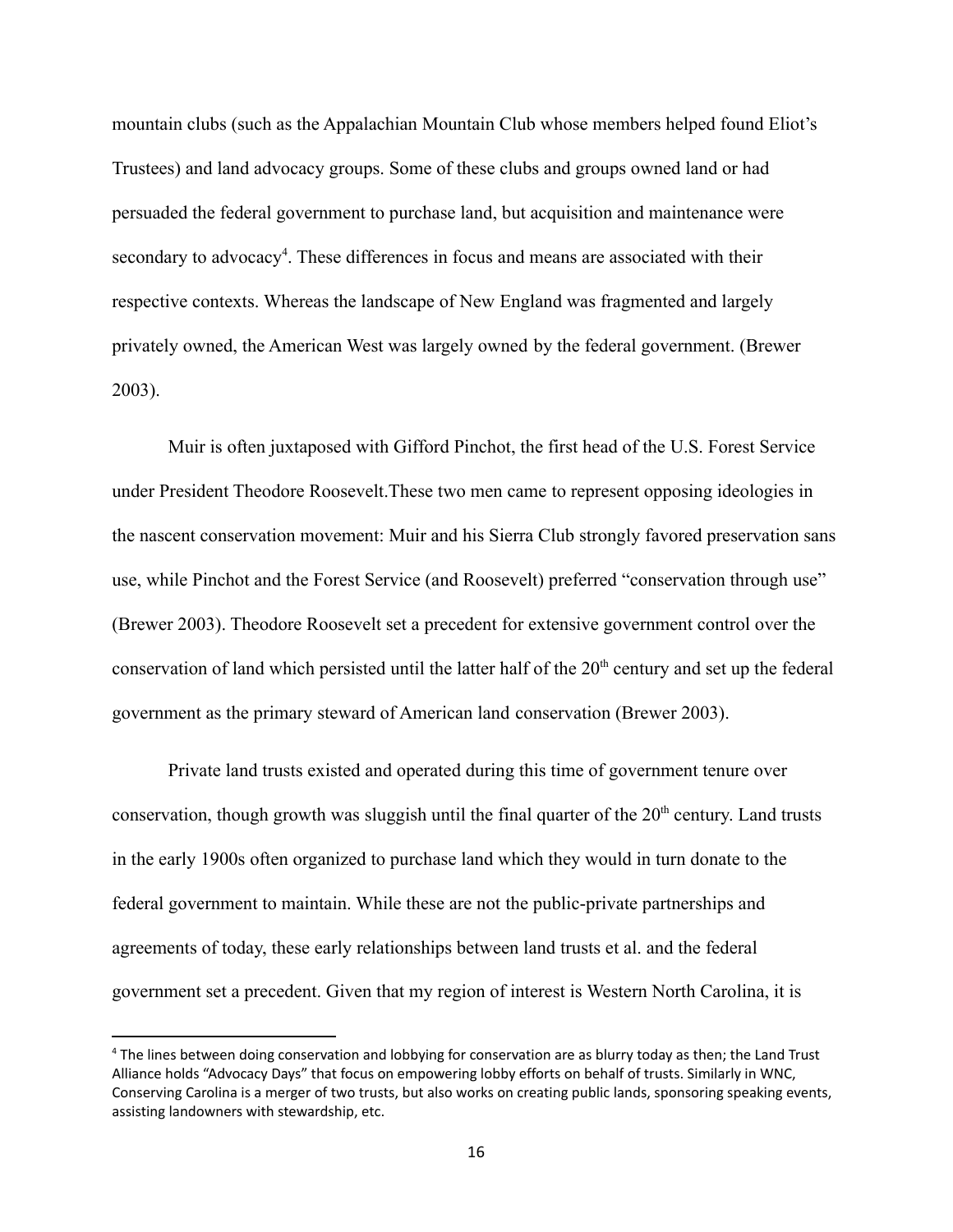mountain clubs (such as the Appalachian Mountain Club whose members helped found Eliot's Trustees) and land advocacy groups. Some of these clubs and groups owned land or had persuaded the federal government to purchase land, but acquisition and maintenance were secondary to advocacy[4]. These differences in focus and means are associated with their respective contexts. Whereas the landscape of New England was fragmented and largely privately owned, the American West was largely owned by the federal government. (Brewer 2003).

Muir is often juxtaposed with Gifford Pinchot, the first head of the U.S. Forest Service under President Theodore Roosevelt.These two men came to represent opposing ideologies in the nascent conservation movement: Muir and his Sierra Club strongly favored preservation sans use, while Pinchot and the Forest Service (and Roosevelt) preferred "conservation through use" (Brewer 2003). Theodore Roosevelt set a precedent for extensive government control over the conservation of land which persisted until the latter half of the 20th century and set up the federal government as the primary steward of American land conservation (Brewer 2003).

Private land trusts existed and operated during this time of government tenure over conservation, though growth was sluggish until the final quarter of the 20th century. Land trusts in the early 1900s often organized to purchase land which they would in turn donate to the federal government to maintain. While these are not the public-private partnerships and agreements of today, these early relationships between land trusts et al. and the federal government set a precedent. Given that my region of interest is Western North Carolina, it is

[4] The lines between doing conservation and lobbying for conservation are as blurry today as then; the Land Trust Alliance holds "Advocacy Days" that focus on empowering lobby efforts on behalf of trusts. Similarly in WNC, Conserving Carolina is a merger of two trusts, but also works on creating public lands, sponsoring speaking events, assisting landowners with stewardship, etc.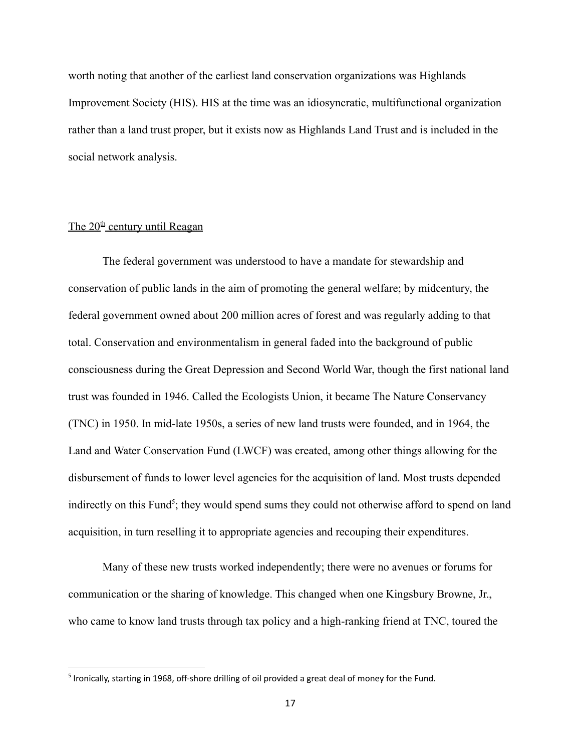worth noting that another of the earliest land conservation organizations was Highlands Improvement Society (HIS). HIS at the time was an idiosyncratic, multifunctional organization rather than a land trust proper, but it exists now as Highlands Land Trust and is included in the social network analysis.

## The 20th century until Reagan

The federal government was understood to have a mandate for stewardship and conservation of public lands in the aim of promoting the general welfare; by midcentury, the federal government owned about 200 million acres of forest and was regularly adding to that total. Conservation and environmentalism in general faded into the background of public consciousness during the Great Depression and Second World War, though the first national land trust was founded in 1946. Called the Ecologists Union, it became The Nature Conservancy (TNC) in 1950. In mid-late 1950s, a series of new land trusts were founded, and in 1964, the Land and Water Conservation Fund (LWCF) was created, among other things allowing for the disbursement of funds to lower level agencies for the acquisition of land. Most trusts depended indirectly on this Fund[5]; they would spend sums they could not otherwise afford to spend on land acquisition, in turn reselling it to appropriate agencies and recouping their expenditures.

Many of these new trusts worked independently; there were no avenues or forums for communication or the sharing of knowledge. This changed when one Kingsbury Browne, Jr., who came to know land trusts through tax policy and a high-ranking friend at TNC, toured the

[5] Ironically, starting in 1968, off-shore drilling of oil provided a great deal of money for the Fund.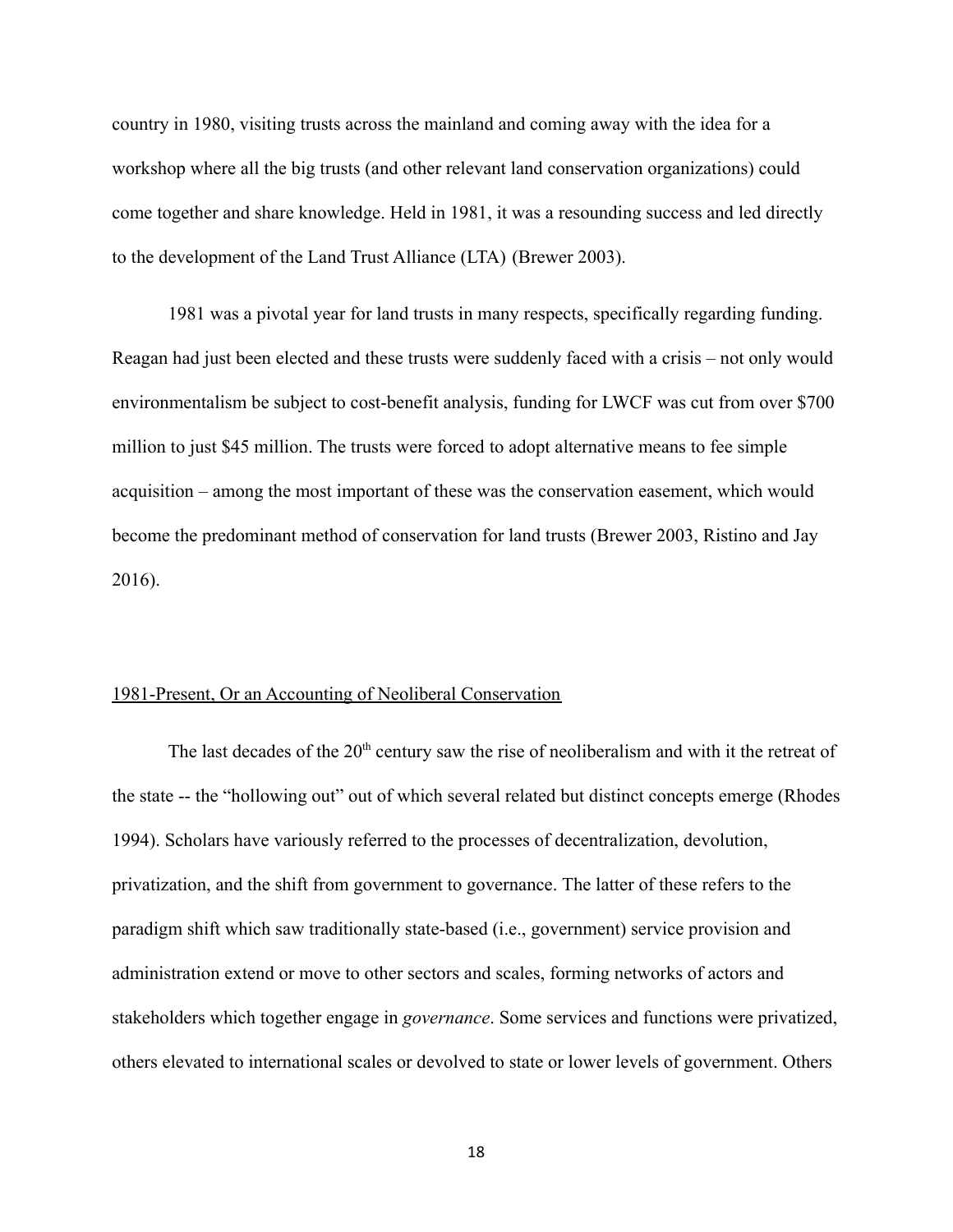country in 1980, visiting trusts across the mainland and coming away with the idea for a workshop where all the big trusts (and other relevant land conservation organizations) could come together and share knowledge. Held in 1981, it was a resounding success and led directly to the development of the Land Trust Alliance (LTA) (Brewer 2003).

1981 was a pivotal year for land trusts in many respects, specifically regarding funding. Reagan had just been elected and these trusts were suddenly faced with a crisis – not only would environmentalism be subject to cost-benefit analysis, funding for LWCF was cut from over $700 million to just $45 million. The trusts were forced to adopt alternative means to fee simple acquisition – among the most important of these was the conservation easement, which would become the predominant method of conservation for land trusts (Brewer 2003, Ristino and Jay 2016).

## 1981-Present, Or an Accounting of Neoliberal Conservation

The last decades of the 20th century saw the rise of neoliberalism and with it the retreat of the state -- the "hollowing out" out of which several related but distinct concepts emerge (Rhodes 1994). Scholars have variously referred to the processes of decentralization, devolution, privatization, and the shift from government to governance. The latter of these refers to the paradigm shift which saw traditionally state-based (i.e., government) service provision and administration extend or move to other sectors and scales, forming networks of actors and stakeholders which together engage in *governance*. Some services and functions were privatized, others elevated to international scales or devolved to state or lower levels of government. Others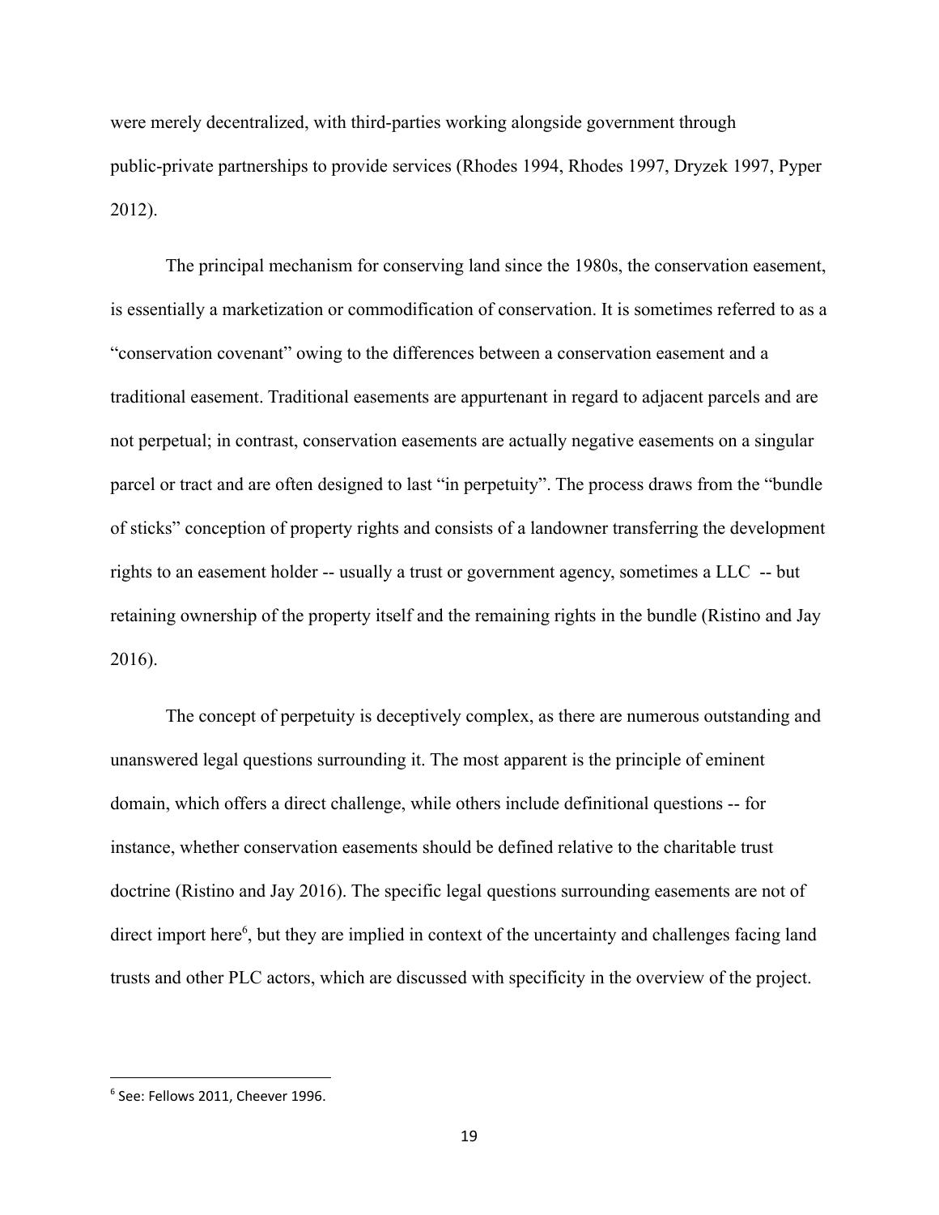were merely decentralized, with third-parties working alongside government through public-private partnerships to provide services (Rhodes 1994, Rhodes 1997, Dryzek 1997, Pyper 2012).

The principal mechanism for conserving land since the 1980s, the conservation easement, is essentially a marketization or commodification of conservation. It is sometimes referred to as a "conservation covenant" owing to the differences between a conservation easement and a traditional easement. Traditional easements are appurtenant in regard to adjacent parcels and are not perpetual; in contrast, conservation easements are actually negative easements on a singular parcel or tract and are often designed to last "in perpetuity". The process draws from the "bundle of sticks" conception of property rights and consists of a landowner transferring the development rights to an easement holder -- usually a trust or government agency, sometimes a LLC -- but retaining ownership of the property itself and the remaining rights in the bundle (Ristino and Jay 2016).

The concept of perpetuity is deceptively complex, as there are numerous outstanding and unanswered legal questions surrounding it. The most apparent is the principle of eminent domain, which offers a direct challenge, while others include definitional questions -- for instance, whether conservation easements should be defined relative to the charitable trust doctrine (Ristino and Jay 2016). The specific legal questions surrounding easements are not of direct import here[6], but they are implied in context of the uncertainty and challenges facing land trusts and other PLC actors, which are discussed with specificity in the overview of the project.

---

[6] See: Fellows 2011, Cheever 1996.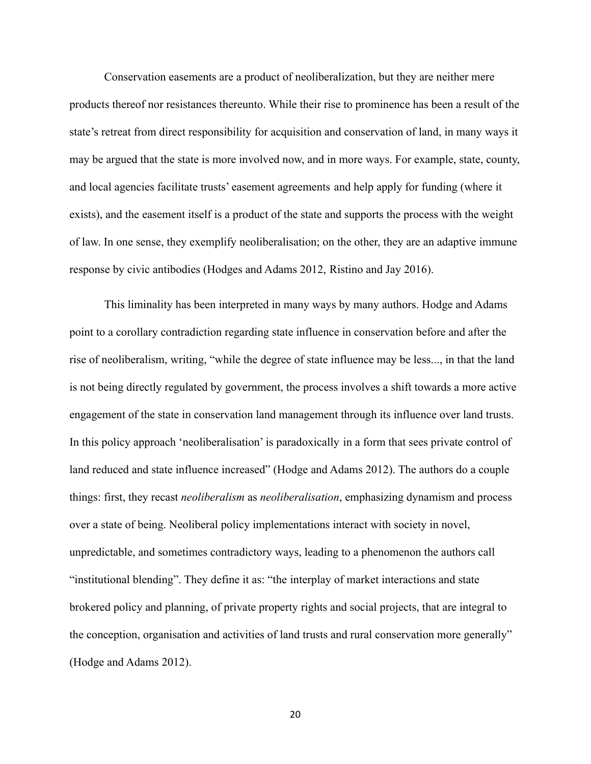Conservation easements are a product of neoliberalization, but they are neither mere products thereof nor resistances thereunto. While their rise to prominence has been a result of the state's retreat from direct responsibility for acquisition and conservation of land, in many ways it may be argued that the state is more involved now, and in more ways. For example, state, county, and local agencies facilitate trusts' easement agreements and help apply for funding (where it exists), and the easement itself is a product of the state and supports the process with the weight of law. In one sense, they exemplify neoliberalisation; on the other, they are an adaptive immune response by civic antibodies (Hodges and Adams 2012, Ristino and Jay 2016).

This liminality has been interpreted in many ways by many authors. Hodge and Adams point to a corollary contradiction regarding state influence in conservation before and after the rise of neoliberalism, writing, "while the degree of state influence may be less..., in that the land is not being directly regulated by government, the process involves a shift towards a more active engagement of the state in conservation land management through its influence over land trusts. In this policy approach 'neoliberalisation' is paradoxically in a form that sees private control of land reduced and state influence increased" (Hodge and Adams 2012). The authors do a couple things: first, they recast *neoliberalism* as *neoliberalisation*, emphasizing dynamism and process over a state of being. Neoliberal policy implementations interact with society in novel, unpredictable, and sometimes contradictory ways, leading to a phenomenon the authors call "institutional blending". They define it as: "the interplay of market interactions and state brokered policy and planning, of private property rights and social projects, that are integral to the conception, organisation and activities of land trusts and rural conservation more generally" (Hodge and Adams 2012).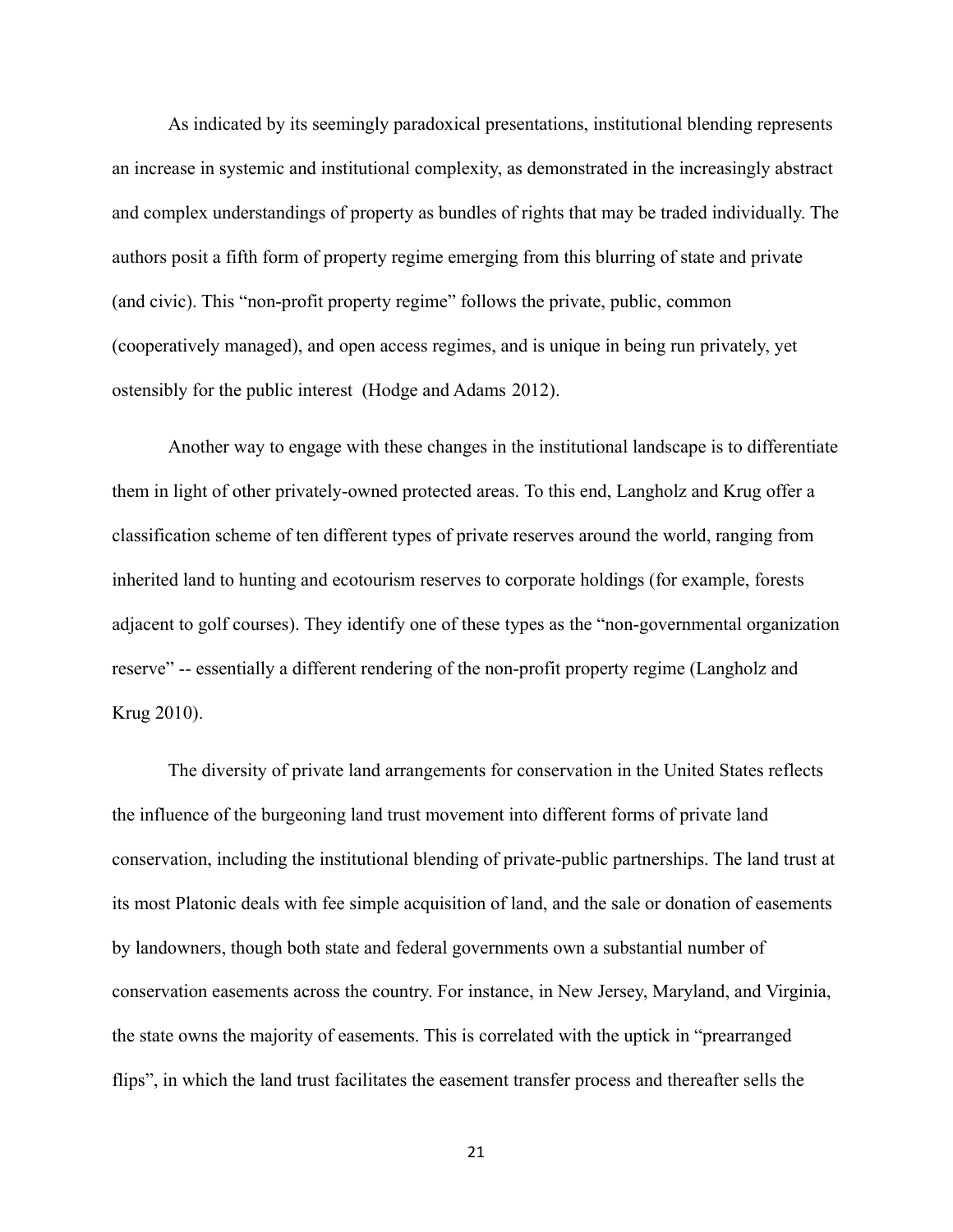As indicated by its seemingly paradoxical presentations, institutional blending represents an increase in systemic and institutional complexity, as demonstrated in the increasingly abstract and complex understandings of property as bundles of rights that may be traded individually. The authors posit a fifth form of property regime emerging from this blurring of state and private (and civic). This "non-profit property regime" follows the private, public, common (cooperatively managed), and open access regimes, and is unique in being run privately, yet ostensibly for the public interest (Hodge and Adams 2012).

Another way to engage with these changes in the institutional landscape is to differentiate them in light of other privately-owned protected areas. To this end, Langholz and Krug offer a classification scheme of ten different types of private reserves around the world, ranging from inherited land to hunting and ecotourism reserves to corporate holdings (for example, forests adjacent to golf courses). They identify one of these types as the "non-governmental organization reserve" -- essentially a different rendering of the non-profit property regime (Langholz and Krug 2010).

The diversity of private land arrangements for conservation in the United States reflects the influence of the burgeoning land trust movement into different forms of private land conservation, including the institutional blending of private-public partnerships. The land trust at its most Platonic deals with fee simple acquisition of land, and the sale or donation of easements by landowners, though both state and federal governments own a substantial number of conservation easements across the country. For instance, in New Jersey, Maryland, and Virginia, the state owns the majority of easements. This is correlated with the uptick in "prearranged flips", in which the land trust facilitates the easement transfer process and thereafter sells the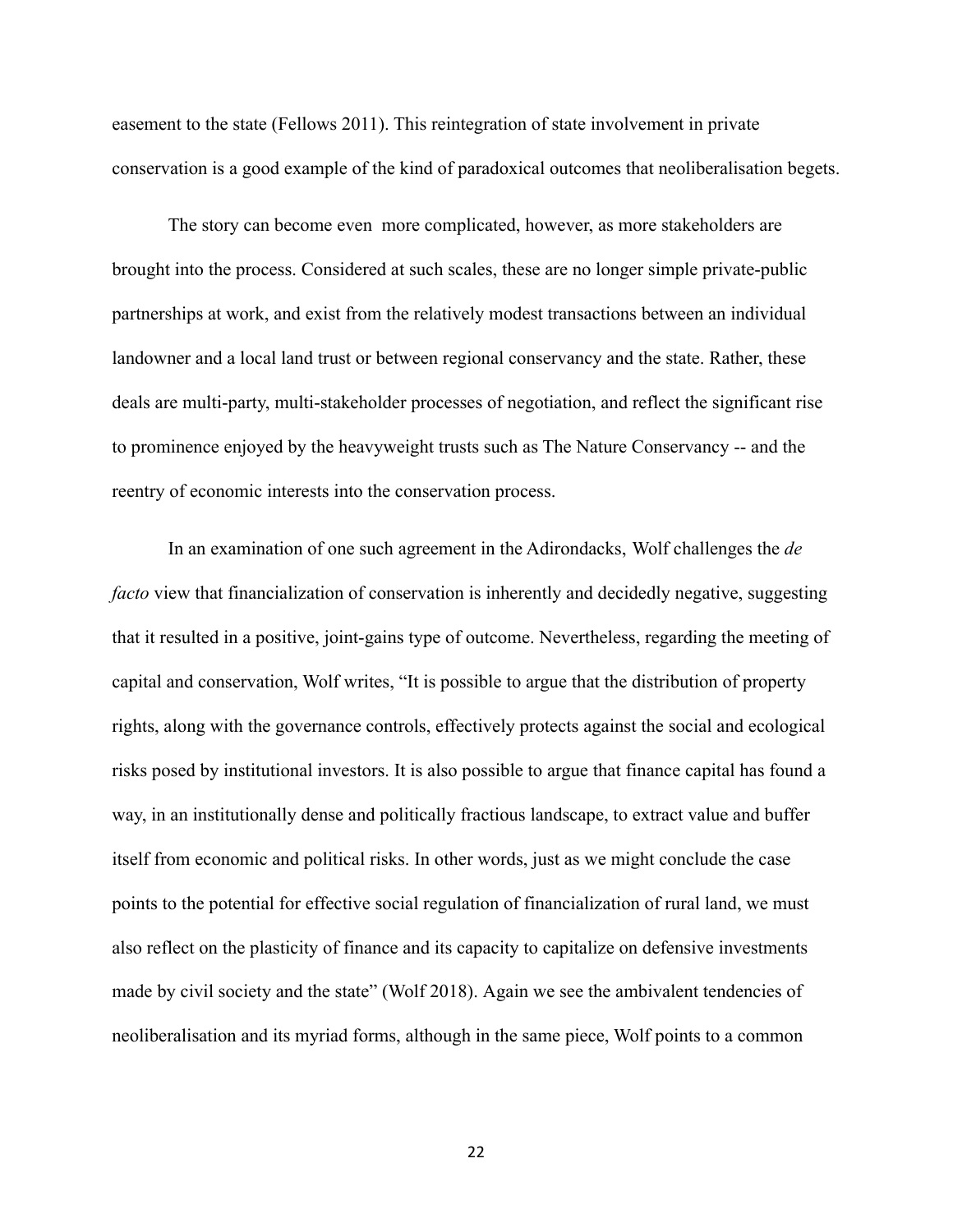easement to the state (Fellows 2011). This reintegration of state involvement in private conservation is a good example of the kind of paradoxical outcomes that neoliberalisation begets.

The story can become even  more complicated, however, as more stakeholders are brought into the process. Considered at such scales, these are no longer simple private-public partnerships at work, and exist from the relatively modest transactions between an individual landowner and a local land trust or between regional conservancy and the state. Rather, these deals are multi-party, multi-stakeholder processes of negotiation, and reflect the significant rise to prominence enjoyed by the heavyweight trusts such as The Nature Conservancy -- and the reentry of economic interests into the conservation process.

In an examination of one such agreement in the Adirondacks, Wolf challenges the *de facto* view that financialization of conservation is inherently and decidedly negative, suggesting that it resulted in a positive, joint-gains type of outcome. Nevertheless, regarding the meeting of capital and conservation, Wolf writes, "It is possible to argue that the distribution of property rights, along with the governance controls, effectively protects against the social and ecological risks posed by institutional investors. It is also possible to argue that finance capital has found a way, in an institutionally dense and politically fractious landscape, to extract value and buffer itself from economic and political risks. In other words, just as we might conclude the case points to the potential for effective social regulation of financialization of rural land, we must also reflect on the plasticity of finance and its capacity to capitalize on defensive investments made by civil society and the state" (Wolf 2018). Again we see the ambivalent tendencies of neoliberalisation and its myriad forms, although in the same piece, Wolf points to a common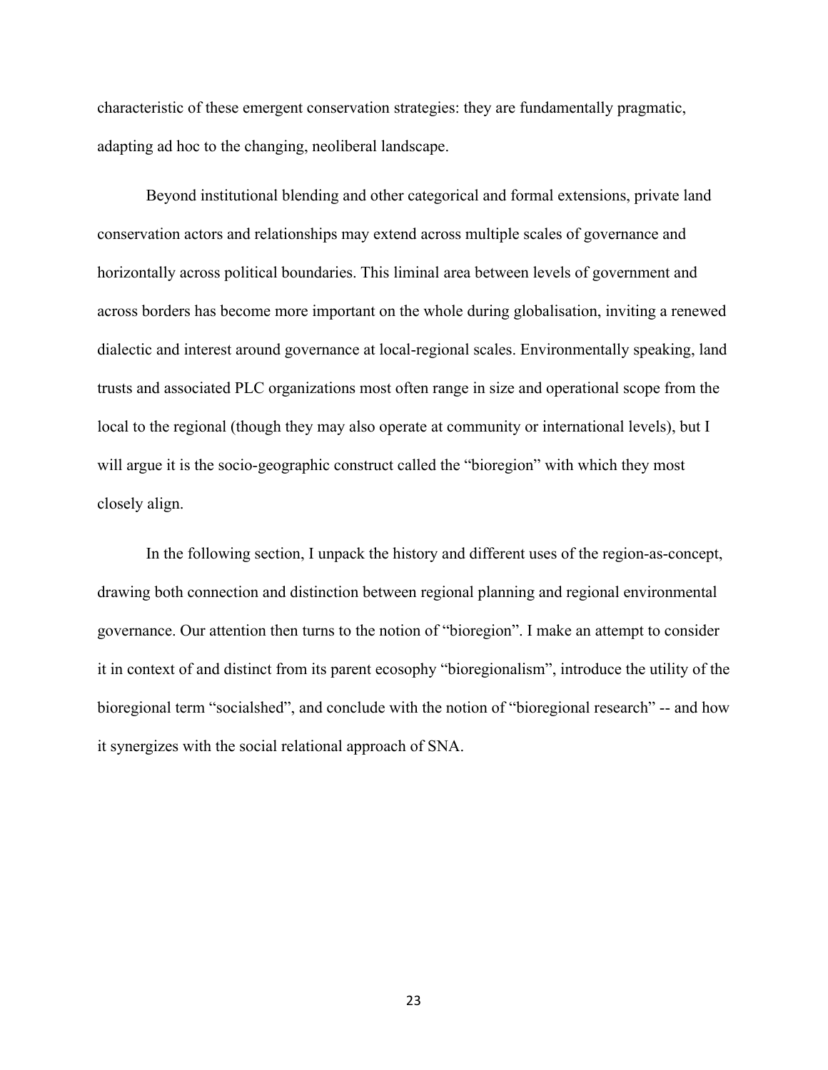characteristic of these emergent conservation strategies: they are fundamentally pragmatic, adapting ad hoc to the changing, neoliberal landscape.

Beyond institutional blending and other categorical and formal extensions, private land conservation actors and relationships may extend across multiple scales of governance and horizontally across political boundaries. This liminal area between levels of government and across borders has become more important on the whole during globalisation, inviting a renewed dialectic and interest around governance at local-regional scales. Environmentally speaking, land trusts and associated PLC organizations most often range in size and operational scope from the local to the regional (though they may also operate at community or international levels), but I will argue it is the socio-geographic construct called the "bioregion" with which they most closely align.

In the following section, I unpack the history and different uses of the region-as-concept, drawing both connection and distinction between regional planning and regional environmental governance. Our attention then turns to the notion of "bioregion". I make an attempt to consider it in context of and distinct from its parent ecosophy "bioregionalism", introduce the utility of the bioregional term "socialshed", and conclude with the notion of "bioregional research" -- and how it synergizes with the social relational approach of SNA.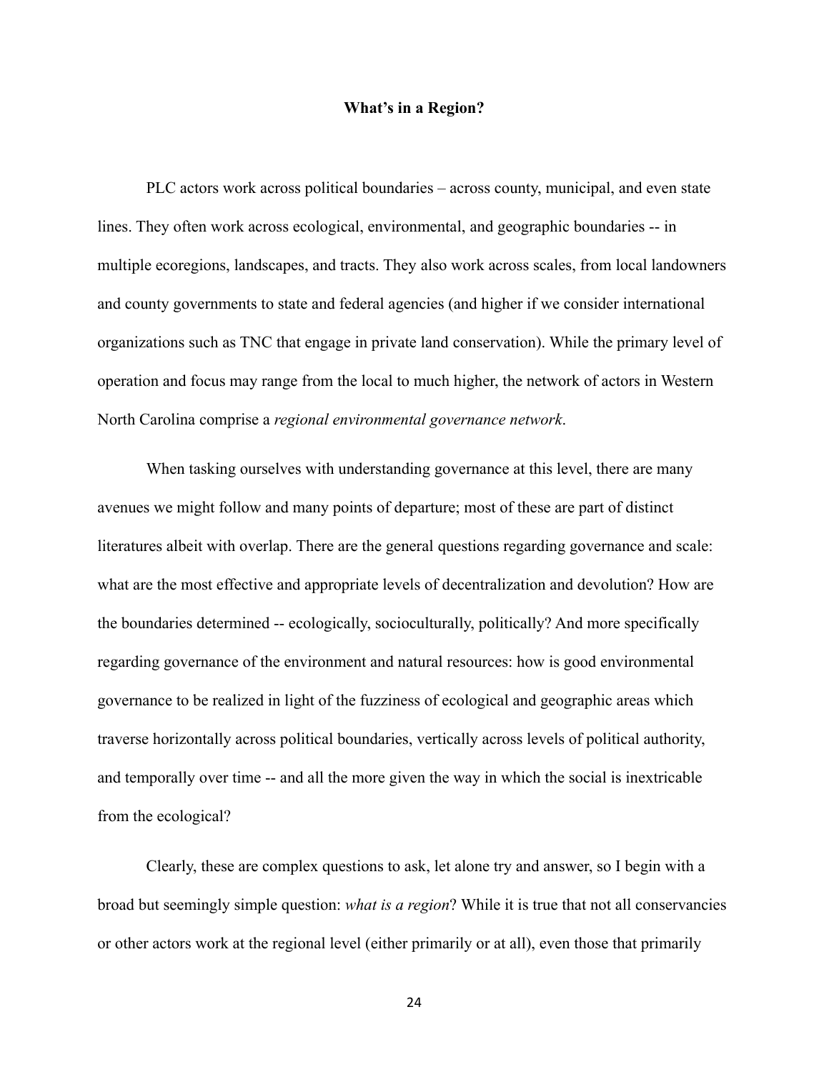## What's in a Region?

PLC actors work across political boundaries – across county, municipal, and even state lines. They often work across ecological, environmental, and geographic boundaries -- in multiple ecoregions, landscapes, and tracts. They also work across scales, from local landowners and county governments to state and federal agencies (and higher if we consider international organizations such as TNC that engage in private land conservation). While the primary level of operation and focus may range from the local to much higher, the network of actors in Western North Carolina comprise a *regional environmental governance network*.

When tasking ourselves with understanding governance at this level, there are many avenues we might follow and many points of departure; most of these are part of distinct literatures albeit with overlap. There are the general questions regarding governance and scale: what are the most effective and appropriate levels of decentralization and devolution? How are the boundaries determined -- ecologically, socioculturally, politically? And more specifically regarding governance of the environment and natural resources: how is good environmental governance to be realized in light of the fuzziness of ecological and geographic areas which traverse horizontally across political boundaries, vertically across levels of political authority, and temporally over time -- and all the more given the way in which the social is inextricable from the ecological?

Clearly, these are complex questions to ask, let alone try and answer, so I begin with a broad but seemingly simple question: *what is a region*? While it is true that not all conservancies or other actors work at the regional level (either primarily or at all), even those that primarily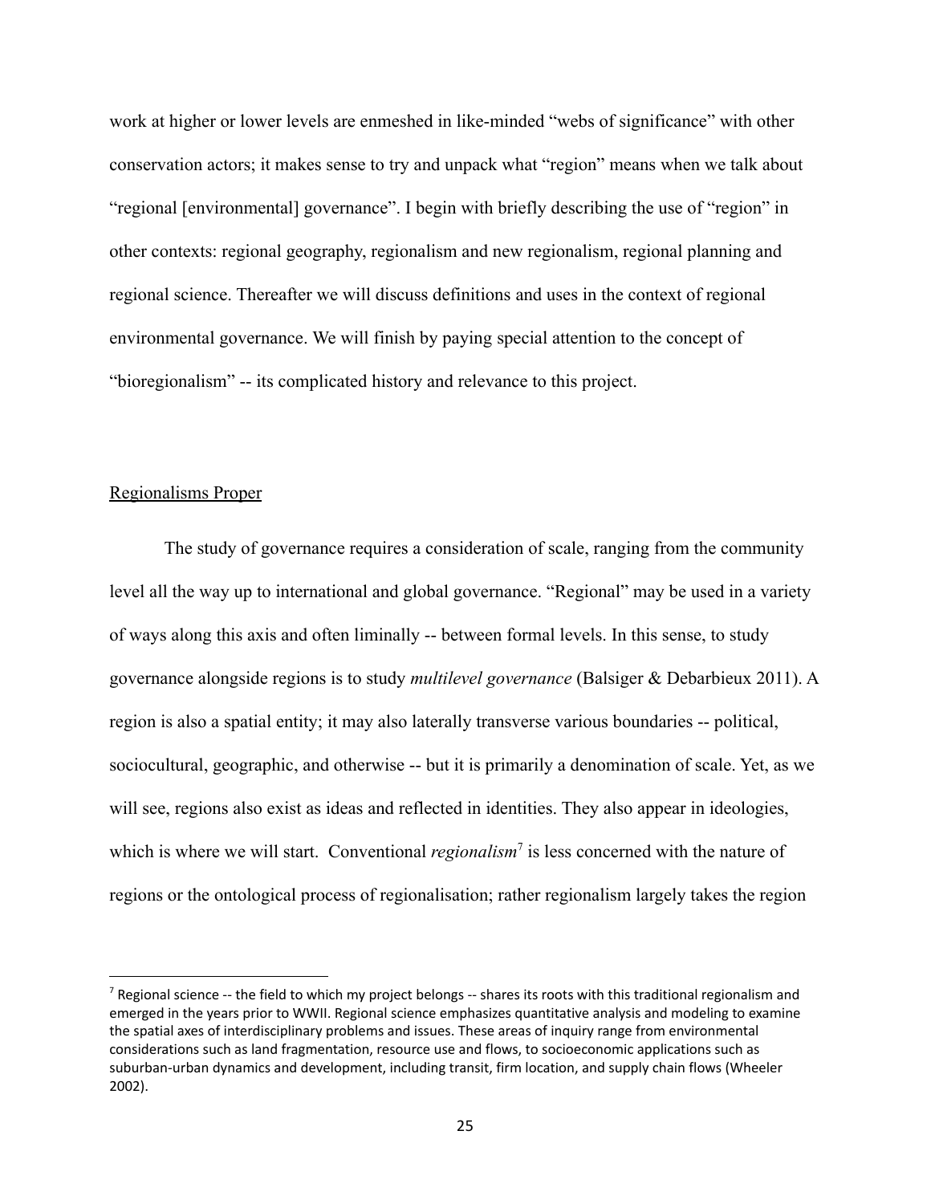work at higher or lower levels are enmeshed in like-minded "webs of significance" with other conservation actors; it makes sense to try and unpack what "region" means when we talk about "regional [environmental] governance". I begin with briefly describing the use of "region" in other contexts: regional geography, regionalism and new regionalism, regional planning and regional science. Thereafter we will discuss definitions and uses in the context of regional environmental governance. We will finish by paying special attention to the concept of "bioregionalism" -- its complicated history and relevance to this project.

<u>Regionalisms Proper</u>

The study of governance requires a consideration of scale, ranging from the community level all the way up to international and global governance. "Regional" may be used in a variety of ways along this axis and often liminally -- between formal levels. In this sense, to study governance alongside regions is to study *multilevel governance* (Balsiger & Debarbieux 2011). A region is also a spatial entity; it may also laterally transverse various boundaries -- political, sociocultural, geographic, and otherwise -- but it is primarily a denomination of scale. Yet, as we will see, regions also exist as ideas and reflected in identities. They also appear in ideologies, which is where we will start. Conventional *regionalism*[7] is less concerned with the nature of regions or the ontological process of regionalisation; rather regionalism largely takes the region

[7] Regional science -- the field to which my project belongs -- shares its roots with this traditional regionalism and emerged in the years prior to WWII. Regional science emphasizes quantitative analysis and modeling to examine the spatial axes of interdisciplinary problems and issues. These areas of inquiry range from environmental considerations such as land fragmentation, resource use and flows, to socioeconomic applications such as suburban-urban dynamics and development, including transit, firm location, and supply chain flows (Wheeler 2002).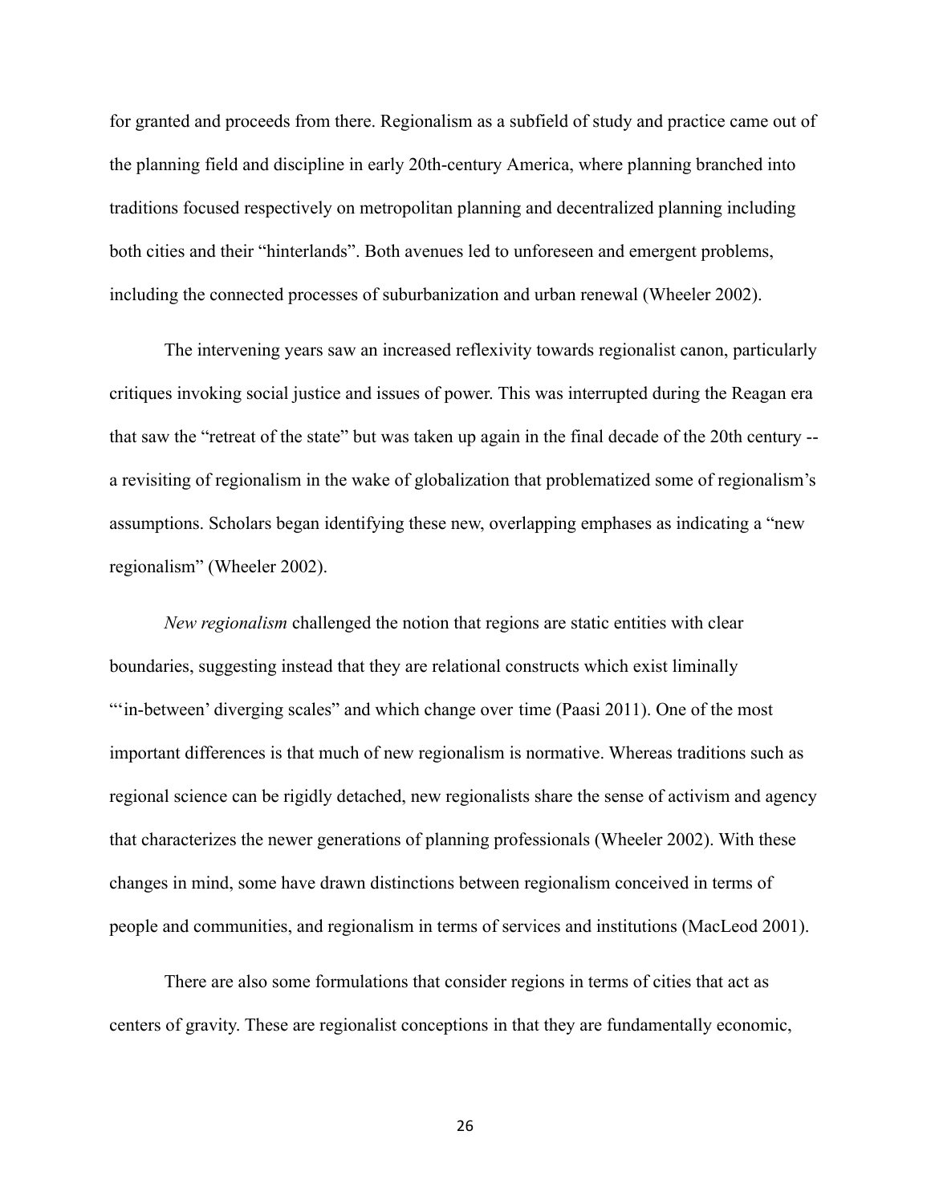for granted and proceeds from there. Regionalism as a subfield of study and practice came out of the planning field and discipline in early 20th-century America, where planning branched into traditions focused respectively on metropolitan planning and decentralized planning including both cities and their "hinterlands". Both avenues led to unforeseen and emergent problems, including the connected processes of suburbanization and urban renewal (Wheeler 2002).

The intervening years saw an increased reflexivity towards regionalist canon, particularly critiques invoking social justice and issues of power. This was interrupted during the Reagan era that saw the "retreat of the state" but was taken up again in the final decade of the 20th century -- a revisiting of regionalism in the wake of globalization that problematized some of regionalism's assumptions. Scholars began identifying these new, overlapping emphases as indicating a "new regionalism" (Wheeler 2002).

*New regionalism* challenged the notion that regions are static entities with clear boundaries, suggesting instead that they are relational constructs which exist liminally "'in-between' diverging scales" and which change over time (Paasi 2011). One of the most important differences is that much of new regionalism is normative. Whereas traditions such as regional science can be rigidly detached, new regionalists share the sense of activism and agency that characterizes the newer generations of planning professionals (Wheeler 2002). With these changes in mind, some have drawn distinctions between regionalism conceived in terms of people and communities, and regionalism in terms of services and institutions (MacLeod 2001).

There are also some formulations that consider regions in terms of cities that act as centers of gravity. These are regionalist conceptions in that they are fundamentally economic,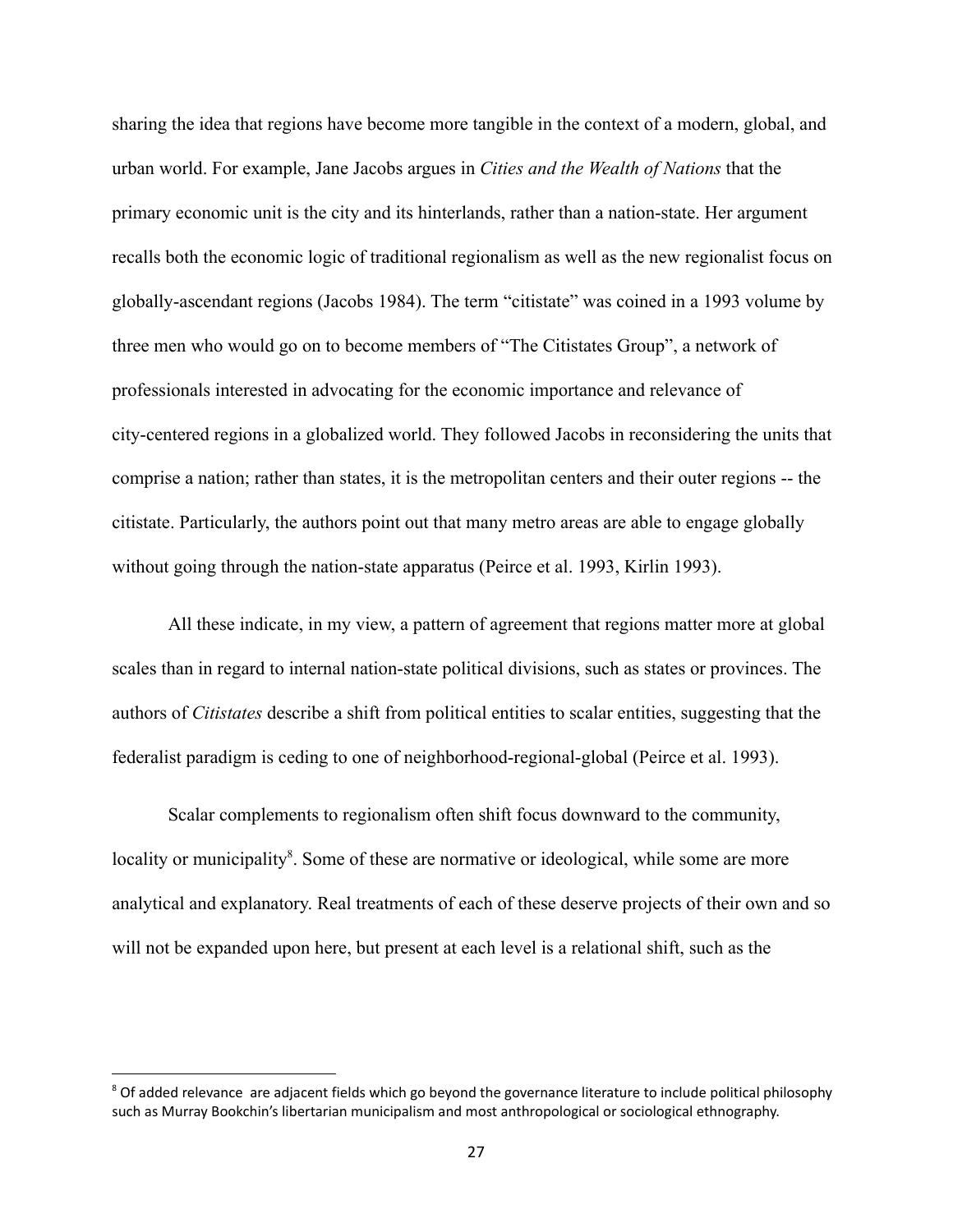sharing the idea that regions have become more tangible in the context of a modern, global, and urban world. For example, Jane Jacobs argues in *Cities and the Wealth of Nations* that the primary economic unit is the city and its hinterlands, rather than a nation-state. Her argument recalls both the economic logic of traditional regionalism as well as the new regionalist focus on globally-ascendant regions (Jacobs 1984). The term "citistate" was coined in a 1993 volume by three men who would go on to become members of "The Citistates Group", a network of professionals interested in advocating for the economic importance and relevance of city-centered regions in a globalized world. They followed Jacobs in reconsidering the units that comprise a nation; rather than states, it is the metropolitan centers and their outer regions -- the citistate. Particularly, the authors point out that many metro areas are able to engage globally without going through the nation-state apparatus (Peirce et al. 1993, Kirlin 1993).

All these indicate, in my view, a pattern of agreement that regions matter more at global scales than in regard to internal nation-state political divisions, such as states or provinces. The authors of *Citistates* describe a shift from political entities to scalar entities, suggesting that the federalist paradigm is ceding to one of neighborhood-regional-global (Peirce et al. 1993).

Scalar complements to regionalism often shift focus downward to the community, locality or municipality[8]. Some of these are normative or ideological, while some are more analytical and explanatory. Real treatments of each of these deserve projects of their own and so will not be expanded upon here, but present at each level is a relational shift, such as the

---

[8] Of added relevance are adjacent fields which go beyond the governance literature to include political philosophy such as Murray Bookchin's libertarian municipalism and most anthropological or sociological ethnography.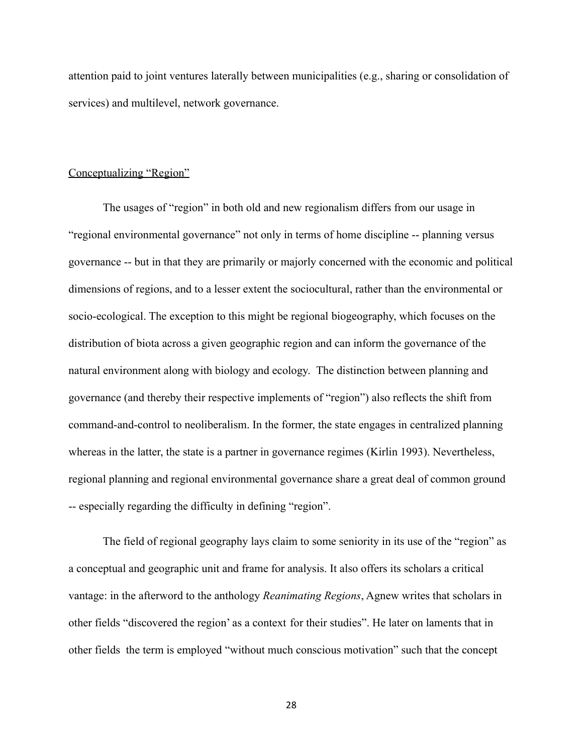attention paid to joint ventures laterally between municipalities (e.g., sharing or consolidation of services) and multilevel, network governance.

## Conceptualizing "Region"

The usages of "region" in both old and new regionalism differs from our usage in "regional environmental governance" not only in terms of home discipline -- planning versus governance -- but in that they are primarily or majorly concerned with the economic and political dimensions of regions, and to a lesser extent the sociocultural, rather than the environmental or socio-ecological. The exception to this might be regional biogeography, which focuses on the distribution of biota across a given geographic region and can inform the governance of the natural environment along with biology and ecology. The distinction between planning and governance (and thereby their respective implements of "region") also reflects the shift from command-and-control to neoliberalism. In the former, the state engages in centralized planning whereas in the latter, the state is a partner in governance regimes (Kirlin 1993). Nevertheless, regional planning and regional environmental governance share a great deal of common ground -- especially regarding the difficulty in defining "region".

The field of regional geography lays claim to some seniority in its use of the "region" as a conceptual and geographic unit and frame for analysis. It also offers its scholars a critical vantage: in the afterword to the anthology *Reanimating Regions*, Agnew writes that scholars in other fields "discovered the region' as a context for their studies". He later on laments that in other fields the term is employed "without much conscious motivation" such that the concept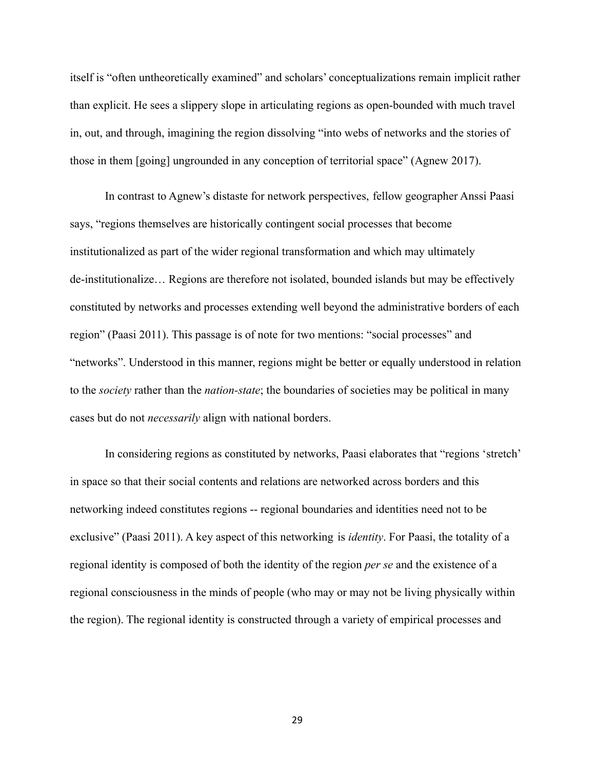itself is "often untheoretically examined" and scholars' conceptualizations remain implicit rather than explicit. He sees a slippery slope in articulating regions as open-bounded with much travel in, out, and through, imagining the region dissolving "into webs of networks and the stories of those in them [going] ungrounded in any conception of territorial space" (Agnew 2017).

In contrast to Agnew's distaste for network perspectives, fellow geographer Anssi Paasi says, "regions themselves are historically contingent social processes that become institutionalized as part of the wider regional transformation and which may ultimately de-institutionalize… Regions are therefore not isolated, bounded islands but may be effectively constituted by networks and processes extending well beyond the administrative borders of each region" (Paasi 2011). This passage is of note for two mentions: "social processes" and "networks". Understood in this manner, regions might be better or equally understood in relation to the *society* rather than the *nation-state*; the boundaries of societies may be political in many cases but do not *necessarily* align with national borders.

In considering regions as constituted by networks, Paasi elaborates that "regions 'stretch' in space so that their social contents and relations are networked across borders and this networking indeed constitutes regions -- regional boundaries and identities need not to be exclusive" (Paasi 2011). A key aspect of this networking is *identity*. For Paasi, the totality of a regional identity is composed of both the identity of the region *per se* and the existence of a regional consciousness in the minds of people (who may or may not be living physically within the region). The regional identity is constructed through a variety of empirical processes and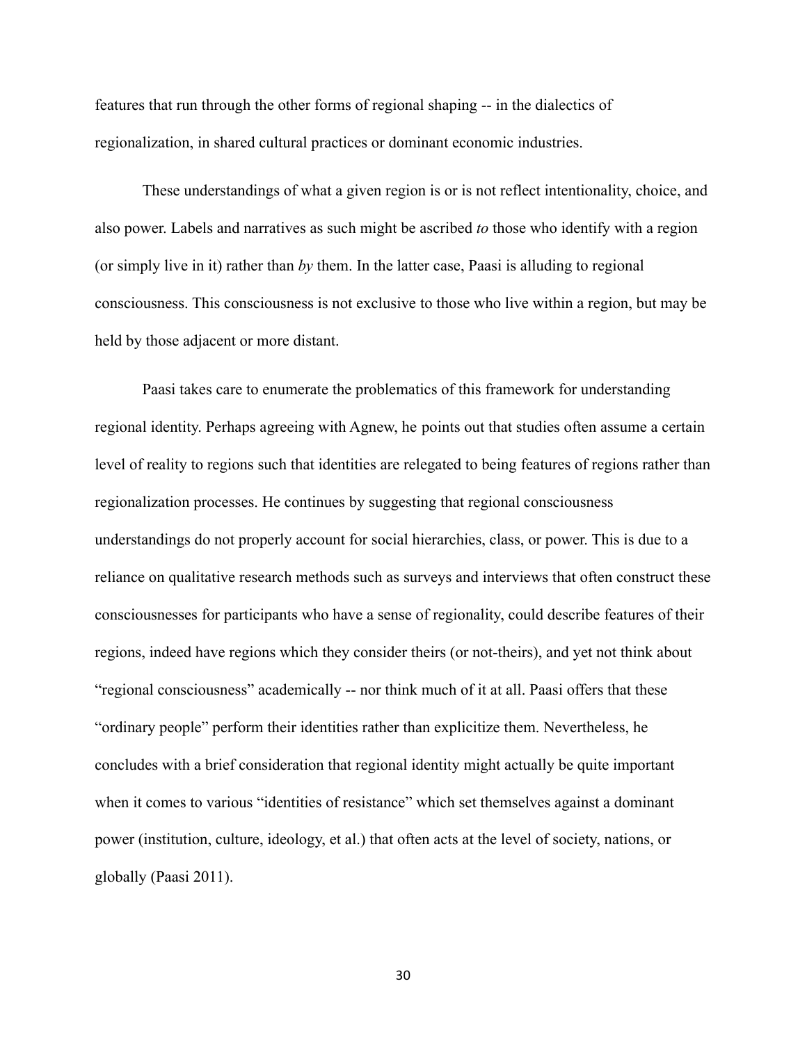features that run through the other forms of regional shaping -- in the dialectics of regionalization, in shared cultural practices or dominant economic industries.

These understandings of what a given region is or is not reflect intentionality, choice, and also power. Labels and narratives as such might be ascribed *to* those who identify with a region (or simply live in it) rather than *by* them. In the latter case, Paasi is alluding to regional consciousness. This consciousness is not exclusive to those who live within a region, but may be held by those adjacent or more distant.

Paasi takes care to enumerate the problematics of this framework for understanding regional identity. Perhaps agreeing with Agnew, he points out that studies often assume a certain level of reality to regions such that identities are relegated to being features of regions rather than regionalization processes. He continues by suggesting that regional consciousness understandings do not properly account for social hierarchies, class, or power. This is due to a reliance on qualitative research methods such as surveys and interviews that often construct these consciousnesses for participants who have a sense of regionality, could describe features of their regions, indeed have regions which they consider theirs (or not-theirs), and yet not think about "regional consciousness" academically -- nor think much of it at all. Paasi offers that these "ordinary people" perform their identities rather than explicitize them. Nevertheless, he concludes with a brief consideration that regional identity might actually be quite important when it comes to various "identities of resistance" which set themselves against a dominant power (institution, culture, ideology, et al.) that often acts at the level of society, nations, or globally (Paasi 2011).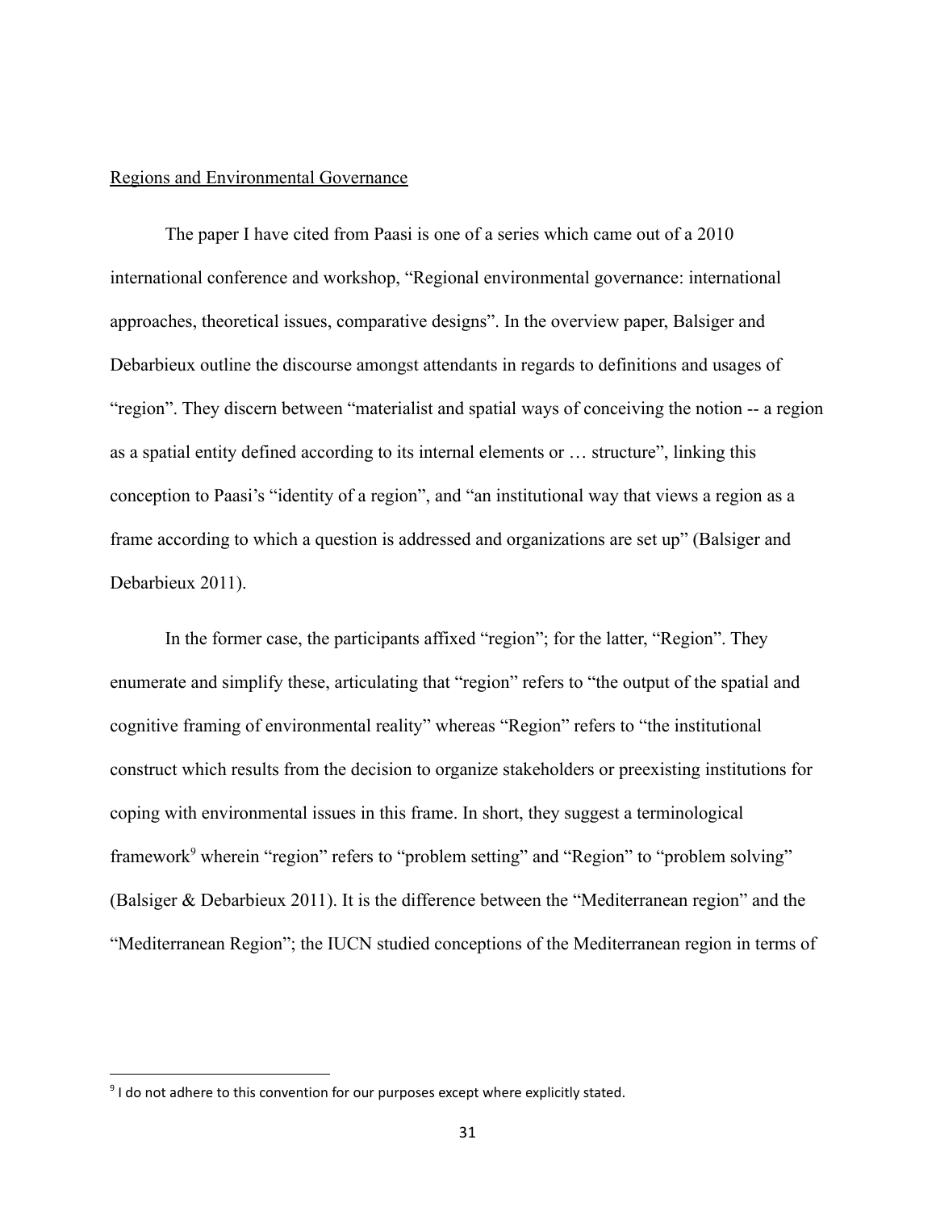Regions and Environmental Governance

The paper I have cited from Paasi is one of a series which came out of a 2010 international conference and workshop, "Regional environmental governance: international approaches, theoretical issues, comparative designs". In the overview paper, Balsiger and Debarbieux outline the discourse amongst attendants in regards to definitions and usages of "region". They discern between "materialist and spatial ways of conceiving the notion -- a region as a spatial entity defined according to its internal elements or … structure", linking this conception to Paasi's "identity of a region", and "an institutional way that views a region as a frame according to which a question is addressed and organizations are set up" (Balsiger and Debarbieux 2011).

In the former case, the participants affixed "region"; for the latter, "Region". They enumerate and simplify these, articulating that "region" refers to "the output of the spatial and cognitive framing of environmental reality" whereas "Region" refers to "the institutional construct which results from the decision to organize stakeholders or preexisting institutions for coping with environmental issues in this frame. In short, they suggest a terminological framework[9] wherein "region" refers to "problem setting" and "Region" to "problem solving" (Balsiger & Debarbieux 2011). It is the difference between the "Mediterranean region" and the "Mediterranean Region"; the IUCN studied conceptions of the Mediterranean region in terms of

[9] I do not adhere to this convention for our purposes except where explicitly stated.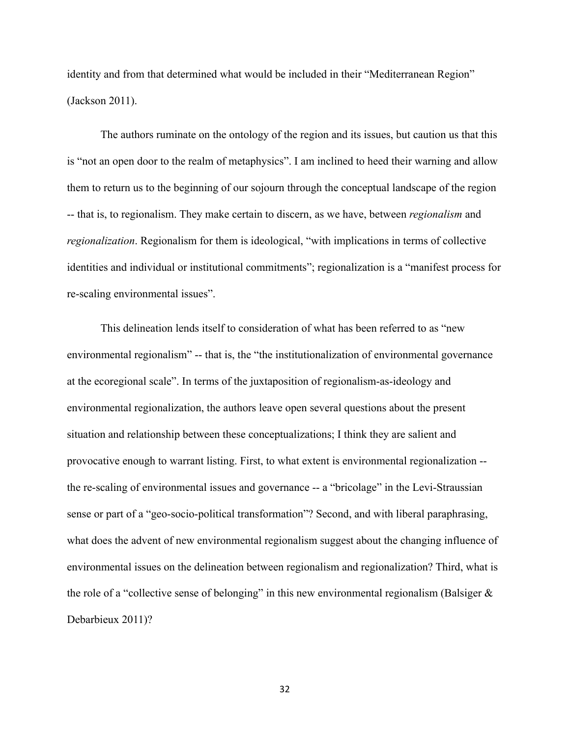identity and from that determined what would be included in their "Mediterranean Region" (Jackson 2011).

The authors ruminate on the ontology of the region and its issues, but caution us that this is "not an open door to the realm of metaphysics". I am inclined to heed their warning and allow them to return us to the beginning of our sojourn through the conceptual landscape of the region -- that is, to regionalism. They make certain to discern, as we have, between *regionalism* and *regionalization*. Regionalism for them is ideological, "with implications in terms of collective identities and individual or institutional commitments"; regionalization is a "manifest process for re-scaling environmental issues".

This delineation lends itself to consideration of what has been referred to as "new environmental regionalism" -- that is, the "the institutionalization of environmental governance at the ecoregional scale". In terms of the juxtaposition of regionalism-as-ideology and environmental regionalization, the authors leave open several questions about the present situation and relationship between these conceptualizations; I think they are salient and provocative enough to warrant listing. First, to what extent is environmental regionalization -- the re-scaling of environmental issues and governance -- a "bricolage" in the Levi-Straussian sense or part of a "geo-socio-political transformation"? Second, and with liberal paraphrasing, what does the advent of new environmental regionalism suggest about the changing influence of environmental issues on the delineation between regionalism and regionalization? Third, what is the role of a "collective sense of belonging" in this new environmental regionalism (Balsiger & Debarbieux 2011)?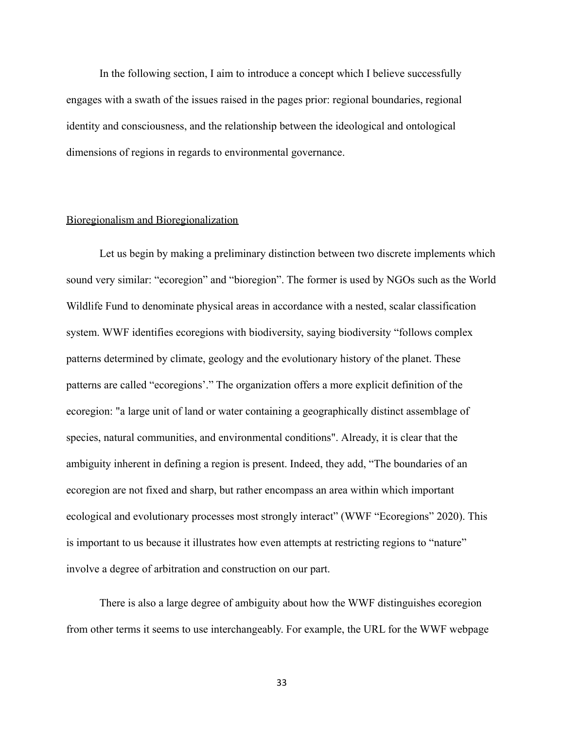In the following section, I aim to introduce a concept which I believe successfully engages with a swath of the issues raised in the pages prior: regional boundaries, regional identity and consciousness, and the relationship between the ideological and ontological dimensions of regions in regards to environmental governance.

<u>Bioregionalism and Bioregionalization</u>

Let us begin by making a preliminary distinction between two discrete implements which sound very similar: "ecoregion" and "bioregion". The former is used by NGOs such as the World Wildlife Fund to denominate physical areas in accordance with a nested, scalar classification system. WWF identifies ecoregions with biodiversity, saying biodiversity "follows complex patterns determined by climate, geology and the evolutionary history of the planet. These patterns are called "ecoregions'." The organization offers a more explicit definition of the ecoregion: "a large unit of land or water containing a geographically distinct assemblage of species, natural communities, and environmental conditions". Already, it is clear that the ambiguity inherent in defining a region is present. Indeed, they add, "The boundaries of an ecoregion are not fixed and sharp, but rather encompass an area within which important ecological and evolutionary processes most strongly interact" (WWF "Ecoregions" 2020). This is important to us because it illustrates how even attempts at restricting regions to "nature" involve a degree of arbitration and construction on our part.

There is also a large degree of ambiguity about how the WWF distinguishes ecoregion from other terms it seems to use interchangeably. For example, the URL for the WWF webpage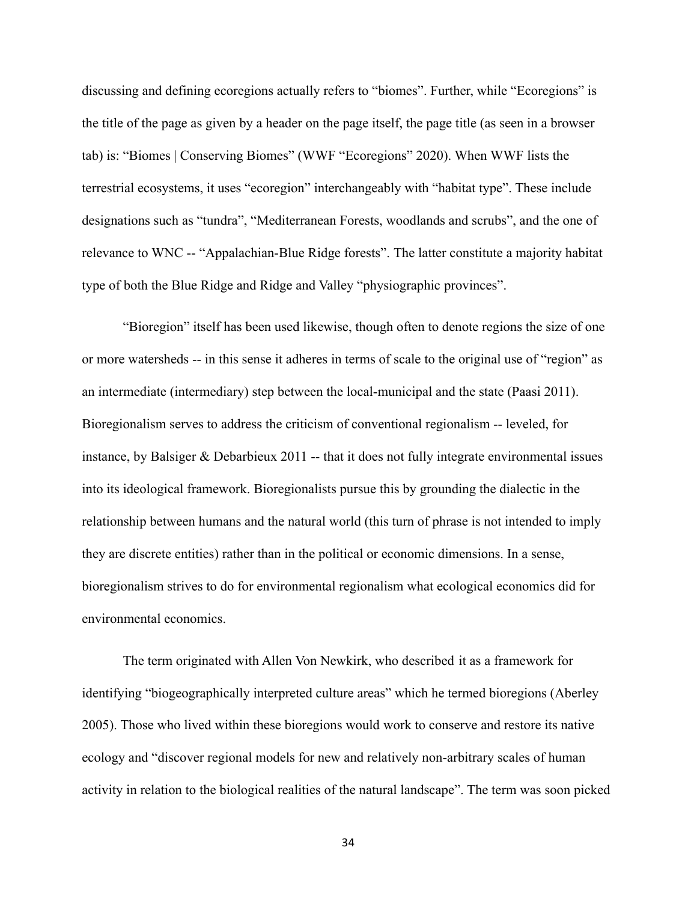discussing and defining ecoregions actually refers to "biomes". Further, while "Ecoregions" is the title of the page as given by a header on the page itself, the page title (as seen in a browser tab) is: "Biomes | Conserving Biomes" (WWF "Ecoregions" 2020). When WWF lists the terrestrial ecosystems, it uses "ecoregion" interchangeably with "habitat type". These include designations such as "tundra", "Mediterranean Forests, woodlands and scrubs", and the one of relevance to WNC -- "Appalachian-Blue Ridge forests". The latter constitute a majority habitat type of both the Blue Ridge and Ridge and Valley "physiographic provinces".

"Bioregion" itself has been used likewise, though often to denote regions the size of one or more watersheds -- in this sense it adheres in terms of scale to the original use of "region" as an intermediate (intermediary) step between the local-municipal and the state (Paasi 2011). Bioregionalism serves to address the criticism of conventional regionalism -- leveled, for instance, by Balsiger & Debarbieux 2011 -- that it does not fully integrate environmental issues into its ideological framework. Bioregionalists pursue this by grounding the dialectic in the relationship between humans and the natural world (this turn of phrase is not intended to imply they are discrete entities) rather than in the political or economic dimensions. In a sense, bioregionalism strives to do for environmental regionalism what ecological economics did for environmental economics.

The term originated with Allen Von Newkirk, who described it as a framework for identifying "biogeographically interpreted culture areas" which he termed bioregions (Aberley 2005). Those who lived within these bioregions would work to conserve and restore its native ecology and "discover regional models for new and relatively non-arbitrary scales of human activity in relation to the biological realities of the natural landscape". The term was soon picked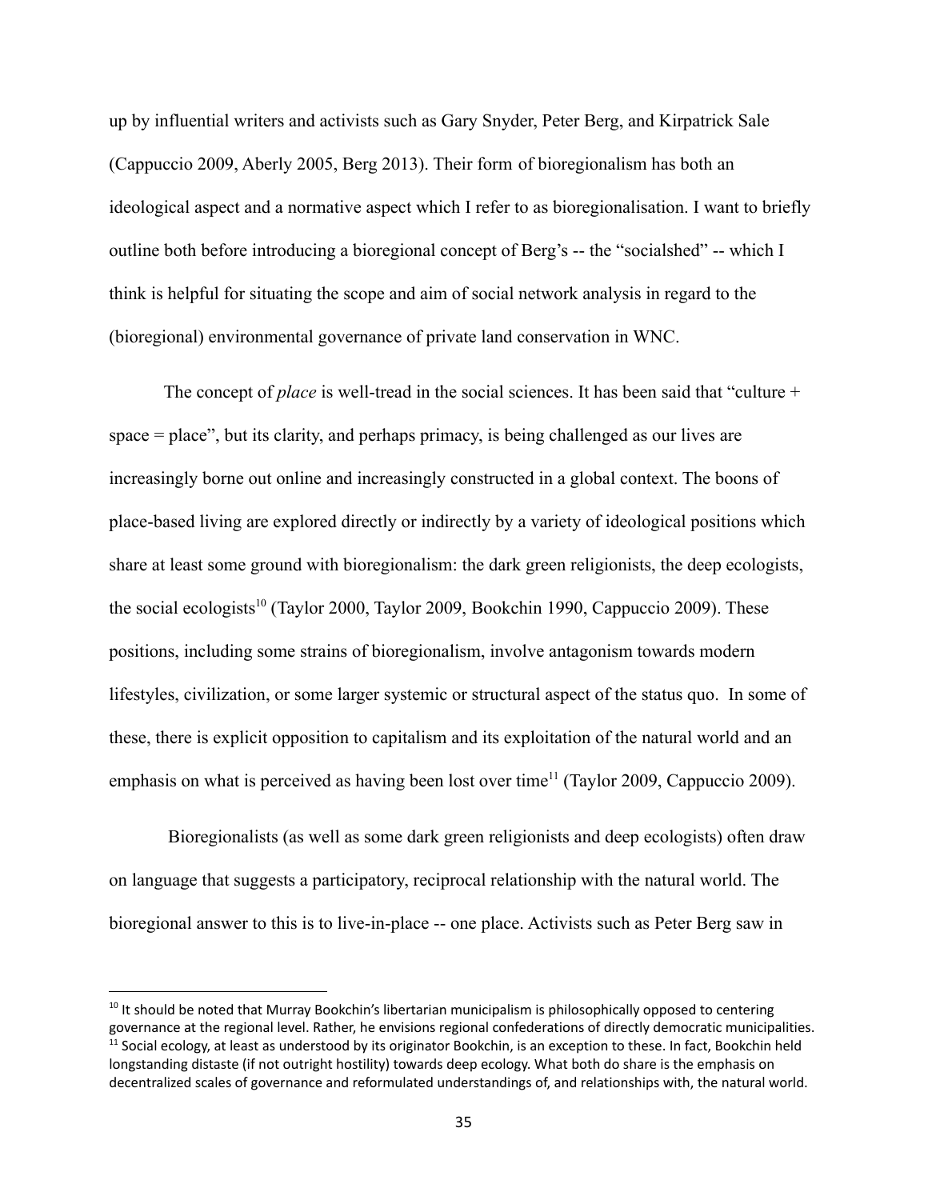up by influential writers and activists such as Gary Snyder, Peter Berg, and Kirpatrick Sale (Cappuccio 2009, Aberly 2005, Berg 2013). Their form of bioregionalism has both an ideological aspect and a normative aspect which I refer to as bioregionalisation. I want to briefly outline both before introducing a bioregional concept of Berg's -- the "socialshed" -- which I think is helpful for situating the scope and aim of social network analysis in regard to the (bioregional) environmental governance of private land conservation in WNC.

The concept of *place* is well-tread in the social sciences. It has been said that "culture + space = place", but its clarity, and perhaps primacy, is being challenged as our lives are increasingly borne out online and increasingly constructed in a global context. The boons of place-based living are explored directly or indirectly by a variety of ideological positions which share at least some ground with bioregionalism: the dark green religionists, the deep ecologists, the social ecologists[10] (Taylor 2000, Taylor 2009, Bookchin 1990, Cappuccio 2009). These positions, including some strains of bioregionalism, involve antagonism towards modern lifestyles, civilization, or some larger systemic or structural aspect of the status quo. In some of these, there is explicit opposition to capitalism and its exploitation of the natural world and an emphasis on what is perceived as having been lost over time[11] (Taylor 2009, Cappuccio 2009).

Bioregionalists (as well as some dark green religionists and deep ecologists) often draw on language that suggests a participatory, reciprocal relationship with the natural world. The bioregional answer to this is to live-in-place -- one place. Activists such as Peter Berg saw in

[10] It should be noted that Murray Bookchin's libertarian municipalism is philosophically opposed to centering governance at the regional level. Rather, he envisions regional confederations of directly democratic municipalities.

[11] Social ecology, at least as understood by its originator Bookchin, is an exception to these. In fact, Bookchin held longstanding distaste (if not outright hostility) towards deep ecology. What both do share is the emphasis on decentralized scales of governance and reformulated understandings of, and relationships with, the natural world.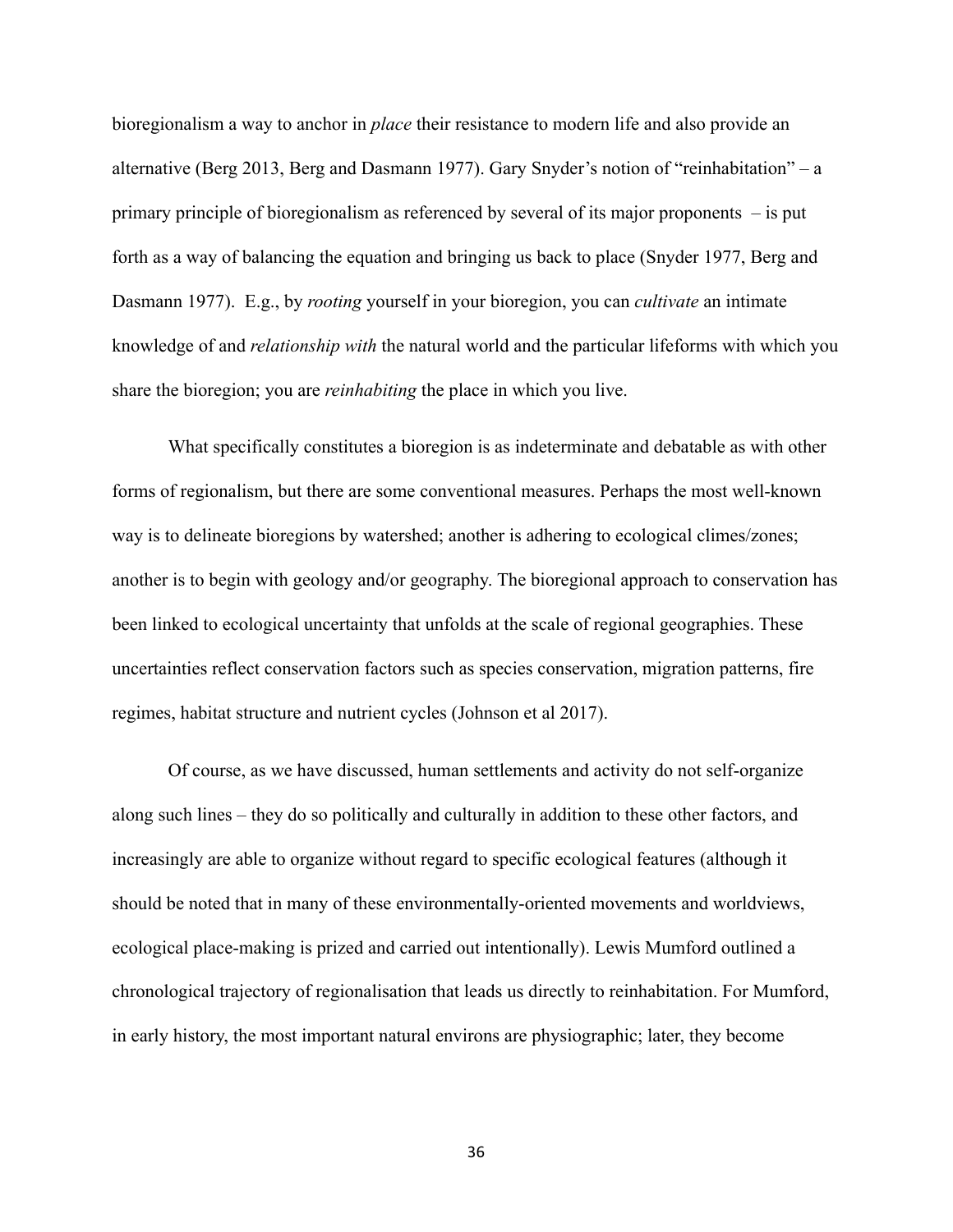bioregionalism a way to anchor in *place* their resistance to modern life and also provide an alternative (Berg 2013, Berg and Dasmann 1977). Gary Snyder's notion of "reinhabitation" – a primary principle of bioregionalism as referenced by several of its major proponents – is put forth as a way of balancing the equation and bringing us back to place (Snyder 1977, Berg and Dasmann 1977). E.g., by *rooting* yourself in your bioregion, you can *cultivate* an intimate knowledge of and *relationship with* the natural world and the particular lifeforms with which you share the bioregion; you are *reinhabiting* the place in which you live.

What specifically constitutes a bioregion is as indeterminate and debatable as with other forms of regionalism, but there are some conventional measures. Perhaps the most well-known way is to delineate bioregions by watershed; another is adhering to ecological climes/zones; another is to begin with geology and/or geography. The bioregional approach to conservation has been linked to ecological uncertainty that unfolds at the scale of regional geographies. These uncertainties reflect conservation factors such as species conservation, migration patterns, fire regimes, habitat structure and nutrient cycles (Johnson et al 2017).

Of course, as we have discussed, human settlements and activity do not self-organize along such lines – they do so politically and culturally in addition to these other factors, and increasingly are able to organize without regard to specific ecological features (although it should be noted that in many of these environmentally-oriented movements and worldviews, ecological place-making is prized and carried out intentionally). Lewis Mumford outlined a chronological trajectory of regionalisation that leads us directly to reinhabitation. For Mumford, in early history, the most important natural environs are physiographic; later, they become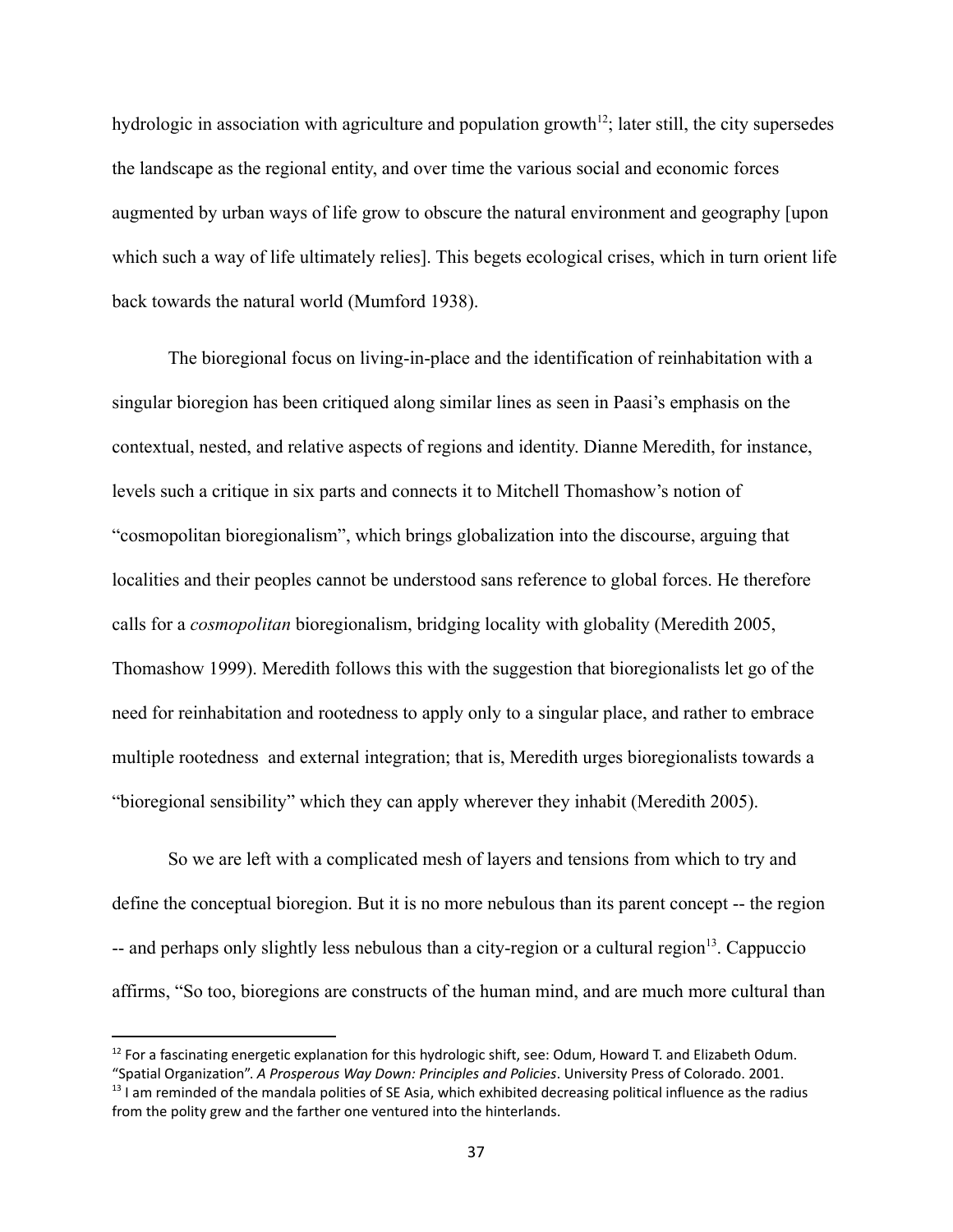hydrologic in association with agriculture and population growth[12]; later still, the city supersedes the landscape as the regional entity, and over time the various social and economic forces augmented by urban ways of life grow to obscure the natural environment and geography [upon which such a way of life ultimately relies]. This begets ecological crises, which in turn orient life back towards the natural world (Mumford 1938).

The bioregional focus on living-in-place and the identification of reinhabitation with a singular bioregion has been critiqued along similar lines as seen in Paasi's emphasis on the contextual, nested, and relative aspects of regions and identity. Dianne Meredith, for instance, levels such a critique in six parts and connects it to Mitchell Thomashow's notion of "cosmopolitan bioregionalism", which brings globalization into the discourse, arguing that localities and their peoples cannot be understood sans reference to global forces. He therefore calls for a *cosmopolitan* bioregionalism, bridging locality with globality (Meredith 2005, Thomashow 1999). Meredith follows this with the suggestion that bioregionalists let go of the need for reinhabitation and rootedness to apply only to a singular place, and rather to embrace multiple rootedness and external integration; that is, Meredith urges bioregionalists towards a "bioregional sensibility" which they can apply wherever they inhabit (Meredith 2005).

So we are left with a complicated mesh of layers and tensions from which to try and define the conceptual bioregion. But it is no more nebulous than its parent concept -- the region -- and perhaps only slightly less nebulous than a city-region or a cultural region[13]. Cappuccio affirms, "So too, bioregions are constructs of the human mind, and are much more cultural than

---

[12] For a fascinating energetic explanation for this hydrologic shift, see: Odum, Howard T. and Elizabeth Odum. "Spatial Organization". *A Prosperous Way Down: Principles and Policies*. University Press of Colorado. 2001.

[13] I am reminded of the mandala polities of SE Asia, which exhibited decreasing political influence as the radius from the polity grew and the farther one ventured into the hinterlands.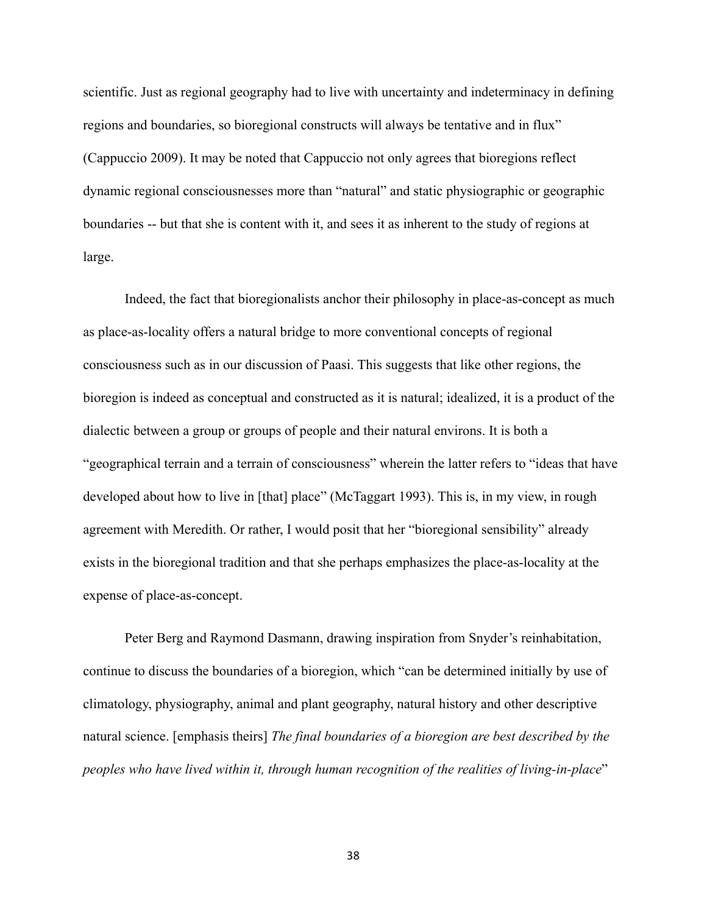scientific. Just as regional geography had to live with uncertainty and indeterminacy in defining regions and boundaries, so bioregional constructs will always be tentative and in flux" (Cappuccio 2009). It may be noted that Cappuccio not only agrees that bioregions reflect dynamic regional consciousnesses more than "natural" and static physiographic or geographic boundaries -- but that she is content with it, and sees it as inherent to the study of regions at large.

Indeed, the fact that bioregionalists anchor their philosophy in place-as-concept as much as place-as-locality offers a natural bridge to more conventional concepts of regional consciousness such as in our discussion of Paasi. This suggests that like other regions, the bioregion is indeed as conceptual and constructed as it is natural; idealized, it is a product of the dialectic between a group or groups of people and their natural environs. It is both a "geographical terrain and a terrain of consciousness" wherein the latter refers to "ideas that have developed about how to live in [that] place" (McTaggart 1993). This is, in my view, in rough agreement with Meredith. Or rather, I would posit that her "bioregional sensibility" already exists in the bioregional tradition and that she perhaps emphasizes the place-as-locality at the expense of place-as-concept.

Peter Berg and Raymond Dasmann, drawing inspiration from Snyder's reinhabitation, continue to discuss the boundaries of a bioregion, which "can be determined initially by use of climatology, physiography, animal and plant geography, natural history and other descriptive natural science. [emphasis theirs] *The final boundaries of a bioregion are best described by the peoples who have lived within it, through human recognition of the realities of living-in-place*"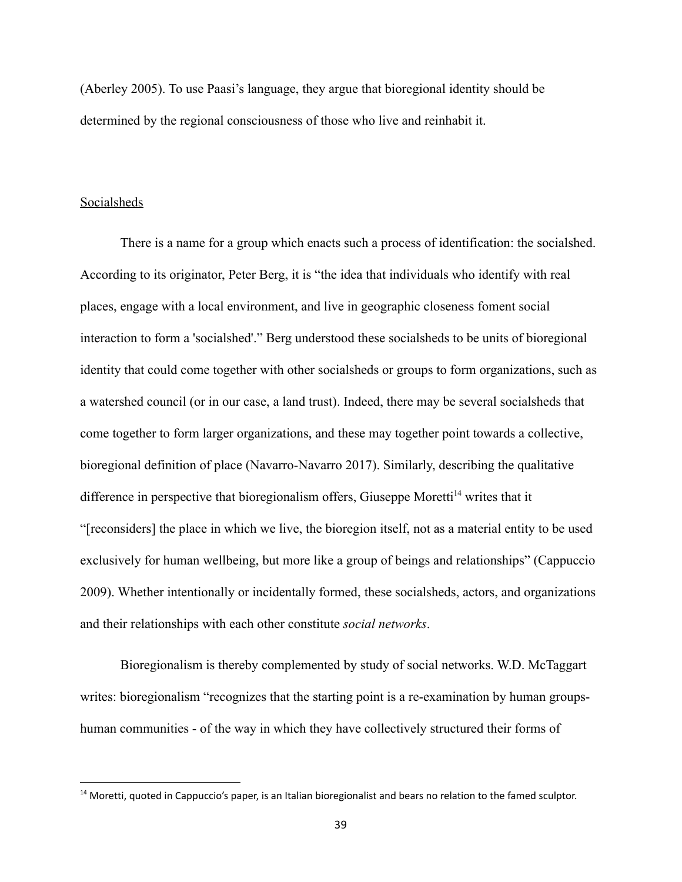(Aberley 2005). To use Paasi's language, they argue that bioregional identity should be determined by the regional consciousness of those who live and reinhabit it.

### Socialsheds

There is a name for a group which enacts such a process of identification: the socialshed. According to its originator, Peter Berg, it is "the idea that individuals who identify with real places, engage with a local environment, and live in geographic closeness foment social interaction to form a 'socialshed'." Berg understood these socialsheds to be units of bioregional identity that could come together with other socialsheds or groups to form organizations, such as a watershed council (or in our case, a land trust). Indeed, there may be several socialsheds that come together to form larger organizations, and these may together point towards a collective, bioregional definition of place (Navarro-Navarro 2017). Similarly, describing the qualitative difference in perspective that bioregionalism offers, Giuseppe Moretti[14] writes that it "[reconsiders] the place in which we live, the bioregion itself, not as a material entity to be used exclusively for human wellbeing, but more like a group of beings and relationships" (Cappuccio 2009). Whether intentionally or incidentally formed, these socialsheds, actors, and organizations and their relationships with each other constitute *social networks*.

Bioregionalism is thereby complemented by study of social networks. W.D. McTaggart writes: bioregionalism "recognizes that the starting point is a re-examination by human groups- human communities - of the way in which they have collectively structured their forms of

[14] Moretti, quoted in Cappuccio's paper, is an Italian bioregionalist and bears no relation to the famed sculptor.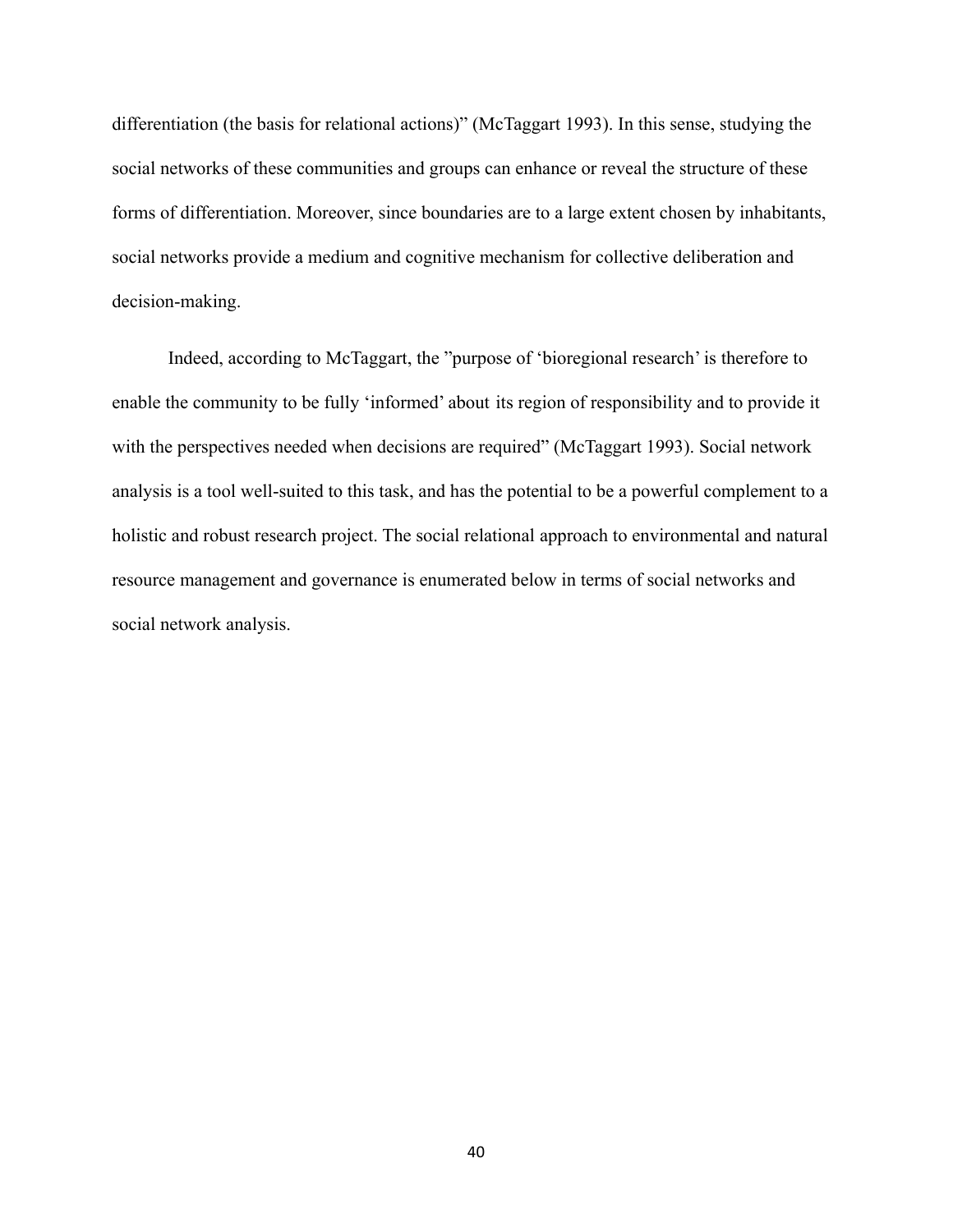differentiation (the basis for relational actions)" (McTaggart 1993). In this sense, studying the social networks of these communities and groups can enhance or reveal the structure of these forms of differentiation. Moreover, since boundaries are to a large extent chosen by inhabitants, social networks provide a medium and cognitive mechanism for collective deliberation and decision-making.

Indeed, according to McTaggart, the "purpose of 'bioregional research' is therefore to enable the community to be fully 'informed' about its region of responsibility and to provide it with the perspectives needed when decisions are required" (McTaggart 1993). Social network analysis is a tool well-suited to this task, and has the potential to be a powerful complement to a holistic and robust research project. The social relational approach to environmental and natural resource management and governance is enumerated below in terms of social networks and social network analysis.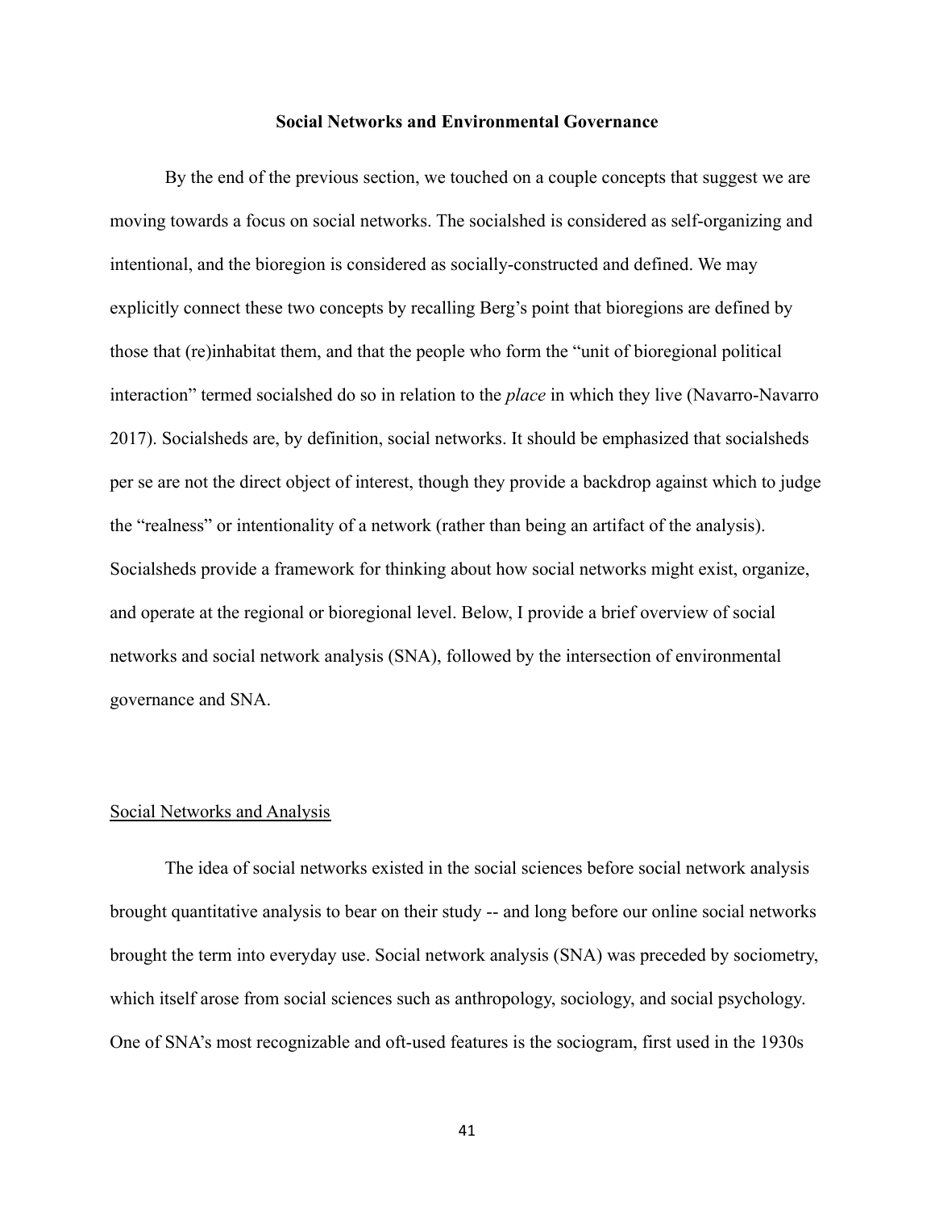## Social Networks and Environmental Governance

By the end of the previous section, we touched on a couple concepts that suggest we are moving towards a focus on social networks. The socialshed is considered as self-organizing and intentional, and the bioregion is considered as socially-constructed and defined. We may explicitly connect these two concepts by recalling Berg's point that bioregions are defined by those that (re)inhabitat them, and that the people who form the "unit of bioregional political interaction" termed socialshed do so in relation to the *place* in which they live (Navarro-Navarro 2017). Socialsheds are, by definition, social networks. It should be emphasized that socialsheds per se are not the direct object of interest, though they provide a backdrop against which to judge the "realness" or intentionality of a network (rather than being an artifact of the analysis). Socialsheds provide a framework for thinking about how social networks might exist, organize, and operate at the regional or bioregional level. Below, I provide a brief overview of social networks and social network analysis (SNA), followed by the intersection of environmental governance and SNA.

### Social Networks and Analysis

The idea of social networks existed in the social sciences before social network analysis brought quantitative analysis to bear on their study -- and long before our online social networks brought the term into everyday use. Social network analysis (SNA) was preceded by sociometry, which itself arose from social sciences such as anthropology, sociology, and social psychology. One of SNA's most recognizable and oft-used features is the sociogram, first used in the 1930s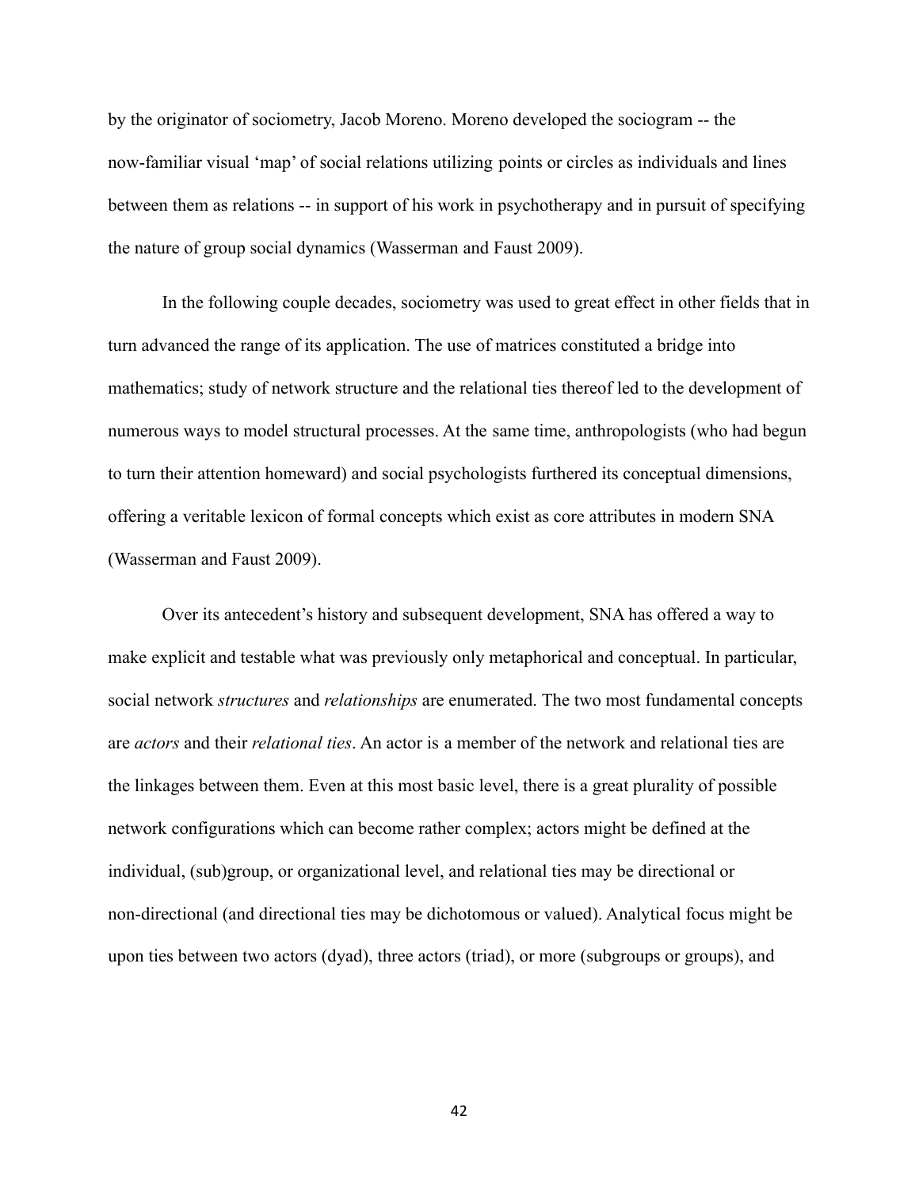by the originator of sociometry, Jacob Moreno. Moreno developed the sociogram -- the now-familiar visual 'map' of social relations utilizing points or circles as individuals and lines between them as relations -- in support of his work in psychotherapy and in pursuit of specifying the nature of group social dynamics (Wasserman and Faust 2009).

In the following couple decades, sociometry was used to great effect in other fields that in turn advanced the range of its application. The use of matrices constituted a bridge into mathematics; study of network structure and the relational ties thereof led to the development of numerous ways to model structural processes. At the same time, anthropologists (who had begun to turn their attention homeward) and social psychologists furthered its conceptual dimensions, offering a veritable lexicon of formal concepts which exist as core attributes in modern SNA (Wasserman and Faust 2009).

Over its antecedent's history and subsequent development, SNA has offered a way to make explicit and testable what was previously only metaphorical and conceptual. In particular, social network *structures* and *relationships* are enumerated. The two most fundamental concepts are *actors* and their *relational ties*. An actor is a member of the network and relational ties are the linkages between them. Even at this most basic level, there is a great plurality of possible network configurations which can become rather complex; actors might be defined at the individual, (sub)group, or organizational level, and relational ties may be directional or non-directional (and directional ties may be dichotomous or valued). Analytical focus might be upon ties between two actors (dyad), three actors (triad), or more (subgroups or groups), and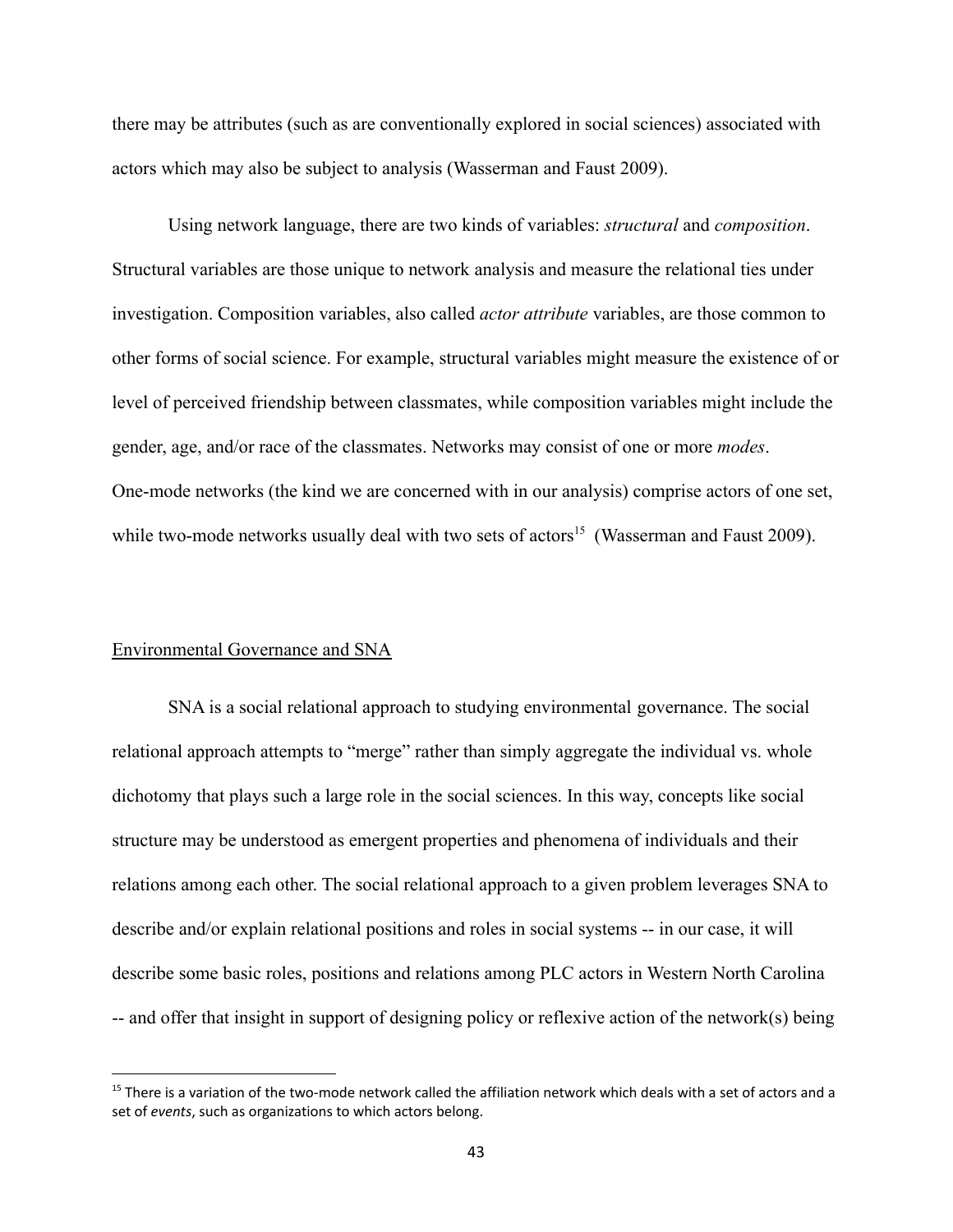there may be attributes (such as are conventionally explored in social sciences) associated with actors which may also be subject to analysis (Wasserman and Faust 2009).

Using network language, there are two kinds of variables: *structural* and *composition*. Structural variables are those unique to network analysis and measure the relational ties under investigation. Composition variables, also called *actor attribute* variables, are those common to other forms of social science. For example, structural variables might measure the existence of or level of perceived friendship between classmates, while composition variables might include the gender, age, and/or race of the classmates. Networks may consist of one or more *modes*. One-mode networks (the kind we are concerned with in our analysis) comprise actors of one set, while two-mode networks usually deal with two sets of actors[15] (Wasserman and Faust 2009).

## Environmental Governance and SNA

SNA is a social relational approach to studying environmental governance. The social relational approach attempts to "merge" rather than simply aggregate the individual vs. whole dichotomy that plays such a large role in the social sciences. In this way, concepts like social structure may be understood as emergent properties and phenomena of individuals and their relations among each other. The social relational approach to a given problem leverages SNA to describe and/or explain relational positions and roles in social systems -- in our case, it will describe some basic roles, positions and relations among PLC actors in Western North Carolina -- and offer that insight in support of designing policy or reflexive action of the network(s) being

[15] There is a variation of the two-mode network called the affiliation network which deals with a set of actors and a set of *events*, such as organizations to which actors belong.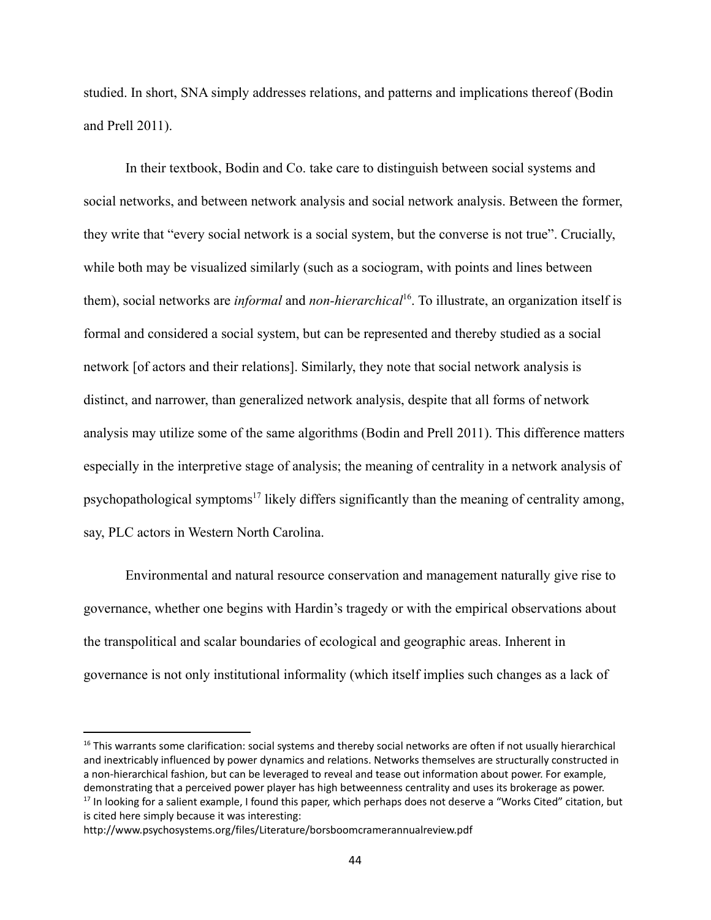studied. In short, SNA simply addresses relations, and patterns and implications thereof (Bodin and Prell 2011).

In their textbook, Bodin and Co. take care to distinguish between social systems and social networks, and between network analysis and social network analysis. Between the former, they write that "every social network is a social system, but the converse is not true". Crucially, while both may be visualized similarly (such as a sociogram, with points and lines between them), social networks are *informal* and *non-hierarchical*[16]. To illustrate, an organization itself is formal and considered a social system, but can be represented and thereby studied as a social network [of actors and their relations]. Similarly, they note that social network analysis is distinct, and narrower, than generalized network analysis, despite that all forms of network analysis may utilize some of the same algorithms (Bodin and Prell 2011). This difference matters especially in the interpretive stage of analysis; the meaning of centrality in a network analysis of psychopathological symptoms[17] likely differs significantly than the meaning of centrality among, say, PLC actors in Western North Carolina.

Environmental and natural resource conservation and management naturally give rise to governance, whether one begins with Hardin's tragedy or with the empirical observations about the transpolitical and scalar boundaries of ecological and geographic areas. Inherent in governance is not only institutional informality (which itself implies such changes as a lack of

---

[16] This warrants some clarification: social systems and thereby social networks are often if not usually hierarchical and inextricably influenced by power dynamics and relations. Networks themselves are structurally constructed in a non-hierarchical fashion, but can be leveraged to reveal and tease out information about power. For example, demonstrating that a perceived power player has high betweenness centrality and uses its brokerage as power.

[17] In looking for a salient example, I found this paper, which perhaps does not deserve a "Works Cited" citation, but is cited here simply because it was interesting: http://www.psychosystems.org/files/Literature/borsboomcramerannualreview.pdf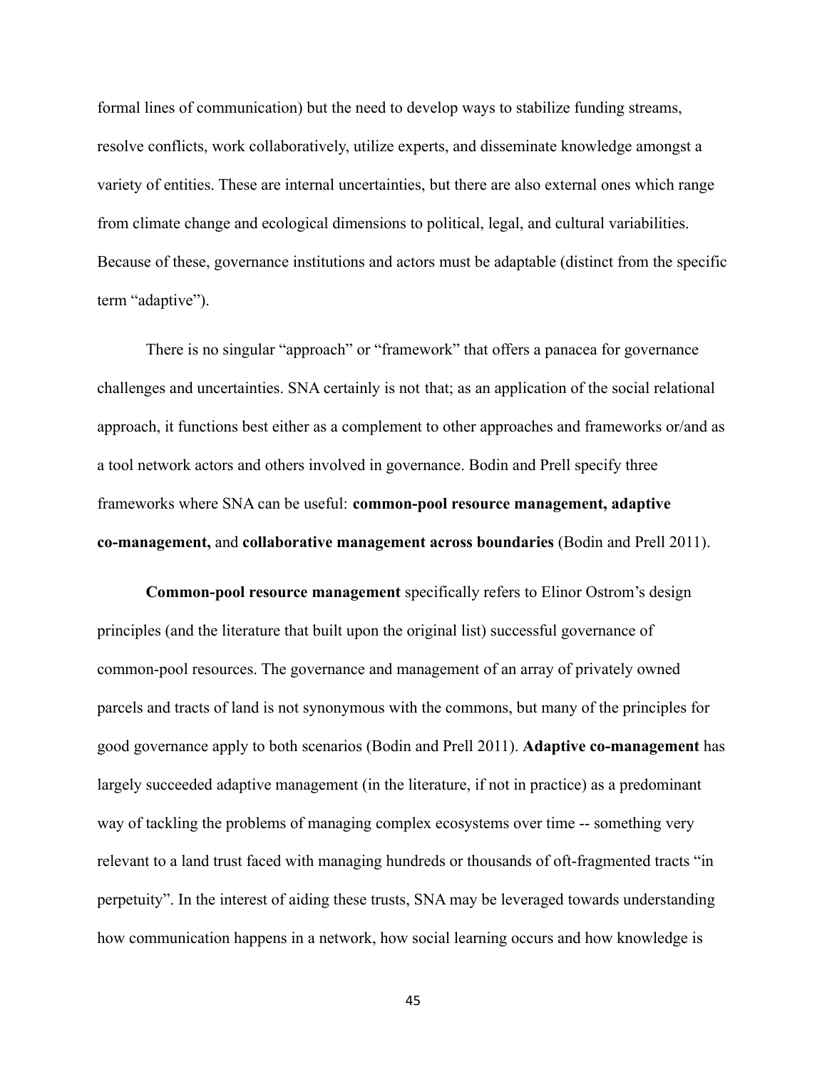formal lines of communication) but the need to develop ways to stabilize funding streams, resolve conflicts, work collaboratively, utilize experts, and disseminate knowledge amongst a variety of entities. These are internal uncertainties, but there are also external ones which range from climate change and ecological dimensions to political, legal, and cultural variabilities. Because of these, governance institutions and actors must be adaptable (distinct from the specific term "adaptive").

There is no singular "approach" or "framework" that offers a panacea for governance challenges and uncertainties. SNA certainly is not that; as an application of the social relational approach, it functions best either as a complement to other approaches and frameworks or/and as a tool network actors and others involved in governance. Bodin and Prell specify three frameworks where SNA can be useful: **common-pool resource management, adaptive co-management,** and **collaborative management across boundaries** (Bodin and Prell 2011).

**Common-pool resource management** specifically refers to Elinor Ostrom's design principles (and the literature that built upon the original list) successful governance of common-pool resources. The governance and management of an array of privately owned parcels and tracts of land is not synonymous with the commons, but many of the principles for good governance apply to both scenarios (Bodin and Prell 2011). **Adaptive co-management** has largely succeeded adaptive management (in the literature, if not in practice) as a predominant way of tackling the problems of managing complex ecosystems over time -- something very relevant to a land trust faced with managing hundreds or thousands of oft-fragmented tracts "in perpetuity". In the interest of aiding these trusts, SNA may be leveraged towards understanding how communication happens in a network, how social learning occurs and how knowledge is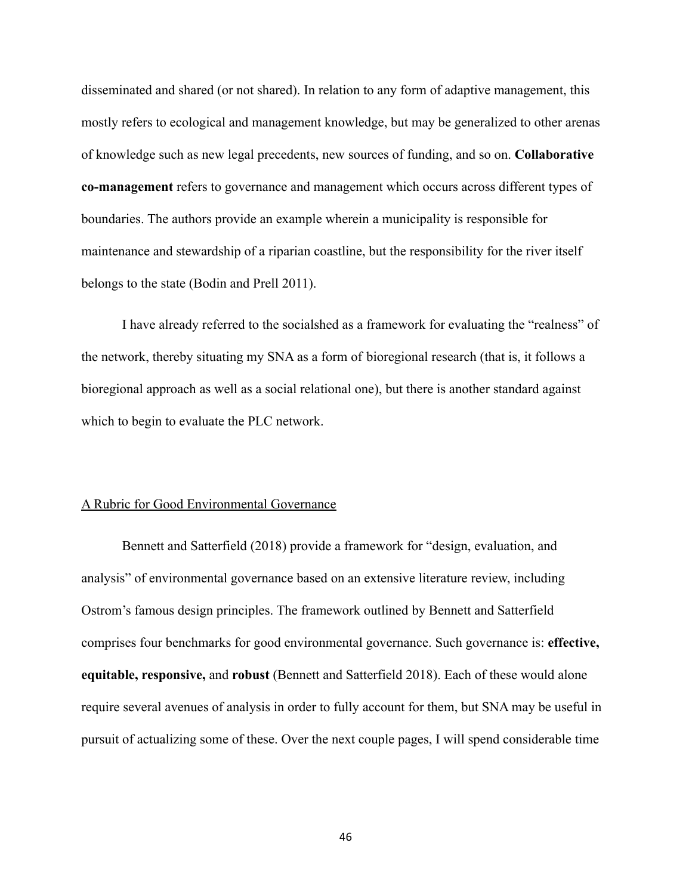disseminated and shared (or not shared). In relation to any form of adaptive management, this mostly refers to ecological and management knowledge, but may be generalized to other arenas of knowledge such as new legal precedents, new sources of funding, and so on. **Collaborative co-management** refers to governance and management which occurs across different types of boundaries. The authors provide an example wherein a municipality is responsible for maintenance and stewardship of a riparian coastline, but the responsibility for the river itself belongs to the state (Bodin and Prell 2011).

I have already referred to the socialshed as a framework for evaluating the "realness" of the network, thereby situating my SNA as a form of bioregional research (that is, it follows a bioregional approach as well as a social relational one), but there is another standard against which to begin to evaluate the PLC network.

## A Rubric for Good Environmental Governance

Bennett and Satterfield (2018) provide a framework for "design, evaluation, and analysis" of environmental governance based on an extensive literature review, including Ostrom's famous design principles. The framework outlined by Bennett and Satterfield comprises four benchmarks for good environmental governance. Such governance is: **effective, equitable, responsive,** and **robust** (Bennett and Satterfield 2018). Each of these would alone require several avenues of analysis in order to fully account for them, but SNA may be useful in pursuit of actualizing some of these. Over the next couple pages, I will spend considerable time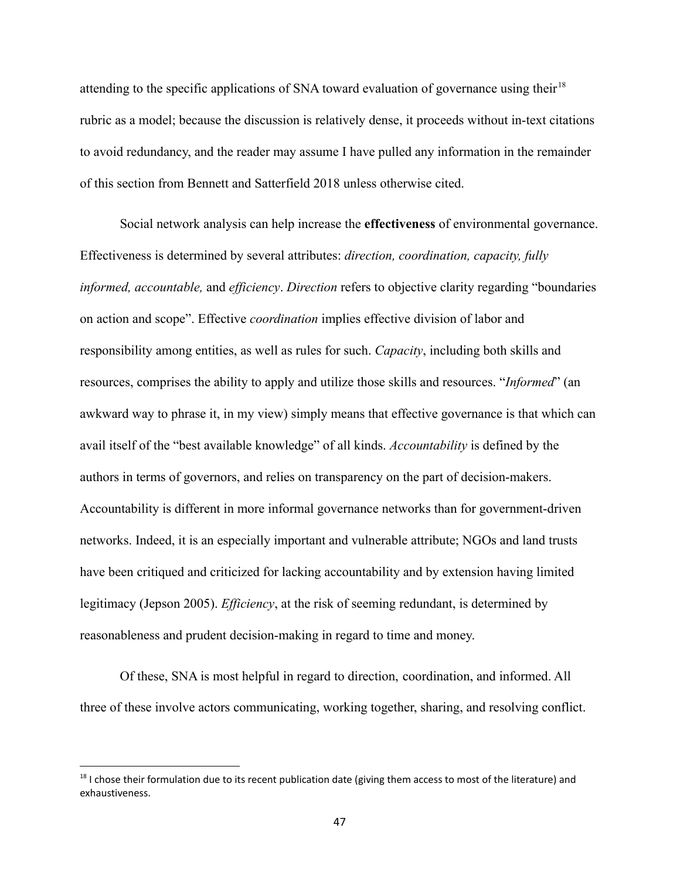attending to the specific applications of SNA toward evaluation of governance using their[18] rubric as a model; because the discussion is relatively dense, it proceeds without in-text citations to avoid redundancy, and the reader may assume I have pulled any information in the remainder of this section from Bennett and Satterfield 2018 unless otherwise cited.

Social network analysis can help increase the **effectiveness** of environmental governance. Effectiveness is determined by several attributes: *direction, coordination, capacity, fully informed, accountable,* and *efficiency*. *Direction* refers to objective clarity regarding "boundaries on action and scope". Effective *coordination* implies effective division of labor and responsibility among entities, as well as rules for such. *Capacity*, including both skills and resources, comprises the ability to apply and utilize those skills and resources. "*Informed*" (an awkward way to phrase it, in my view) simply means that effective governance is that which can avail itself of the "best available knowledge" of all kinds. *Accountability* is defined by the authors in terms of governors, and relies on transparency on the part of decision-makers. Accountability is different in more informal governance networks than for government-driven networks. Indeed, it is an especially important and vulnerable attribute; NGOs and land trusts have been critiqued and criticized for lacking accountability and by extension having limited legitimacy (Jepson 2005). *Efficiency*, at the risk of seeming redundant, is determined by reasonableness and prudent decision-making in regard to time and money.

Of these, SNA is most helpful in regard to direction, coordination, and informed. All three of these involve actors communicating, working together, sharing, and resolving conflict.

[18] I chose their formulation due to its recent publication date (giving them access to most of the literature) and exhaustiveness.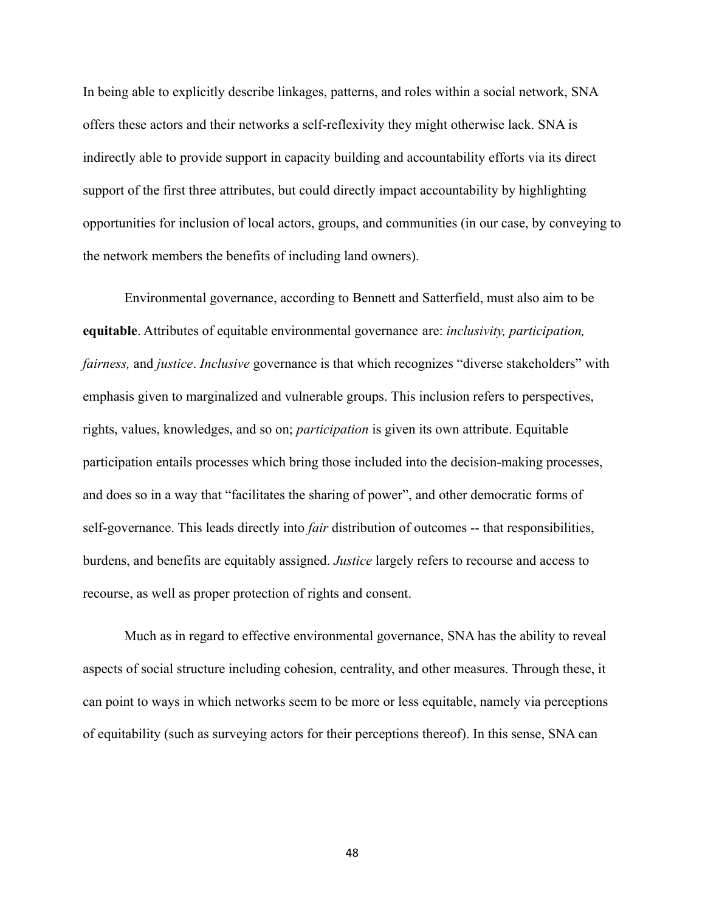In being able to explicitly describe linkages, patterns, and roles within a social network, SNA offers these actors and their networks a self-reflexivity they might otherwise lack. SNA is indirectly able to provide support in capacity building and accountability efforts via its direct support of the first three attributes, but could directly impact accountability by highlighting opportunities for inclusion of local actors, groups, and communities (in our case, by conveying to the network members the benefits of including land owners).

Environmental governance, according to Bennett and Satterfield, must also aim to be **equitable**. Attributes of equitable environmental governance are: *inclusivity, participation, fairness,* and *justice*. *Inclusive* governance is that which recognizes "diverse stakeholders" with emphasis given to marginalized and vulnerable groups. This inclusion refers to perspectives, rights, values, knowledges, and so on; *participation* is given its own attribute. Equitable participation entails processes which bring those included into the decision-making processes, and does so in a way that "facilitates the sharing of power", and other democratic forms of self-governance. This leads directly into *fair* distribution of outcomes -- that responsibilities, burdens, and benefits are equitably assigned. *Justice* largely refers to recourse and access to recourse, as well as proper protection of rights and consent.

Much as in regard to effective environmental governance, SNA has the ability to reveal aspects of social structure including cohesion, centrality, and other measures. Through these, it can point to ways in which networks seem to be more or less equitable, namely via perceptions of equitability (such as surveying actors for their perceptions thereof). In this sense, SNA can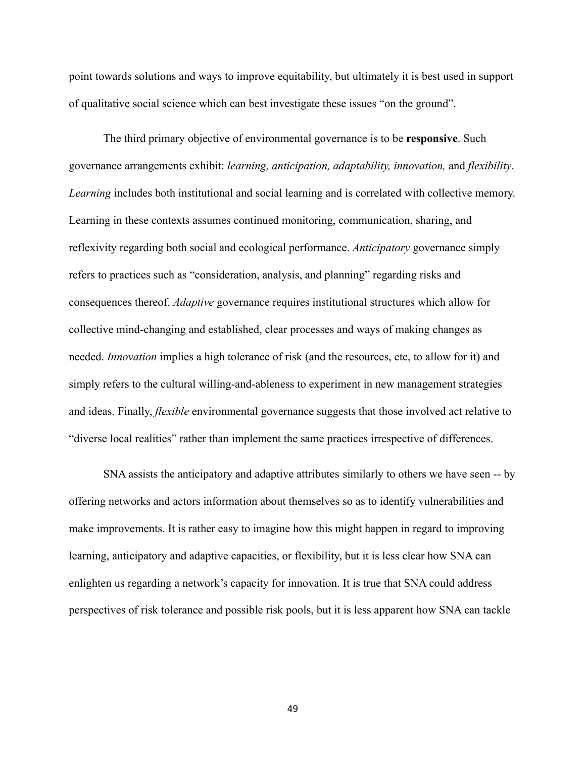point towards solutions and ways to improve equitability, but ultimately it is best used in support of qualitative social science which can best investigate these issues "on the ground".

The third primary objective of environmental governance is to be **responsive**. Such governance arrangements exhibit: *learning, anticipation, adaptability, innovation,* and *flexibility*. *Learning* includes both institutional and social learning and is correlated with collective memory. Learning in these contexts assumes continued monitoring, communication, sharing, and reflexivity regarding both social and ecological performance. *Anticipatory* governance simply refers to practices such as "consideration, analysis, and planning" regarding risks and consequences thereof. *Adaptive* governance requires institutional structures which allow for collective mind-changing and established, clear processes and ways of making changes as needed. *Innovation* implies a high tolerance of risk (and the resources, etc, to allow for it) and simply refers to the cultural willing-and-ableness to experiment in new management strategies and ideas. Finally, *flexible* environmental governance suggests that those involved act relative to "diverse local realities" rather than implement the same practices irrespective of differences.

SNA assists the anticipatory and adaptive attributes similarly to others we have seen -- by offering networks and actors information about themselves so as to identify vulnerabilities and make improvements. It is rather easy to imagine how this might happen in regard to improving learning, anticipatory and adaptive capacities, or flexibility, but it is less clear how SNA can enlighten us regarding a network's capacity for innovation. It is true that SNA could address perspectives of risk tolerance and possible risk pools, but it is less apparent how SNA can tackle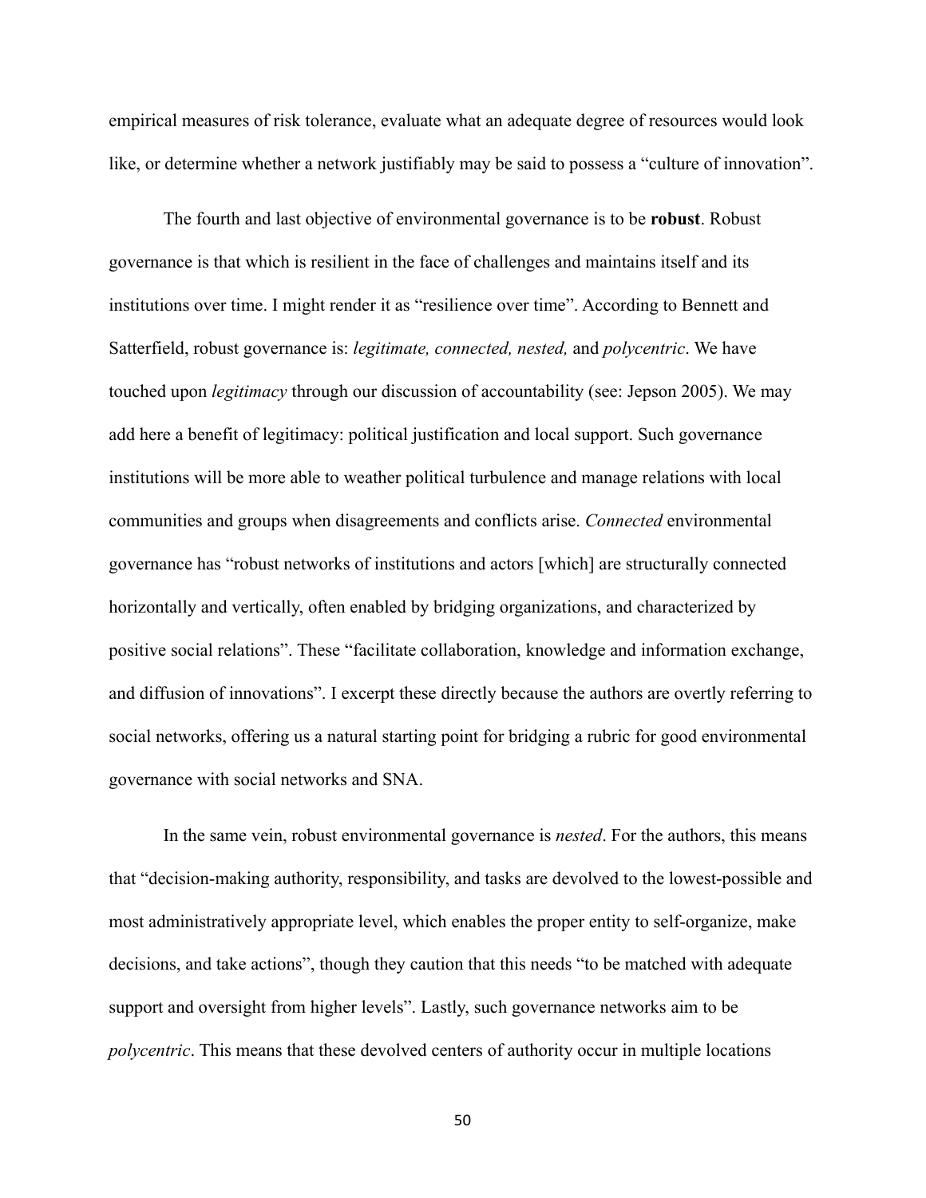empirical measures of risk tolerance, evaluate what an adequate degree of resources would look like, or determine whether a network justifiably may be said to possess a "culture of innovation".

The fourth and last objective of environmental governance is to be **robust**. Robust governance is that which is resilient in the face of challenges and maintains itself and its institutions over time. I might render it as "resilience over time". According to Bennett and Satterfield, robust governance is: *legitimate, connected, nested,* and *polycentric*. We have touched upon *legitimacy* through our discussion of accountability (see: Jepson 2005). We may add here a benefit of legitimacy: political justification and local support. Such governance institutions will be more able to weather political turbulence and manage relations with local communities and groups when disagreements and conflicts arise. *Connected* environmental governance has "robust networks of institutions and actors [which] are structurally connected horizontally and vertically, often enabled by bridging organizations, and characterized by positive social relations". These "facilitate collaboration, knowledge and information exchange, and diffusion of innovations". I excerpt these directly because the authors are overtly referring to social networks, offering us a natural starting point for bridging a rubric for good environmental governance with social networks and SNA.

In the same vein, robust environmental governance is *nested*. For the authors, this means that "decision-making authority, responsibility, and tasks are devolved to the lowest-possible and most administratively appropriate level, which enables the proper entity to self-organize, make decisions, and take actions", though they caution that this needs "to be matched with adequate support and oversight from higher levels". Lastly, such governance networks aim to be *polycentric*. This means that these devolved centers of authority occur in multiple locations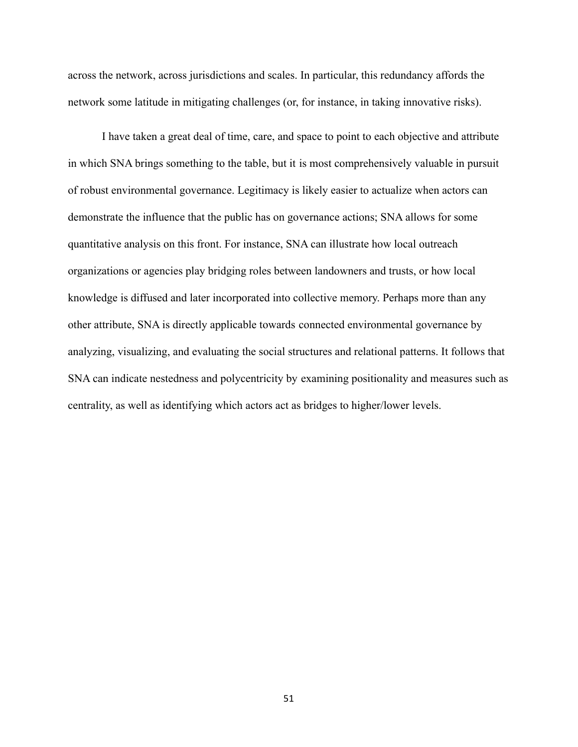across the network, across jurisdictions and scales. In particular, this redundancy affords the network some latitude in mitigating challenges (or, for instance, in taking innovative risks).

I have taken a great deal of time, care, and space to point to each objective and attribute in which SNA brings something to the table, but it is most comprehensively valuable in pursuit of robust environmental governance. Legitimacy is likely easier to actualize when actors can demonstrate the influence that the public has on governance actions; SNA allows for some quantitative analysis on this front. For instance, SNA can illustrate how local outreach organizations or agencies play bridging roles between landowners and trusts, or how local knowledge is diffused and later incorporated into collective memory. Perhaps more than any other attribute, SNA is directly applicable towards connected environmental governance by analyzing, visualizing, and evaluating the social structures and relational patterns. It follows that SNA can indicate nestedness and polycentricity by examining positionality and measures such as centrality, as well as identifying which actors act as bridges to higher/lower levels.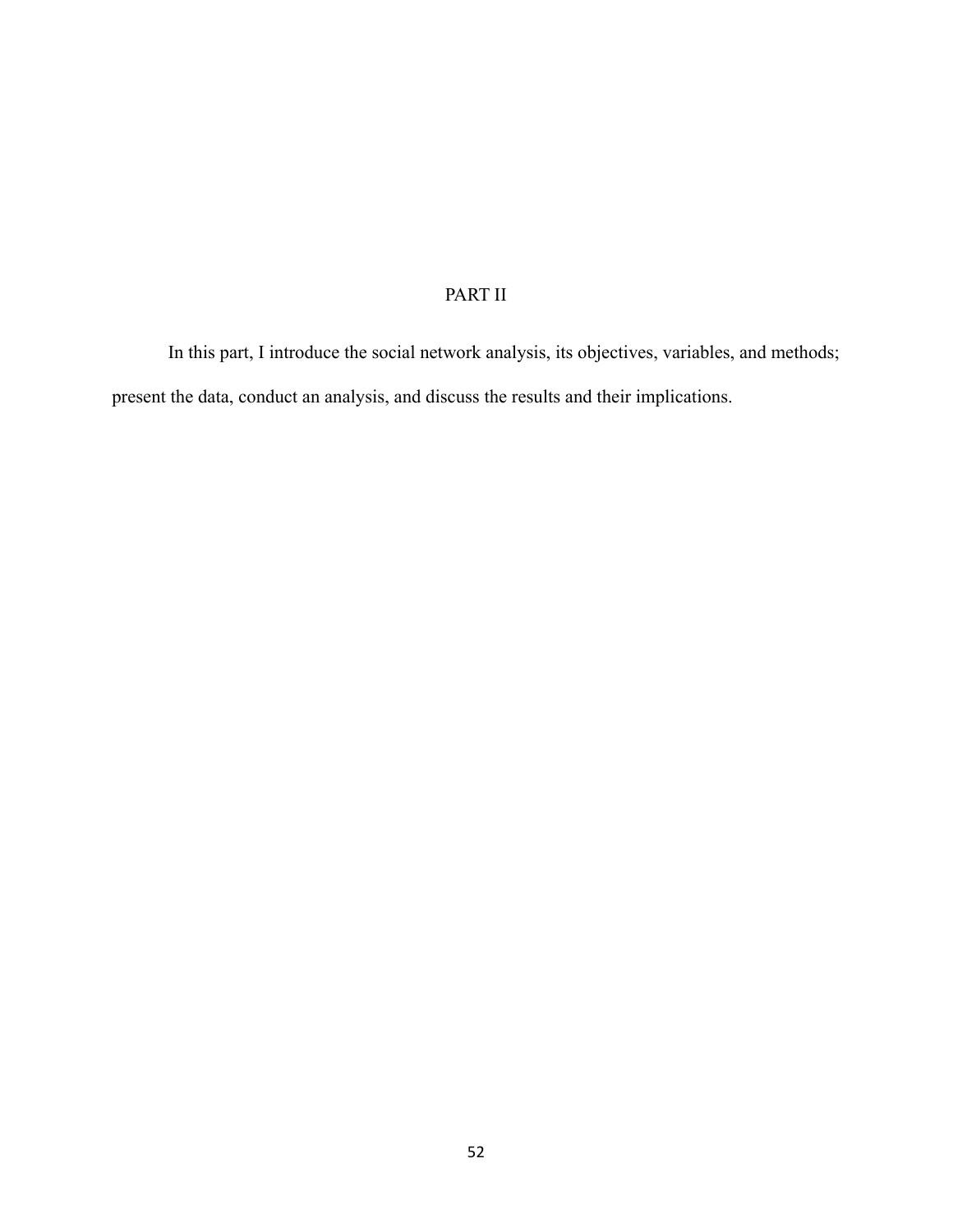# PART II

In this part, I introduce the social network analysis, its objectives, variables, and methods; present the data, conduct an analysis, and discuss the results and their implications.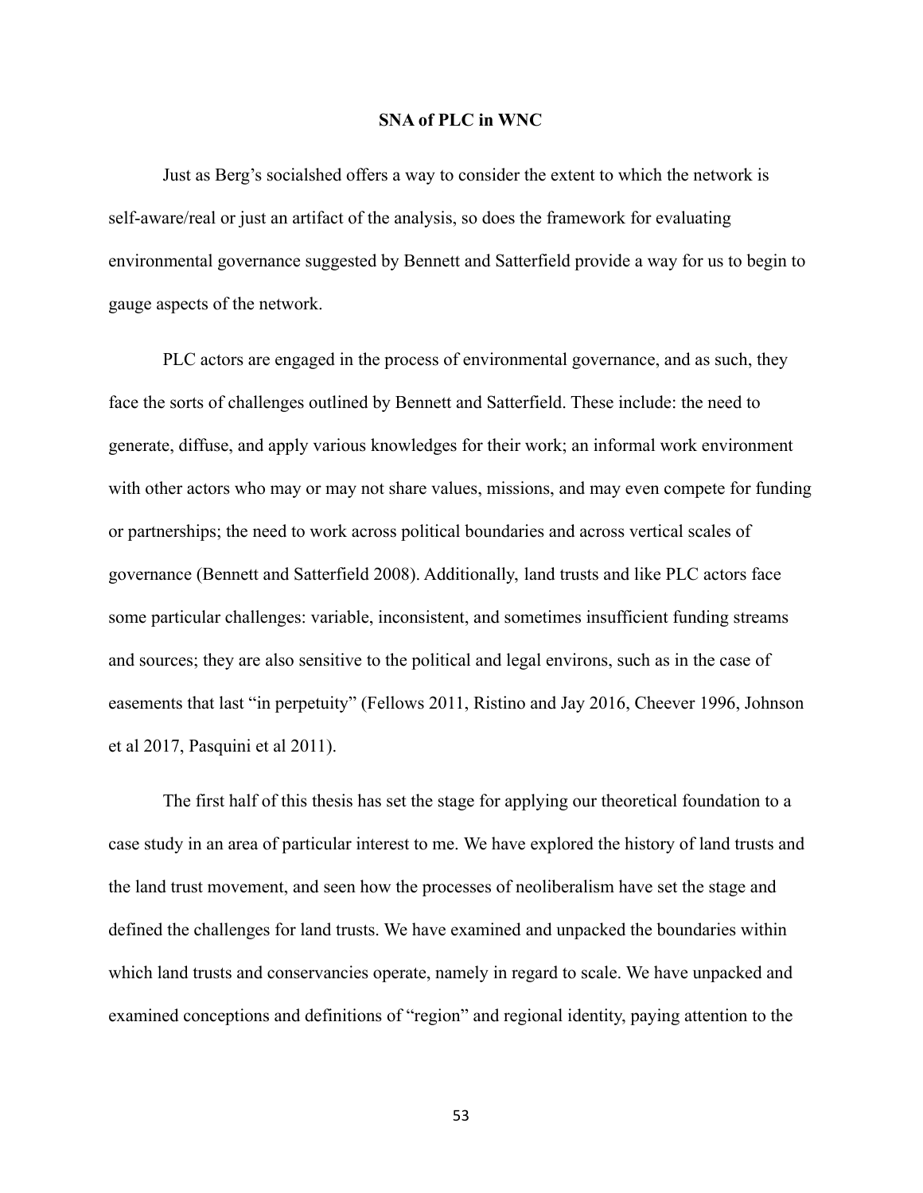## SNA of PLC in WNC

Just as Berg's socialshed offers a way to consider the extent to which the network is self-aware/real or just an artifact of the analysis, so does the framework for evaluating environmental governance suggested by Bennett and Satterfield provide a way for us to begin to gauge aspects of the network.

PLC actors are engaged in the process of environmental governance, and as such, they face the sorts of challenges outlined by Bennett and Satterfield. These include: the need to generate, diffuse, and apply various knowledges for their work; an informal work environment with other actors who may or may not share values, missions, and may even compete for funding or partnerships; the need to work across political boundaries and across vertical scales of governance (Bennett and Satterfield 2008). Additionally, land trusts and like PLC actors face some particular challenges: variable, inconsistent, and sometimes insufficient funding streams and sources; they are also sensitive to the political and legal environs, such as in the case of easements that last "in perpetuity" (Fellows 2011, Ristino and Jay 2016, Cheever 1996, Johnson et al 2017, Pasquini et al 2011).

The first half of this thesis has set the stage for applying our theoretical foundation to a case study in an area of particular interest to me. We have explored the history of land trusts and the land trust movement, and seen how the processes of neoliberalism have set the stage and defined the challenges for land trusts. We have examined and unpacked the boundaries within which land trusts and conservancies operate, namely in regard to scale. We have unpacked and examined conceptions and definitions of "region" and regional identity, paying attention to the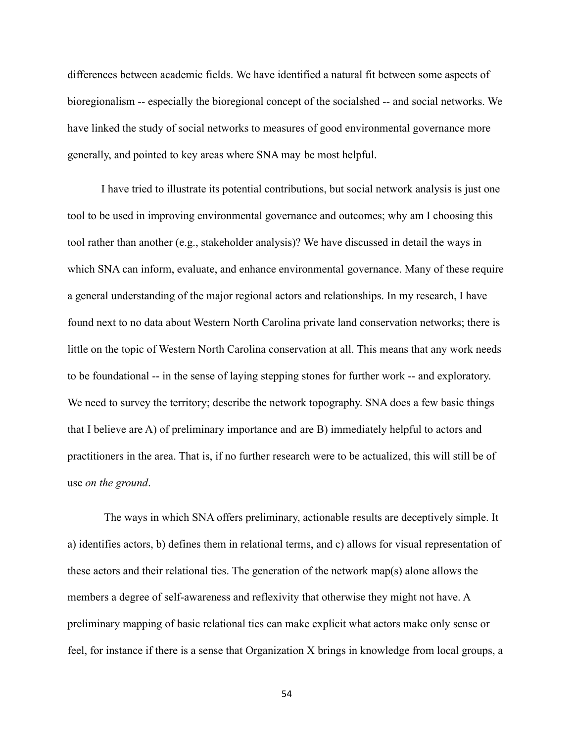differences between academic fields. We have identified a natural fit between some aspects of bioregionalism -- especially the bioregional concept of the socialshed -- and social networks. We have linked the study of social networks to measures of good environmental governance more generally, and pointed to key areas where SNA may be most helpful.

I have tried to illustrate its potential contributions, but social network analysis is just one tool to be used in improving environmental governance and outcomes; why am I choosing this tool rather than another (e.g., stakeholder analysis)? We have discussed in detail the ways in which SNA can inform, evaluate, and enhance environmental governance. Many of these require a general understanding of the major regional actors and relationships. In my research, I have found next to no data about Western North Carolina private land conservation networks; there is little on the topic of Western North Carolina conservation at all. This means that any work needs to be foundational -- in the sense of laying stepping stones for further work -- and exploratory. We need to survey the territory; describe the network topography. SNA does a few basic things that I believe are A) of preliminary importance and are B) immediately helpful to actors and practitioners in the area. That is, if no further research were to be actualized, this will still be of use *on the ground*.

The ways in which SNA offers preliminary, actionable results are deceptively simple. It a) identifies actors, b) defines them in relational terms, and c) allows for visual representation of these actors and their relational ties. The generation of the network map(s) alone allows the members a degree of self-awareness and reflexivity that otherwise they might not have. A preliminary mapping of basic relational ties can make explicit what actors make only sense or feel, for instance if there is a sense that Organization X brings in knowledge from local groups, a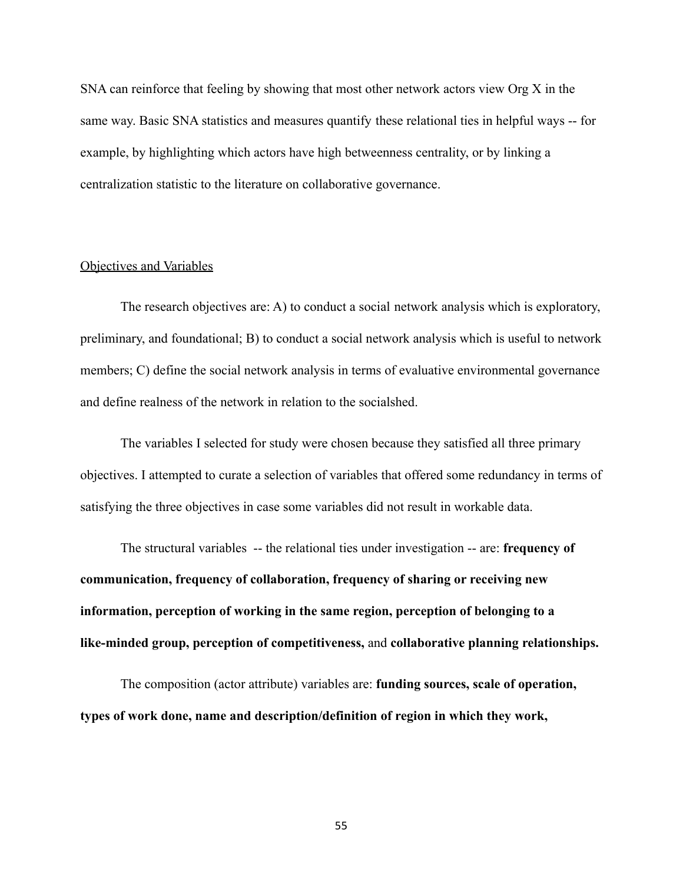SNA can reinforce that feeling by showing that most other network actors view Org X in the same way. Basic SNA statistics and measures quantify these relational ties in helpful ways -- for example, by highlighting which actors have high betweenness centrality, or by linking a centralization statistic to the literature on collaborative governance.

Objectives and Variables

The research objectives are: A) to conduct a social network analysis which is exploratory, preliminary, and foundational; B) to conduct a social network analysis which is useful to network members; C) define the social network analysis in terms of evaluative environmental governance and define realness of the network in relation to the socialshed.

The variables I selected for study were chosen because they satisfied all three primary objectives. I attempted to curate a selection of variables that offered some redundancy in terms of satisfying the three objectives in case some variables did not result in workable data.

The structural variables -- the relational ties under investigation -- are: **frequency of communication, frequency of collaboration, frequency of sharing or receiving new information, perception of working in the same region, perception of belonging to a like-minded group, perception of competitiveness,** and **collaborative planning relationships.**

The composition (actor attribute) variables are: **funding sources, scale of operation, types of work done, name and description/definition of region in which they work,**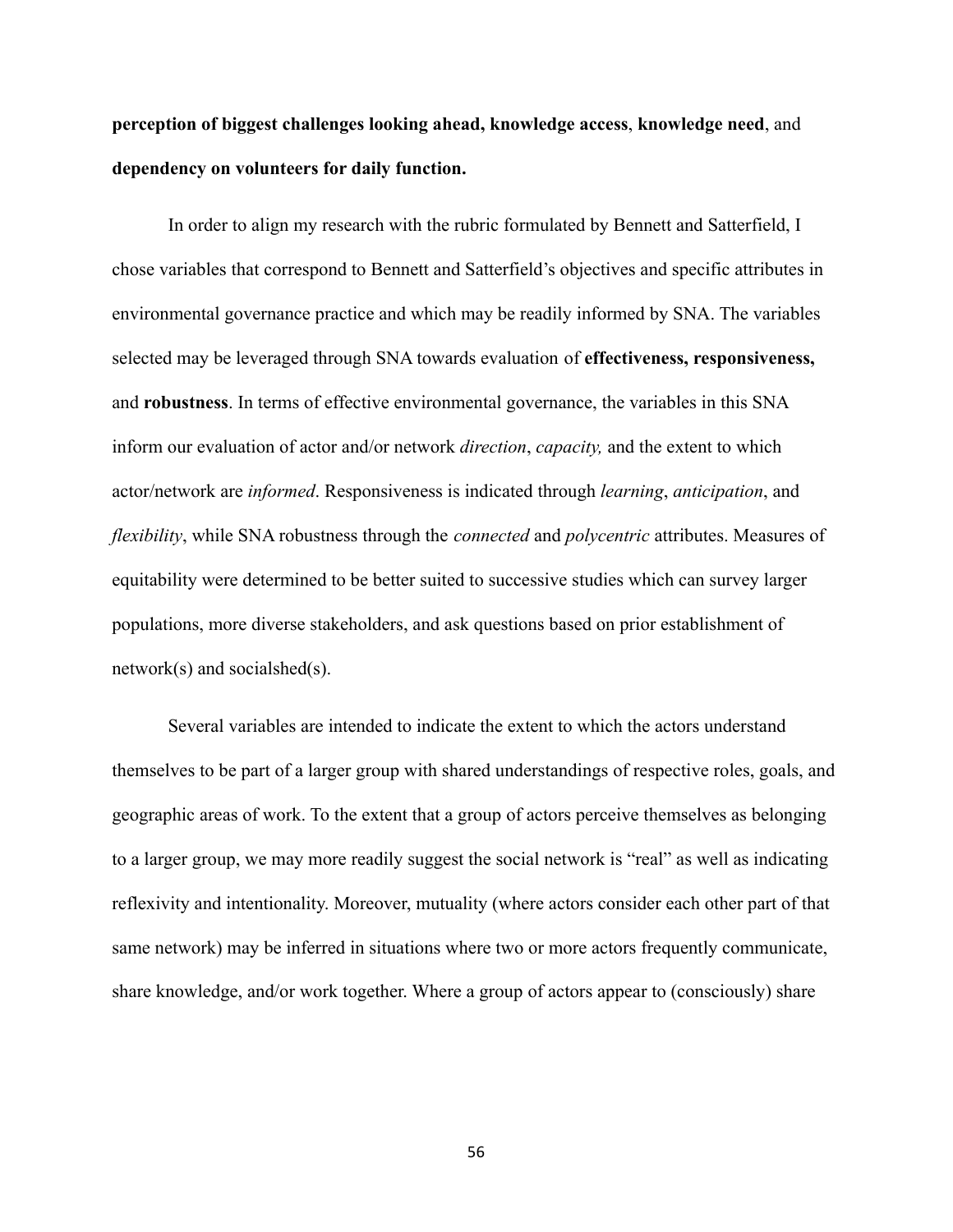**perception of biggest challenges looking ahead, knowledge access**, **knowledge need**, and **dependency on volunteers for daily function.**

In order to align my research with the rubric formulated by Bennett and Satterfield, I chose variables that correspond to Bennett and Satterfield's objectives and specific attributes in environmental governance practice and which may be readily informed by SNA. The variables selected may be leveraged through SNA towards evaluation of **effectiveness, responsiveness,** and **robustness**. In terms of effective environmental governance, the variables in this SNA inform our evaluation of actor and/or network *direction*, *capacity,* and the extent to which actor/network are *informed*. Responsiveness is indicated through *learning*, *anticipation*, and *flexibility*, while SNA robustness through the *connected* and *polycentric* attributes. Measures of equitability were determined to be better suited to successive studies which can survey larger populations, more diverse stakeholders, and ask questions based on prior establishment of network(s) and socialshed(s).

Several variables are intended to indicate the extent to which the actors understand themselves to be part of a larger group with shared understandings of respective roles, goals, and geographic areas of work. To the extent that a group of actors perceive themselves as belonging to a larger group, we may more readily suggest the social network is "real" as well as indicating reflexivity and intentionality. Moreover, mutuality (where actors consider each other part of that same network) may be inferred in situations where two or more actors frequently communicate, share knowledge, and/or work together. Where a group of actors appear to (consciously) share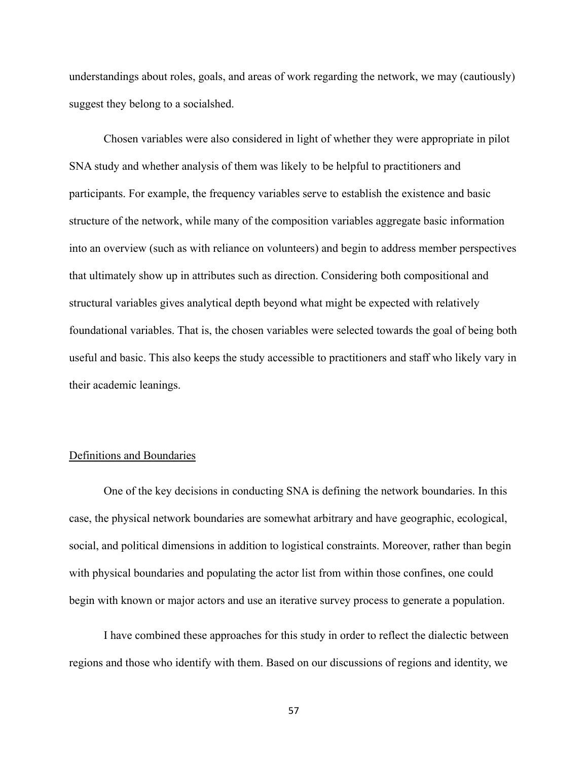understandings about roles, goals, and areas of work regarding the network, we may (cautiously) suggest they belong to a socialshed.

Chosen variables were also considered in light of whether they were appropriate in pilot SNA study and whether analysis of them was likely to be helpful to practitioners and participants. For example, the frequency variables serve to establish the existence and basic structure of the network, while many of the composition variables aggregate basic information into an overview (such as with reliance on volunteers) and begin to address member perspectives that ultimately show up in attributes such as direction. Considering both compositional and structural variables gives analytical depth beyond what might be expected with relatively foundational variables. That is, the chosen variables were selected towards the goal of being both useful and basic. This also keeps the study accessible to practitioners and staff who likely vary in their academic leanings.

## Definitions and Boundaries

One of the key decisions in conducting SNA is defining the network boundaries. In this case, the physical network boundaries are somewhat arbitrary and have geographic, ecological, social, and political dimensions in addition to logistical constraints. Moreover, rather than begin with physical boundaries and populating the actor list from within those confines, one could begin with known or major actors and use an iterative survey process to generate a population.

I have combined these approaches for this study in order to reflect the dialectic between regions and those who identify with them. Based on our discussions of regions and identity, we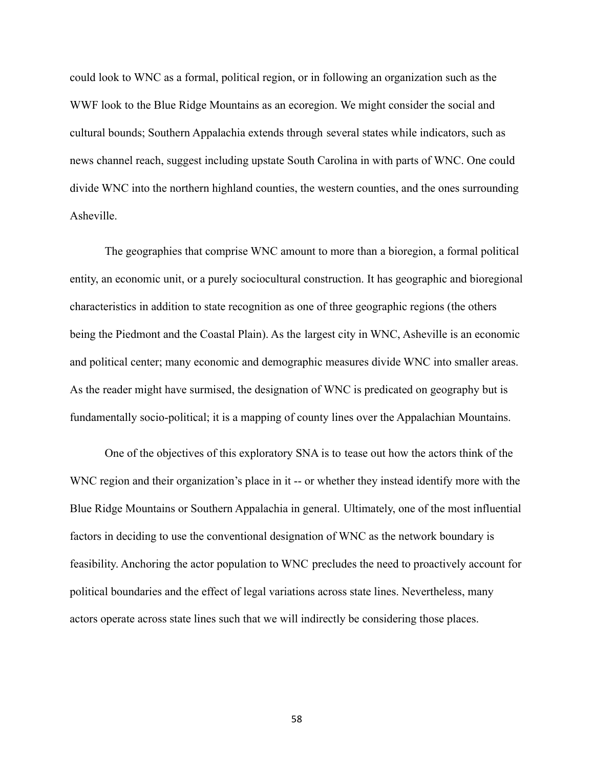could look to WNC as a formal, political region, or in following an organization such as the WWF look to the Blue Ridge Mountains as an ecoregion. We might consider the social and cultural bounds; Southern Appalachia extends through several states while indicators, such as news channel reach, suggest including upstate South Carolina in with parts of WNC. One could divide WNC into the northern highland counties, the western counties, and the ones surrounding Asheville.

The geographies that comprise WNC amount to more than a bioregion, a formal political entity, an economic unit, or a purely sociocultural construction. It has geographic and bioregional characteristics in addition to state recognition as one of three geographic regions (the others being the Piedmont and the Coastal Plain). As the largest city in WNC, Asheville is an economic and political center; many economic and demographic measures divide WNC into smaller areas. As the reader might have surmised, the designation of WNC is predicated on geography but is fundamentally socio-political; it is a mapping of county lines over the Appalachian Mountains.

One of the objectives of this exploratory SNA is to tease out how the actors think of the WNC region and their organization's place in it -- or whether they instead identify more with the Blue Ridge Mountains or Southern Appalachia in general. Ultimately, one of the most influential factors in deciding to use the conventional designation of WNC as the network boundary is feasibility. Anchoring the actor population to WNC precludes the need to proactively account for political boundaries and the effect of legal variations across state lines. Nevertheless, many actors operate across state lines such that we will indirectly be considering those places.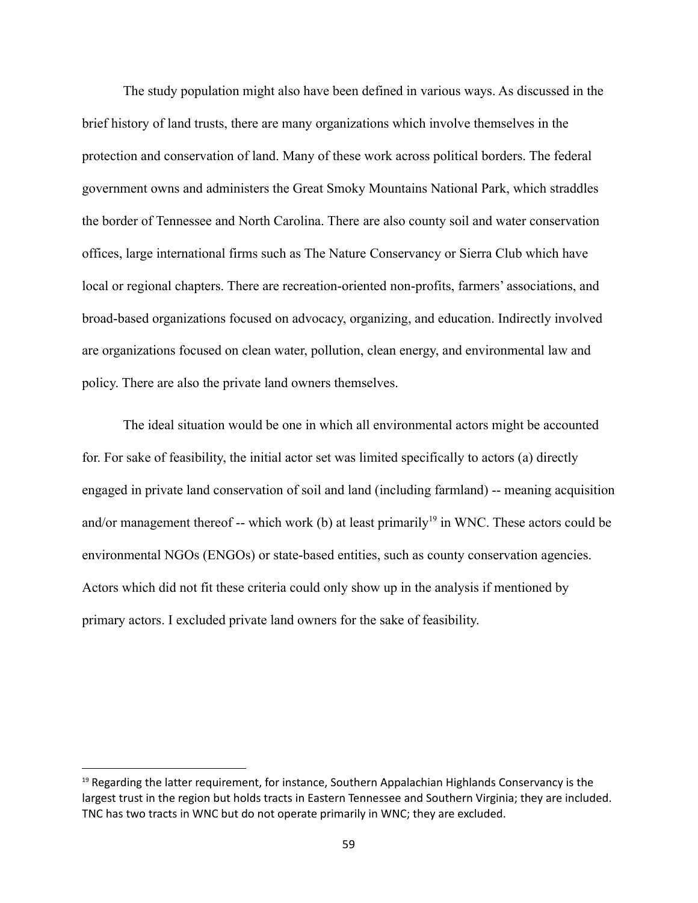The study population might also have been defined in various ways. As discussed in the brief history of land trusts, there are many organizations which involve themselves in the protection and conservation of land. Many of these work across political borders. The federal government owns and administers the Great Smoky Mountains National Park, which straddles the border of Tennessee and North Carolina. There are also county soil and water conservation offices, large international firms such as The Nature Conservancy or Sierra Club which have local or regional chapters. There are recreation-oriented non-profits, farmers' associations, and broad-based organizations focused on advocacy, organizing, and education. Indirectly involved are organizations focused on clean water, pollution, clean energy, and environmental law and policy. There are also the private land owners themselves.

The ideal situation would be one in which all environmental actors might be accounted for. For sake of feasibility, the initial actor set was limited specifically to actors (a) directly engaged in private land conservation of soil and land (including farmland) -- meaning acquisition and/or management thereof -- which work (b) at least primarily[19] in WNC. These actors could be environmental NGOs (ENGOs) or state-based entities, such as county conservation agencies. Actors which did not fit these criteria could only show up in the analysis if mentioned by primary actors. I excluded private land owners for the sake of feasibility.

---

[19] Regarding the latter requirement, for instance, Southern Appalachian Highlands Conservancy is the largest trust in the region but holds tracts in Eastern Tennessee and Southern Virginia; they are included. TNC has two tracts in WNC but do not operate primarily in WNC; they are excluded.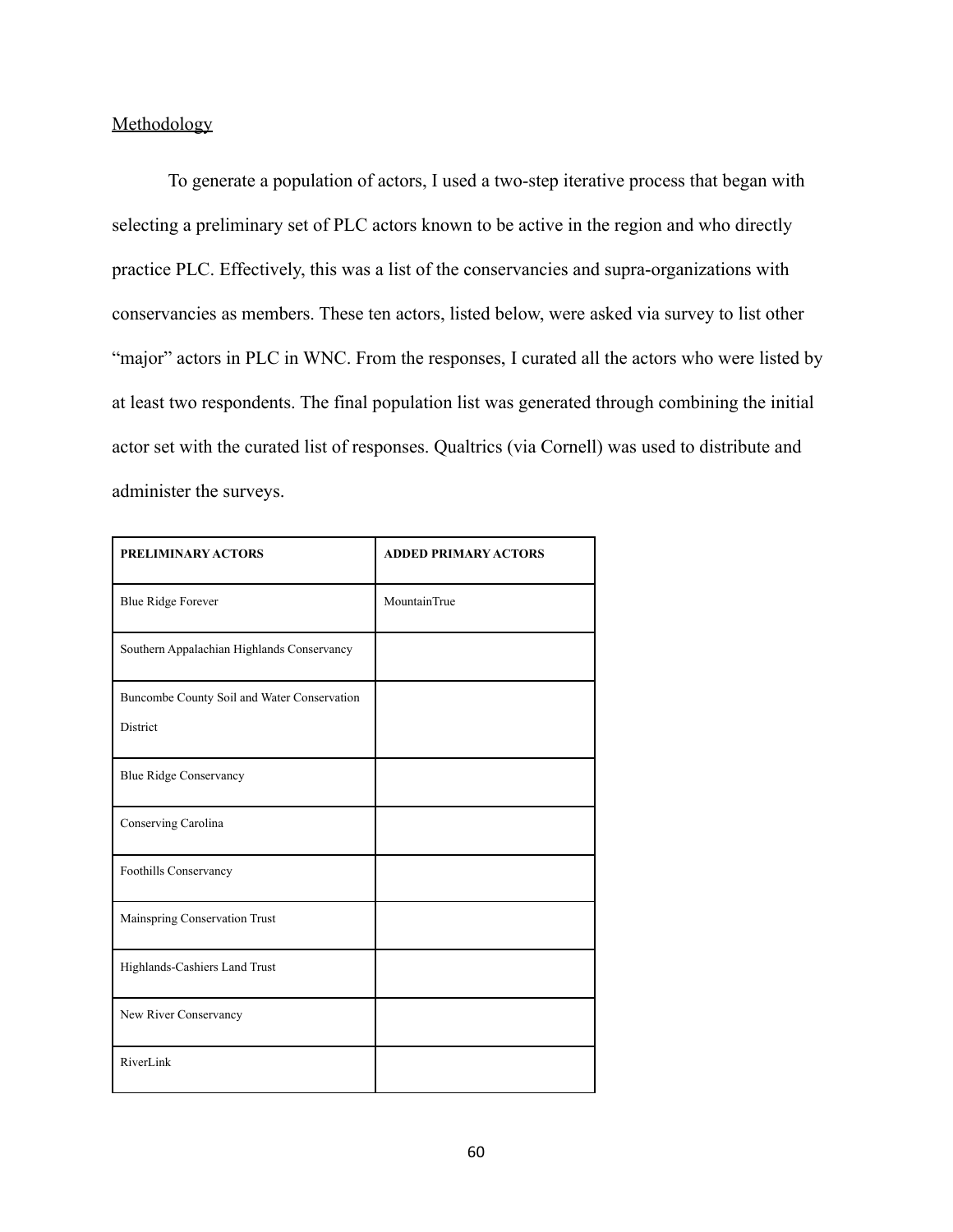Methodology

To generate a population of actors, I used a two-step iterative process that began with selecting a preliminary set of PLC actors known to be active in the region and who directly practice PLC. Effectively, this was a list of the conservancies and supra-organizations with conservancies as members. These ten actors, listed below, were asked via survey to list other "major" actors in PLC in WNC. From the responses, I curated all the actors who were listed by at least two respondents. The final population list was generated through combining the initial actor set with the curated list of responses. Qualtrics (via Cornell) was used to distribute and administer the surveys.

| PRELIMINARY ACTORS | ADDED PRIMARY ACTORS |
|---|---|
| Blue Ridge Forever | MountainTrue |
| Southern Appalachian Highlands Conservancy | |
| Buncombe County Soil and Water Conservation District | |
| Blue Ridge Conservancy | |
| Conserving Carolina | |
| Foothills Conservancy | |
| Mainspring Conservation Trust | |
| Highlands-Cashiers Land Trust | |
| New River Conservancy | |
| RiverLink | |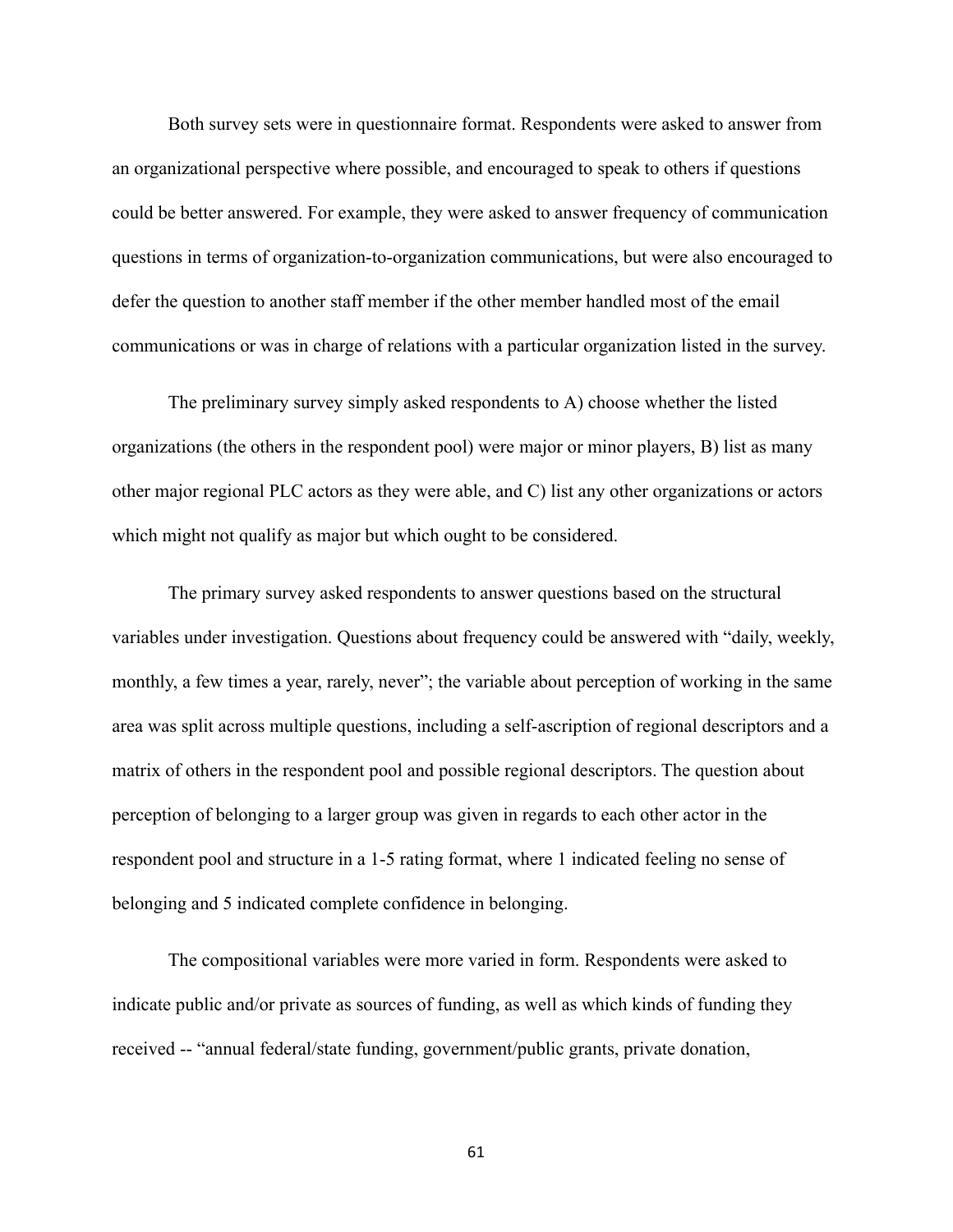Both survey sets were in questionnaire format. Respondents were asked to answer from an organizational perspective where possible, and encouraged to speak to others if questions could be better answered. For example, they were asked to answer frequency of communication questions in terms of organization-to-organization communications, but were also encouraged to defer the question to another staff member if the other member handled most of the email communications or was in charge of relations with a particular organization listed in the survey.

The preliminary survey simply asked respondents to A) choose whether the listed organizations (the others in the respondent pool) were major or minor players, B) list as many other major regional PLC actors as they were able, and C) list any other organizations or actors which might not qualify as major but which ought to be considered.

The primary survey asked respondents to answer questions based on the structural variables under investigation. Questions about frequency could be answered with "daily, weekly, monthly, a few times a year, rarely, never"; the variable about perception of working in the same area was split across multiple questions, including a self-ascription of regional descriptors and a matrix of others in the respondent pool and possible regional descriptors. The question about perception of belonging to a larger group was given in regards to each other actor in the respondent pool and structure in a 1-5 rating format, where 1 indicated feeling no sense of belonging and 5 indicated complete confidence in belonging.

The compositional variables were more varied in form. Respondents were asked to indicate public and/or private as sources of funding, as well as which kinds of funding they received -- "annual federal/state funding, government/public grants, private donation,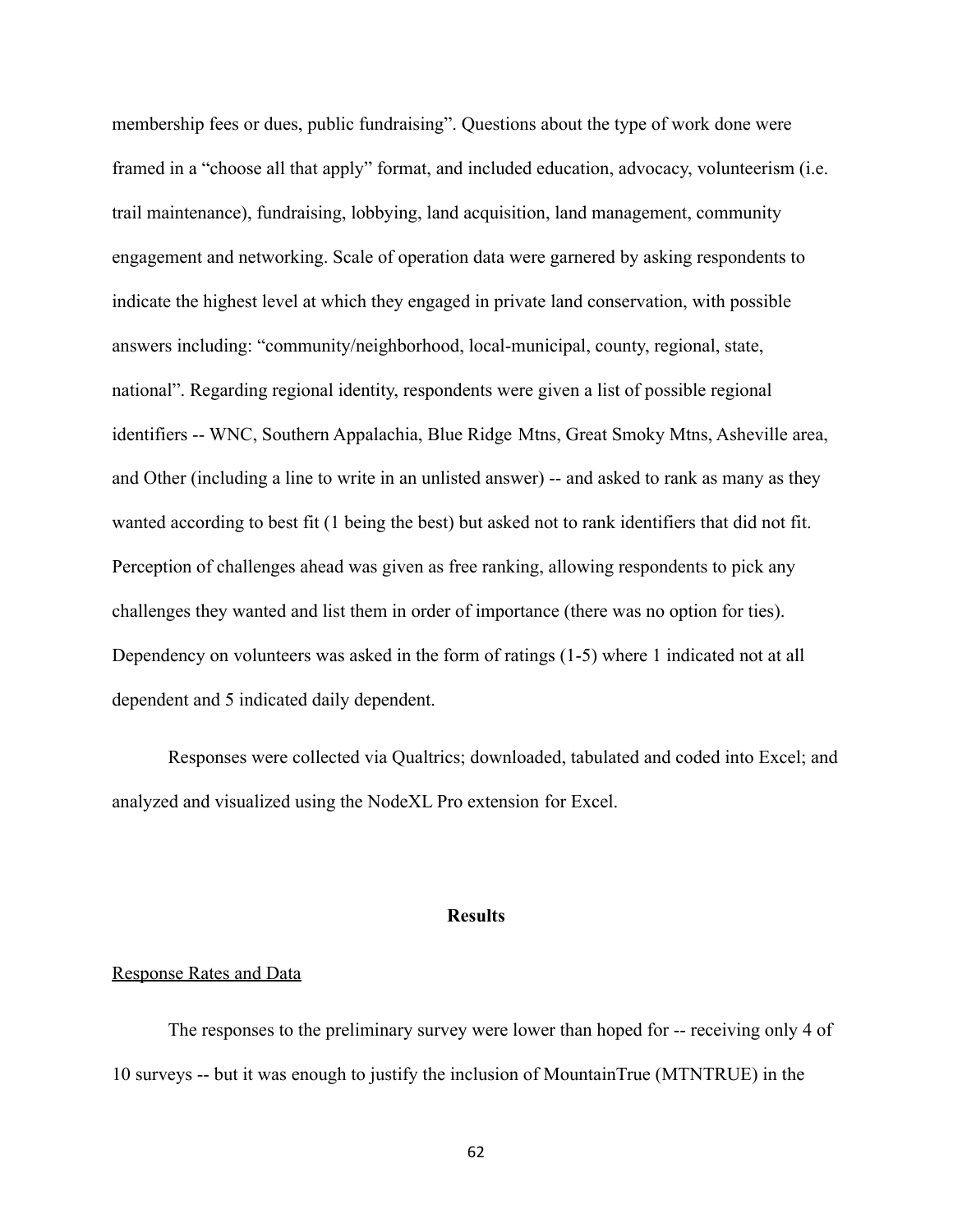membership fees or dues, public fundraising". Questions about the type of work done were framed in a "choose all that apply" format, and included education, advocacy, volunteerism (i.e. trail maintenance), fundraising, lobbying, land acquisition, land management, community engagement and networking. Scale of operation data were garnered by asking respondents to indicate the highest level at which they engaged in private land conservation, with possible answers including: "community/neighborhood, local-municipal, county, regional, state, national". Regarding regional identity, respondents were given a list of possible regional identifiers -- WNC, Southern Appalachia, Blue Ridge Mtns, Great Smoky Mtns, Asheville area, and Other (including a line to write in an unlisted answer) -- and asked to rank as many as they wanted according to best fit (1 being the best) but asked not to rank identifiers that did not fit. Perception of challenges ahead was given as free ranking, allowing respondents to pick any challenges they wanted and list them in order of importance (there was no option for ties). Dependency on volunteers was asked in the form of ratings (1-5) where 1 indicated not at all dependent and 5 indicated daily dependent.

Responses were collected via Qualtrics; downloaded, tabulated and coded into Excel; and analyzed and visualized using the NodeXL Pro extension for Excel.

## Results

<u>Response Rates and Data</u>

The responses to the preliminary survey were lower than hoped for -- receiving only 4 of 10 surveys -- but it was enough to justify the inclusion of MountainTrue (MTNTRUE) in the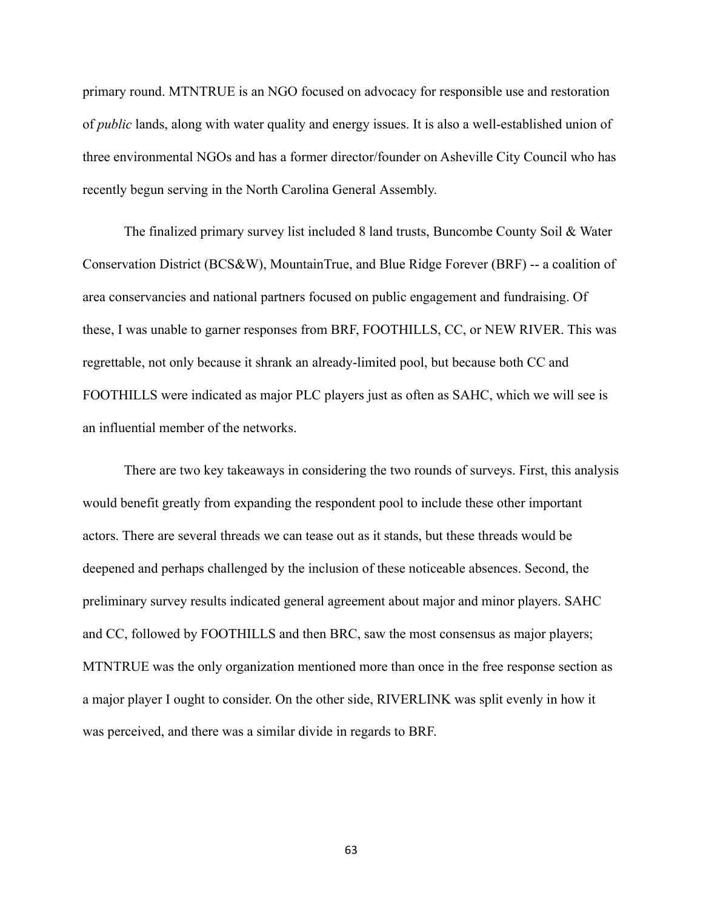primary round. MTNTRUE is an NGO focused on advocacy for responsible use and restoration of *public* lands, along with water quality and energy issues. It is also a well-established union of three environmental NGOs and has a former director/founder on Asheville City Council who has recently begun serving in the North Carolina General Assembly.

The finalized primary survey list included 8 land trusts, Buncombe County Soil & Water Conservation District (BCS&W), MountainTrue, and Blue Ridge Forever (BRF) -- a coalition of area conservancies and national partners focused on public engagement and fundraising. Of these, I was unable to garner responses from BRF, FOOTHILLS, CC, or NEW RIVER. This was regrettable, not only because it shrank an already-limited pool, but because both CC and FOOTHILLS were indicated as major PLC players just as often as SAHC, which we will see is an influential member of the networks.

There are two key takeaways in considering the two rounds of surveys. First, this analysis would benefit greatly from expanding the respondent pool to include these other important actors. There are several threads we can tease out as it stands, but these threads would be deepened and perhaps challenged by the inclusion of these noticeable absences. Second, the preliminary survey results indicated general agreement about major and minor players. SAHC and CC, followed by FOOTHILLS and then BRC, saw the most consensus as major players; MTNTRUE was the only organization mentioned more than once in the free response section as a major player I ought to consider. On the other side, RIVERLINK was split evenly in how it was perceived, and there was a similar divide in regards to BRF.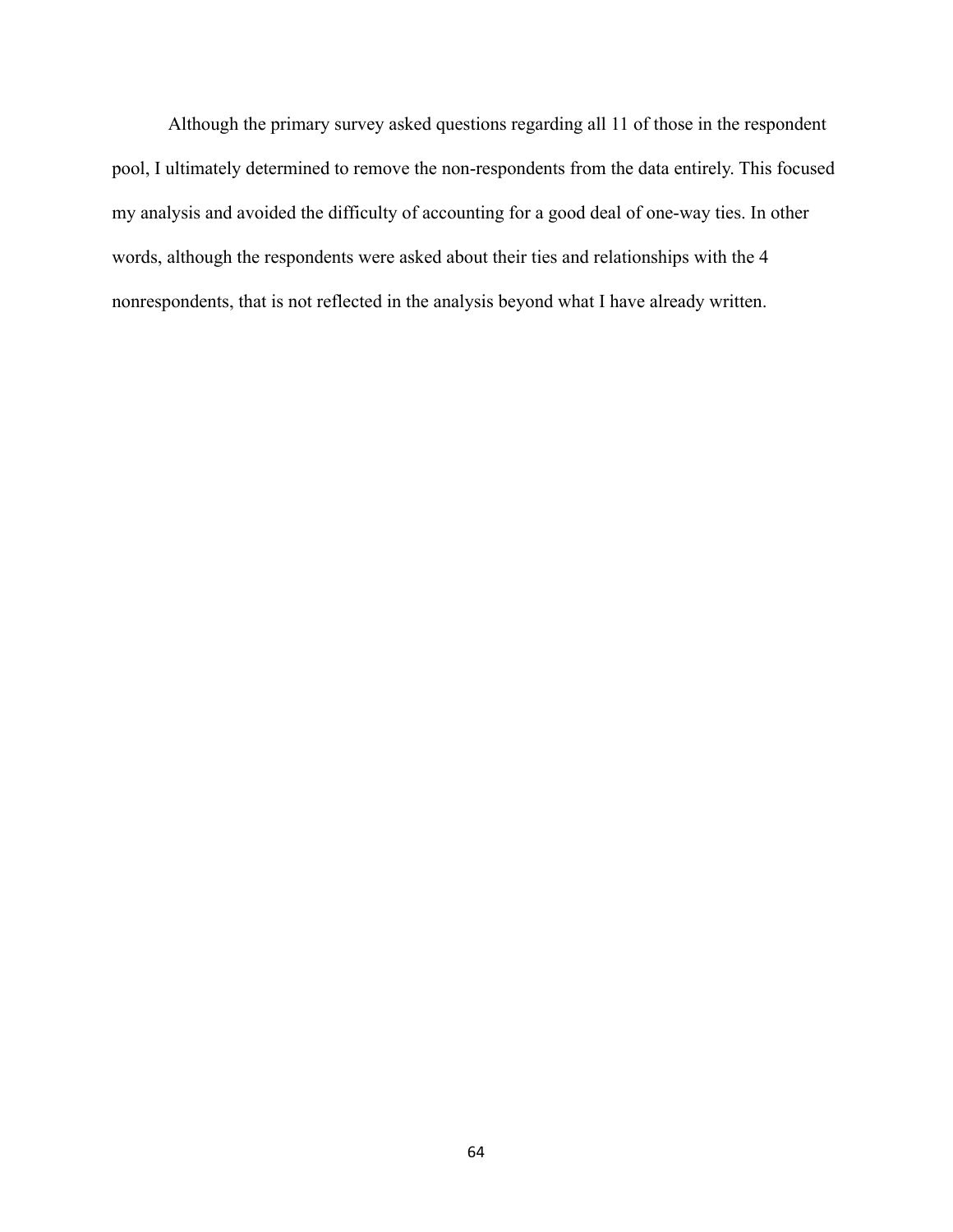Although the primary survey asked questions regarding all 11 of those in the respondent pool, I ultimately determined to remove the non-respondents from the data entirely. This focused my analysis and avoided the difficulty of accounting for a good deal of one-way ties. In other words, although the respondents were asked about their ties and relationships with the 4 nonrespondents, that is not reflected in the analysis beyond what I have already written.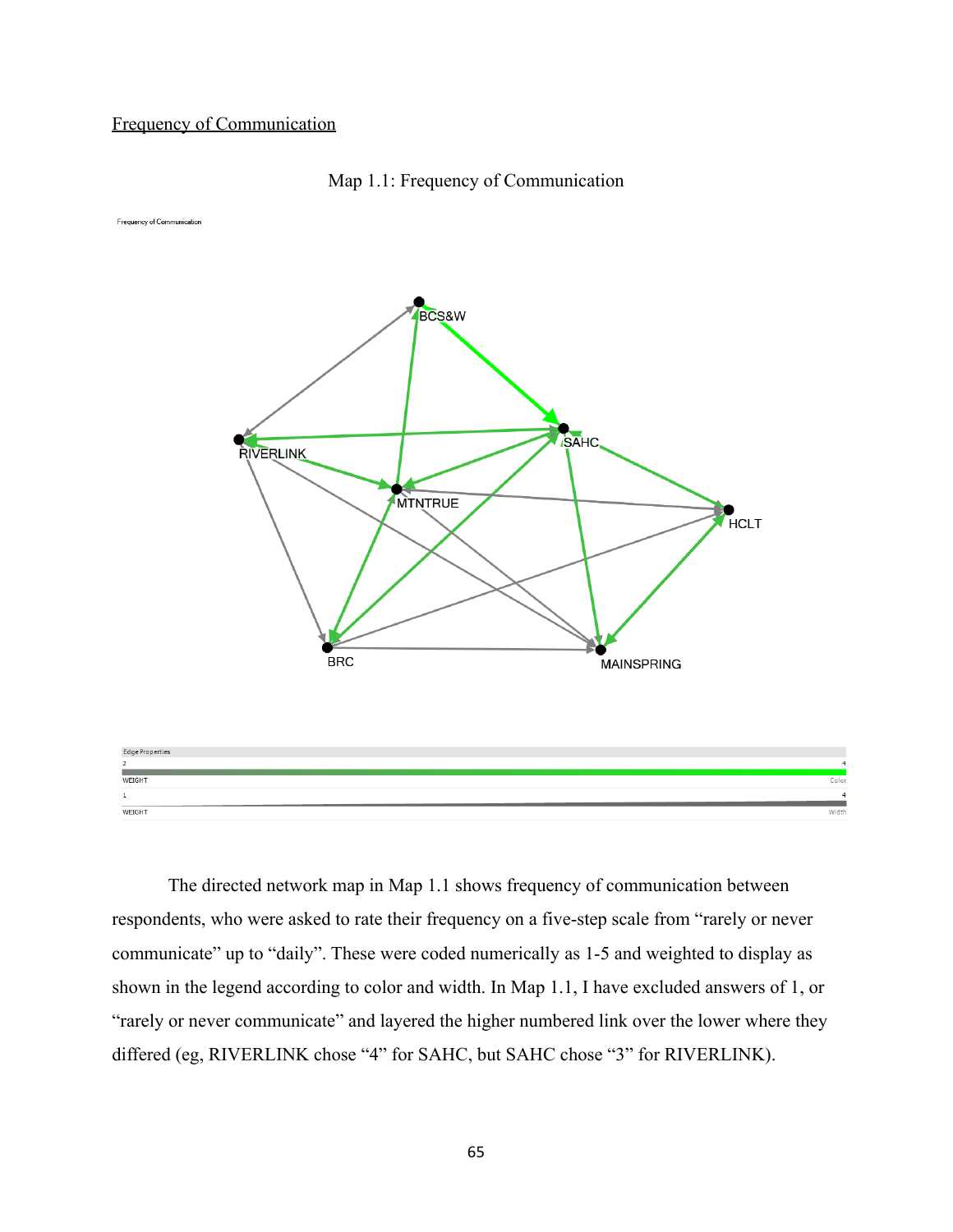Frequency of Communication

Map 1.1: Frequency of Communication

The directed network map in Map 1.1 shows frequency of communication between respondents, who were asked to rate their frequency on a five-step scale from "rarely or never communicate" up to "daily". These were coded numerically as 1-5 and weighted to display as shown in the legend according to color and width. In Map 1.1, I have excluded answers of 1, or "rarely or never communicate" and layered the higher numbered link over the lower where they differed (eg, RIVERLINK chose "4" for SAHC, but SAHC chose "3" for RIVERLINK).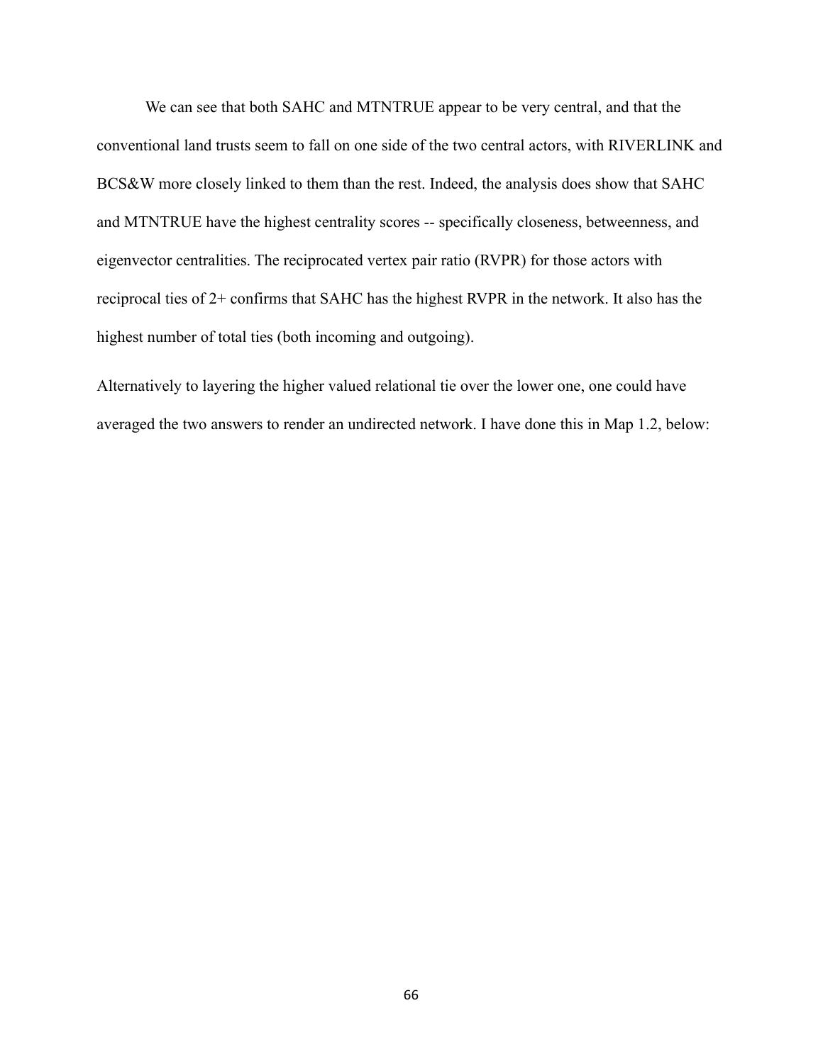We can see that both SAHC and MTNTRUE appear to be very central, and that the conventional land trusts seem to fall on one side of the two central actors, with RIVERLINK and BCS&W more closely linked to them than the rest. Indeed, the analysis does show that SAHC and MTNTRUE have the highest centrality scores -- specifically closeness, betweenness, and eigenvector centralities. The reciprocated vertex pair ratio (RVPR) for those actors with reciprocal ties of 2+ confirms that SAHC has the highest RVPR in the network. It also has the highest number of total ties (both incoming and outgoing).

Alternatively to layering the higher valued relational tie over the lower one, one could have averaged the two answers to render an undirected network. I have done this in Map 1.2, below: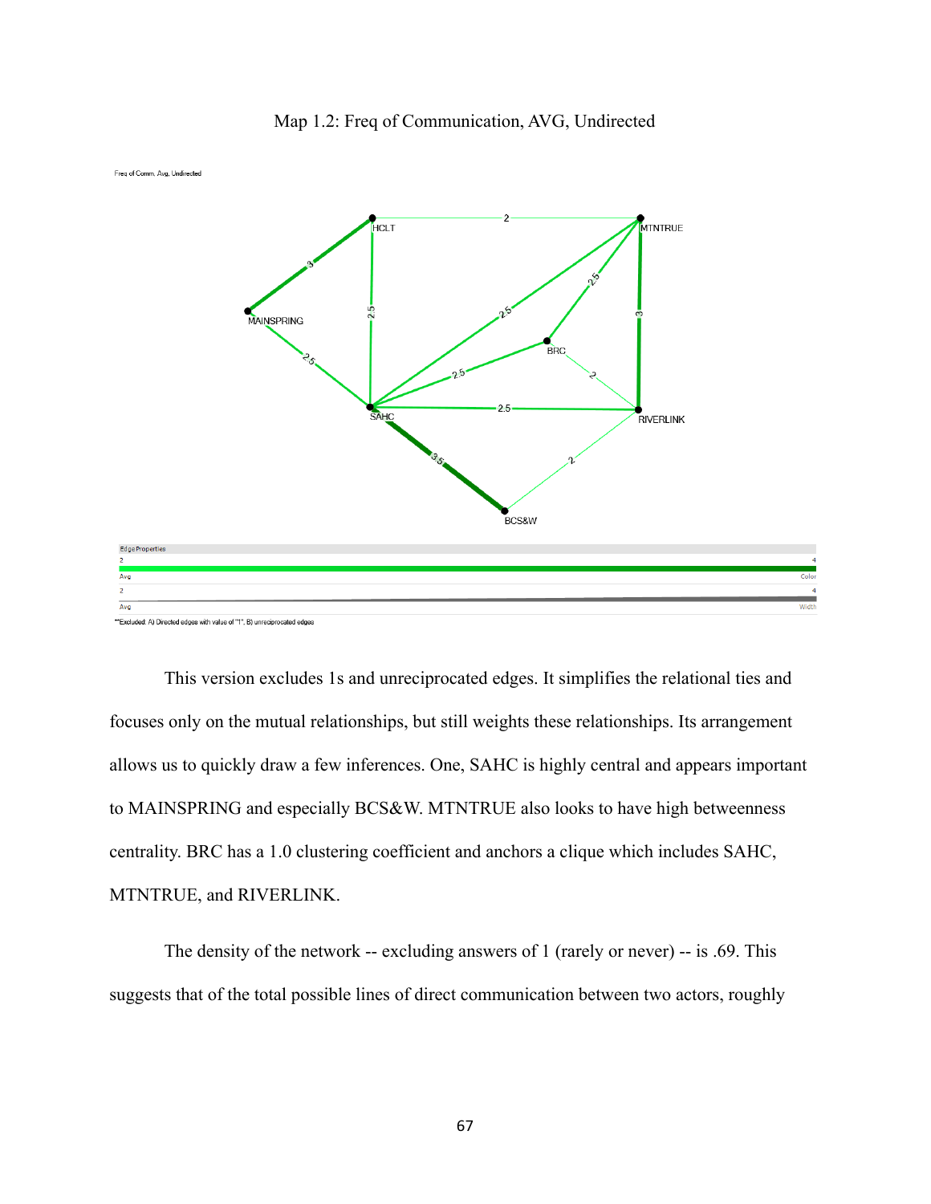Map 1.2: Freq of Communication, AVG, Undirected

This version excludes 1s and unreciprocated edges. It simplifies the relational ties and focuses only on the mutual relationships, but still weights these relationships. Its arrangement allows us to quickly draw a few inferences. One, SAHC is highly central and appears important to MAINSPRING and especially BCS&W. MTNTRUE also looks to have high betweenness centrality. BRC has a 1.0 clustering coefficient and anchors a clique which includes SAHC, MTNTRUE, and RIVERLINK.

The density of the network -- excluding answers of 1 (rarely or never) -- is .69. This suggests that of the total possible lines of direct communication between two actors, roughly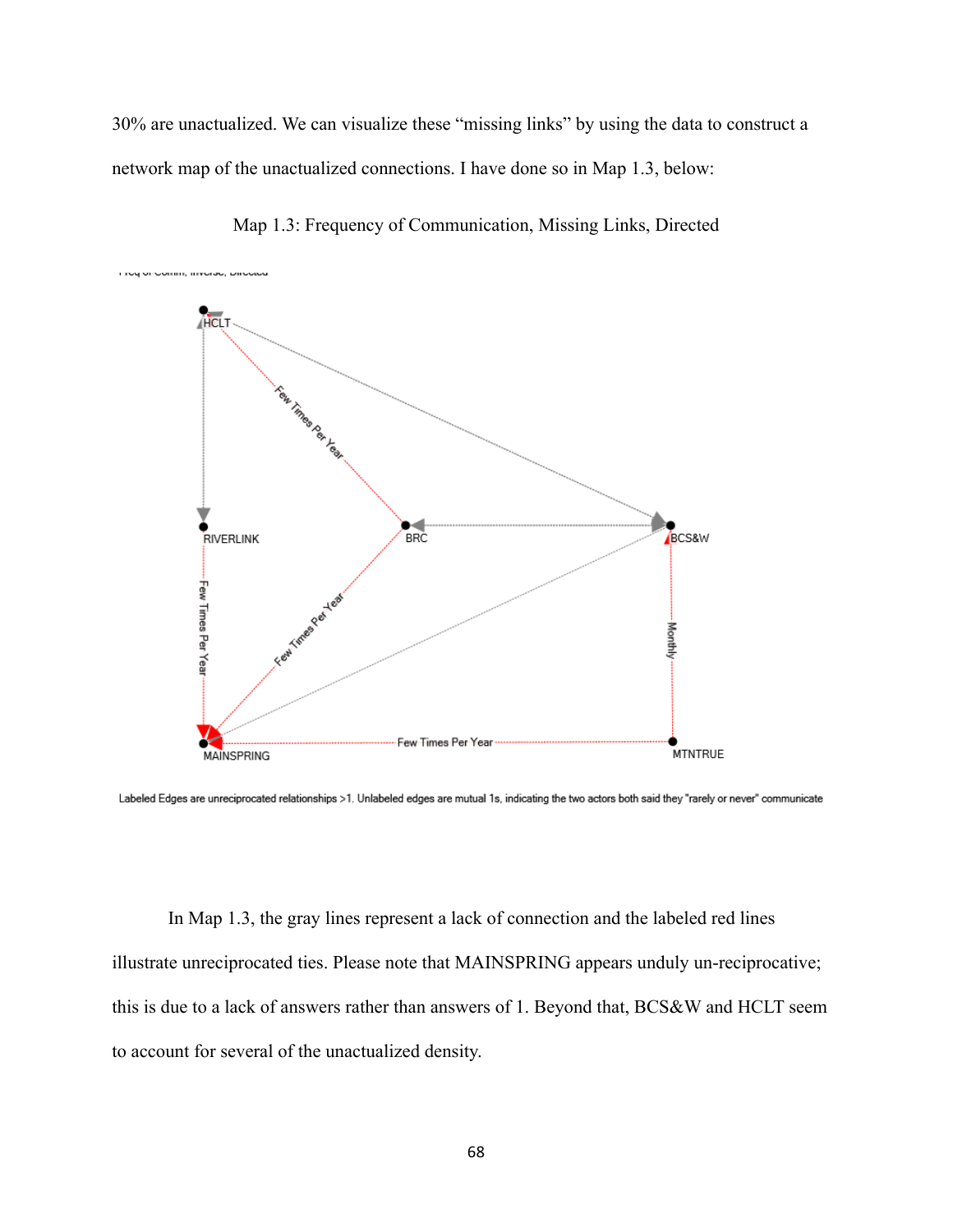30% are unactualized. We can visualize these “missing links” by using the data to construct a network map of the unactualized connections. I have done so in Map 1.3, below:

Map 1.3: Frequency of Communication, Missing Links, Directed

Labeled Edges are unreciprocated relationships >1. Unlabeled edges are mutual 1s, indicating the two actors both said they "rarely or never" communicate

In Map 1.3, the gray lines represent a lack of connection and the labeled red lines illustrate unreciprocated ties. Please note that MAINSPRING appears unduly un-reciprocative; this is due to a lack of answers rather than answers of 1. Beyond that, BCS&W and HCLT seem to account for several of the unactualized density.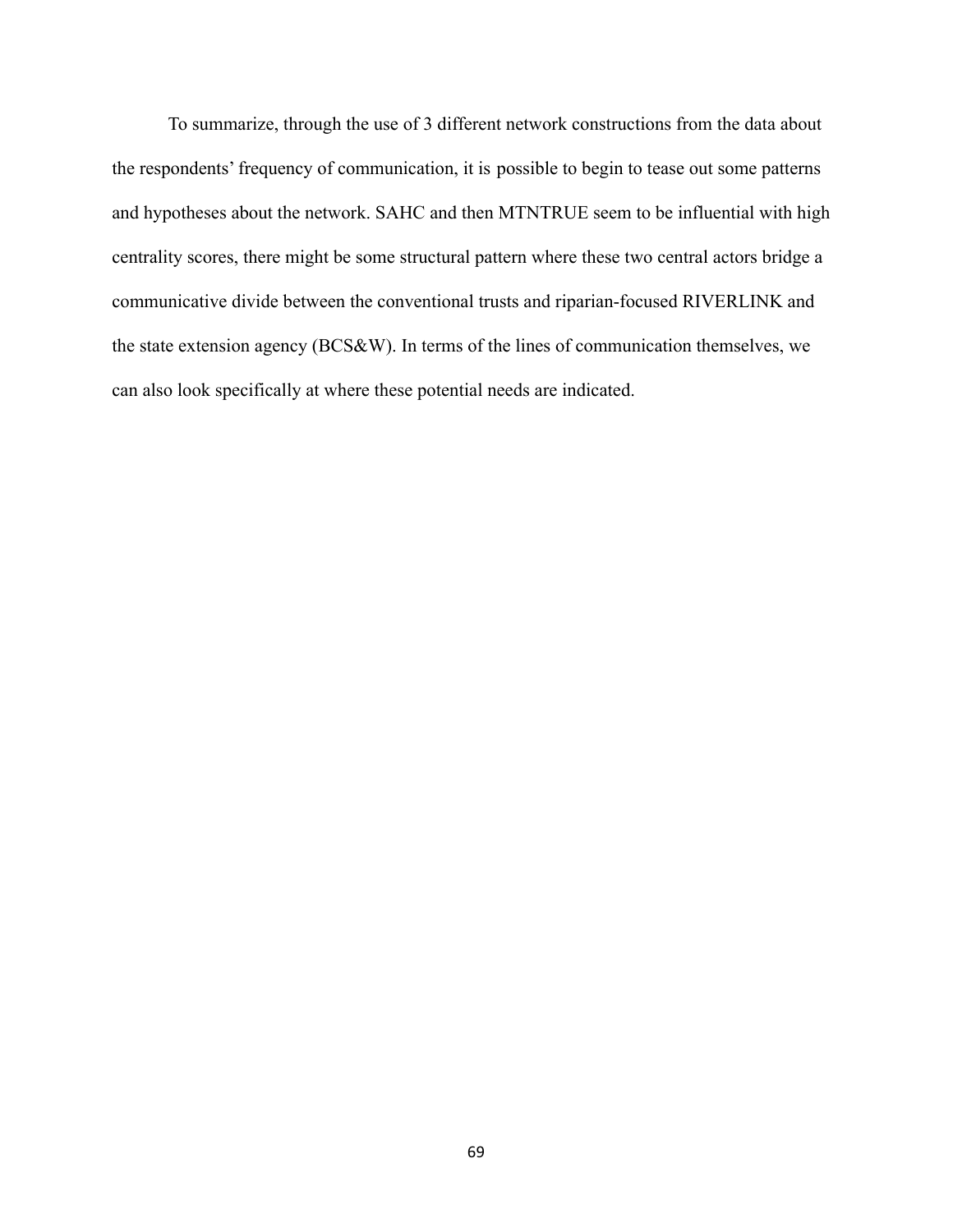To summarize, through the use of 3 different network constructions from the data about the respondents' frequency of communication, it is possible to begin to tease out some patterns and hypotheses about the network. SAHC and then MTNTRUE seem to be influential with high centrality scores, there might be some structural pattern where these two central actors bridge a communicative divide between the conventional trusts and riparian-focused RIVERLINK and the state extension agency (BCS&W). In terms of the lines of communication themselves, we can also look specifically at where these potential needs are indicated.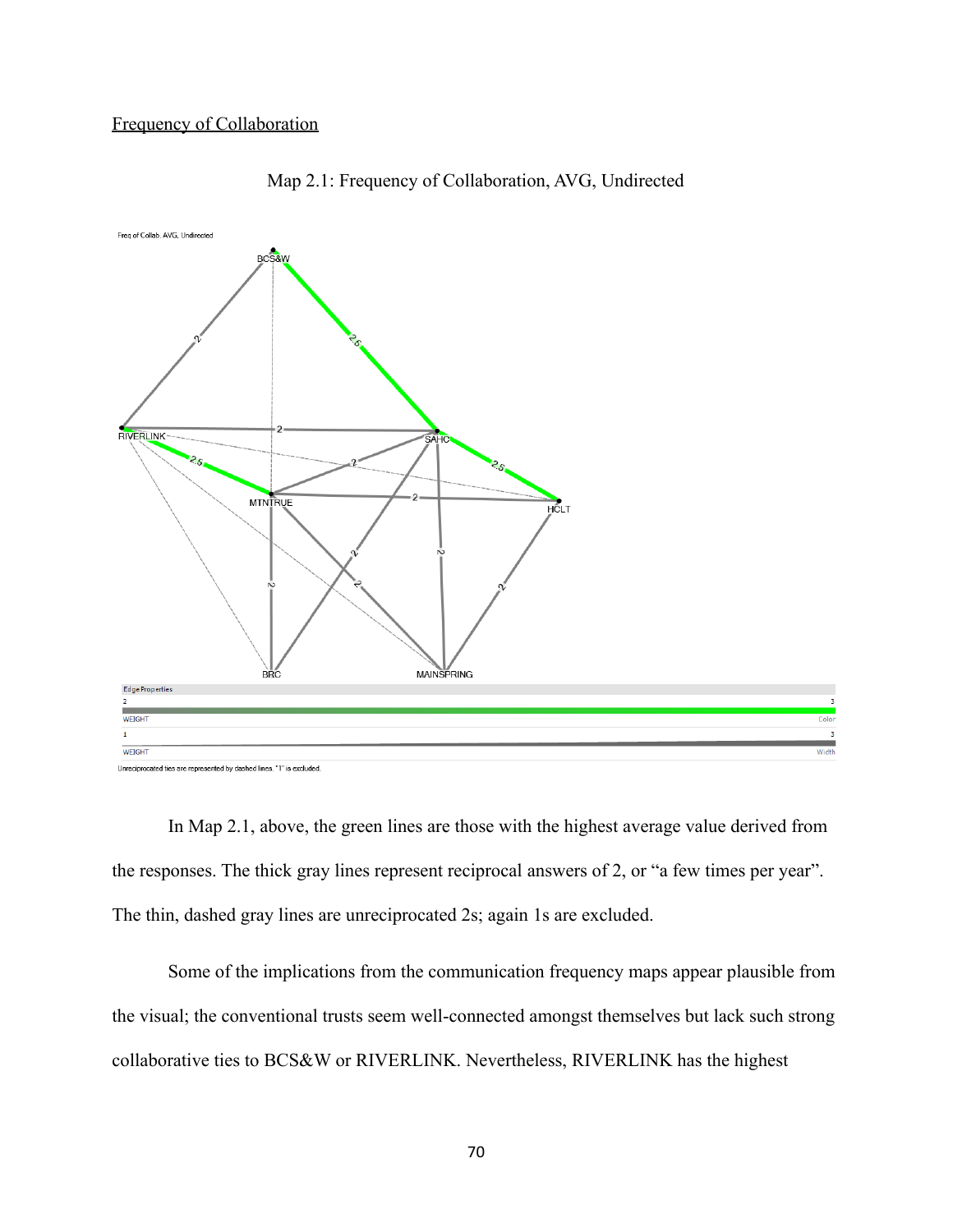<u>Frequency of Collaboration</u>

Map 2.1: Frequency of Collaboration, AVG, Undirected

In Map 2.1, above, the green lines are those with the highest average value derived from the responses. The thick gray lines represent reciprocal answers of 2, or “a few times per year”. The thin, dashed gray lines are unreciprocated 2s; again 1s are excluded.

Some of the implications from the communication frequency maps appear plausible from the visual; the conventional trusts seem well-connected amongst themselves but lack such strong collaborative ties to BCS&W or RIVERLINK. Nevertheless, RIVERLINK has the highest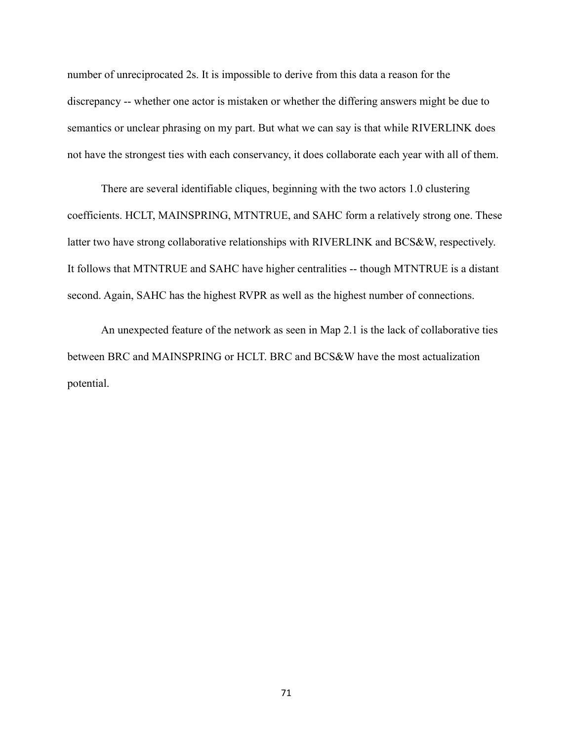number of unreciprocated 2s. It is impossible to derive from this data a reason for the discrepancy -- whether one actor is mistaken or whether the differing answers might be due to semantics or unclear phrasing on my part. But what we can say is that while RIVERLINK does not have the strongest ties with each conservancy, it does collaborate each year with all of them.

There are several identifiable cliques, beginning with the two actors 1.0 clustering coefficients. HCLT, MAINSPRING, MTNTRUE, and SAHC form a relatively strong one. These latter two have strong collaborative relationships with RIVERLINK and BCS&W, respectively. It follows that MTNTRUE and SAHC have higher centralities -- though MTNTRUE is a distant second. Again, SAHC has the highest RVPR as well as the highest number of connections.

An unexpected feature of the network as seen in Map 2.1 is the lack of collaborative ties between BRC and MAINSPRING or HCLT. BRC and BCS&W have the most actualization potential.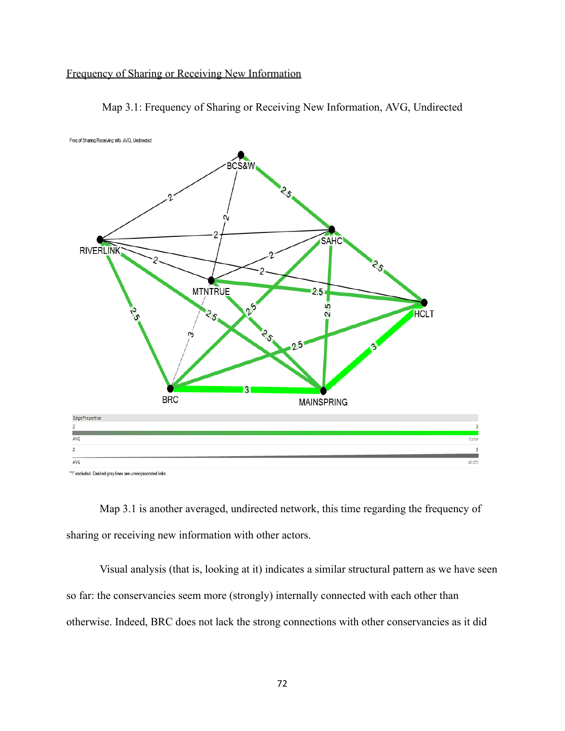Frequency of Sharing or Receiving New Information

Map 3.1: Frequency of Sharing or Receiving New Information, AVG, Undirected

Map 3.1 is another averaged, undirected network, this time regarding the frequency of sharing or receiving new information with other actors.

Visual analysis (that is, looking at it) indicates a similar structural pattern as we have seen so far: the conservancies seem more (strongly) internally connected with each other than otherwise. Indeed, BRC does not lack the strong connections with other conservancies as it did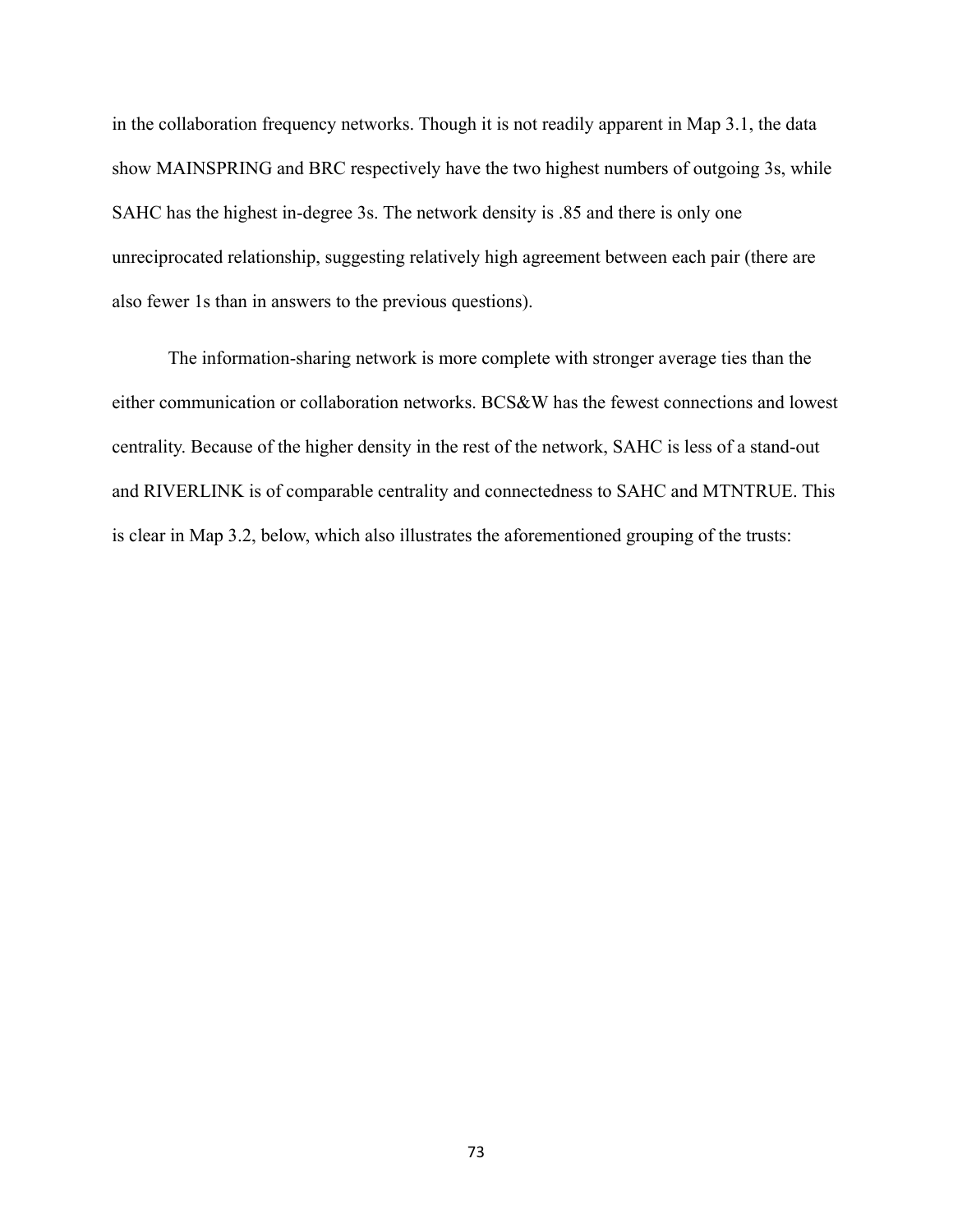in the collaboration frequency networks. Though it is not readily apparent in Map 3.1, the data show MAINSPRING and BRC respectively have the two highest numbers of outgoing 3s, while SAHC has the highest in-degree 3s. The network density is .85 and there is only one unreciprocated relationship, suggesting relatively high agreement between each pair (there are also fewer 1s than in answers to the previous questions).

The information-sharing network is more complete with stronger average ties than the either communication or collaboration networks. BCS&W has the fewest connections and lowest centrality. Because of the higher density in the rest of the network, SAHC is less of a stand-out and RIVERLINK is of comparable centrality and connectedness to SAHC and MTNTRUE. This is clear in Map 3.2, below, which also illustrates the aforementioned grouping of the trusts: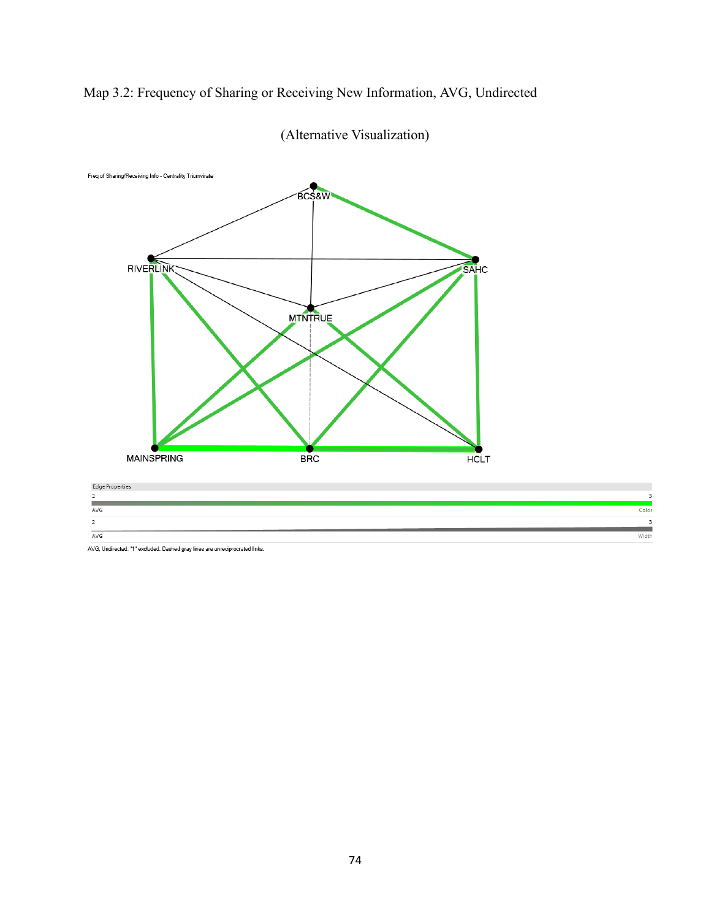Map 3.2: Frequency of Sharing or Receiving New Information, AVG, Undirected

(Alternative Visualization)

Freq of Sharing/Receiving Info - Centrality Triumvirate

BCS&W

RIVERLINK

SAHC

MTNTRUE

MAINSPRING

BRC

HCLT

Edge Properties

2 3

AVG Color

2 3

AVG Width

AVG, Undirected. "1" excluded. Dashed gray lines are unreciprocrated links.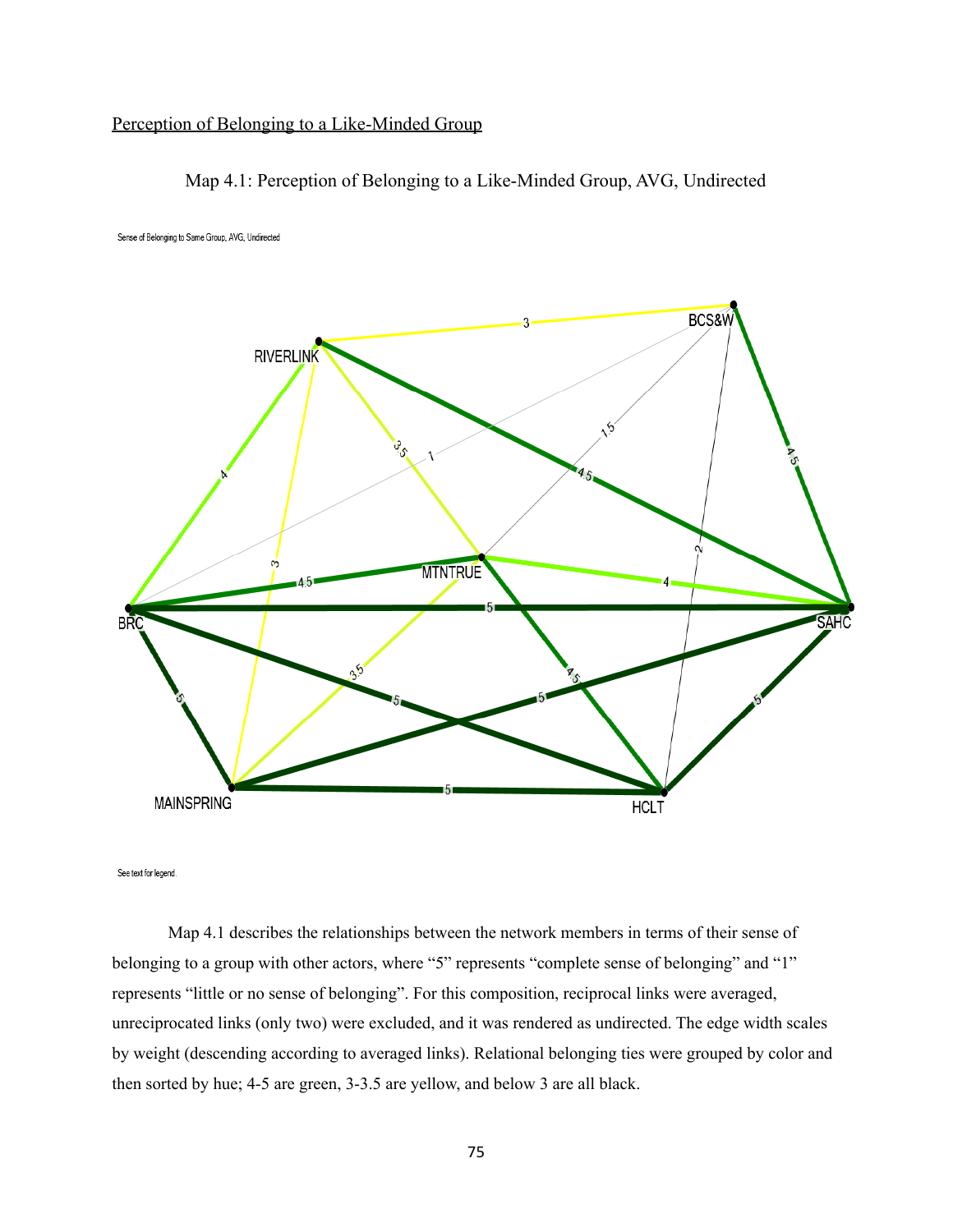Perception of Belonging to a Like-Minded Group

Map 4.1: Perception of Belonging to a Like-Minded Group, AVG, Undirected

Sense of Belonging to Same Group, AVG, Undirected

See text for legend.

Map 4.1 describes the relationships between the network members in terms of their sense of belonging to a group with other actors, where "5" represents "complete sense of belonging" and "1" represents "little or no sense of belonging". For this composition, reciprocal links were averaged, unreciprocated links (only two) were excluded, and it was rendered as undirected. The edge width scales by weight (descending according to averaged links). Relational belonging ties were grouped by color and then sorted by hue; 4-5 are green, 3-3.5 are yellow, and below 3 are all black.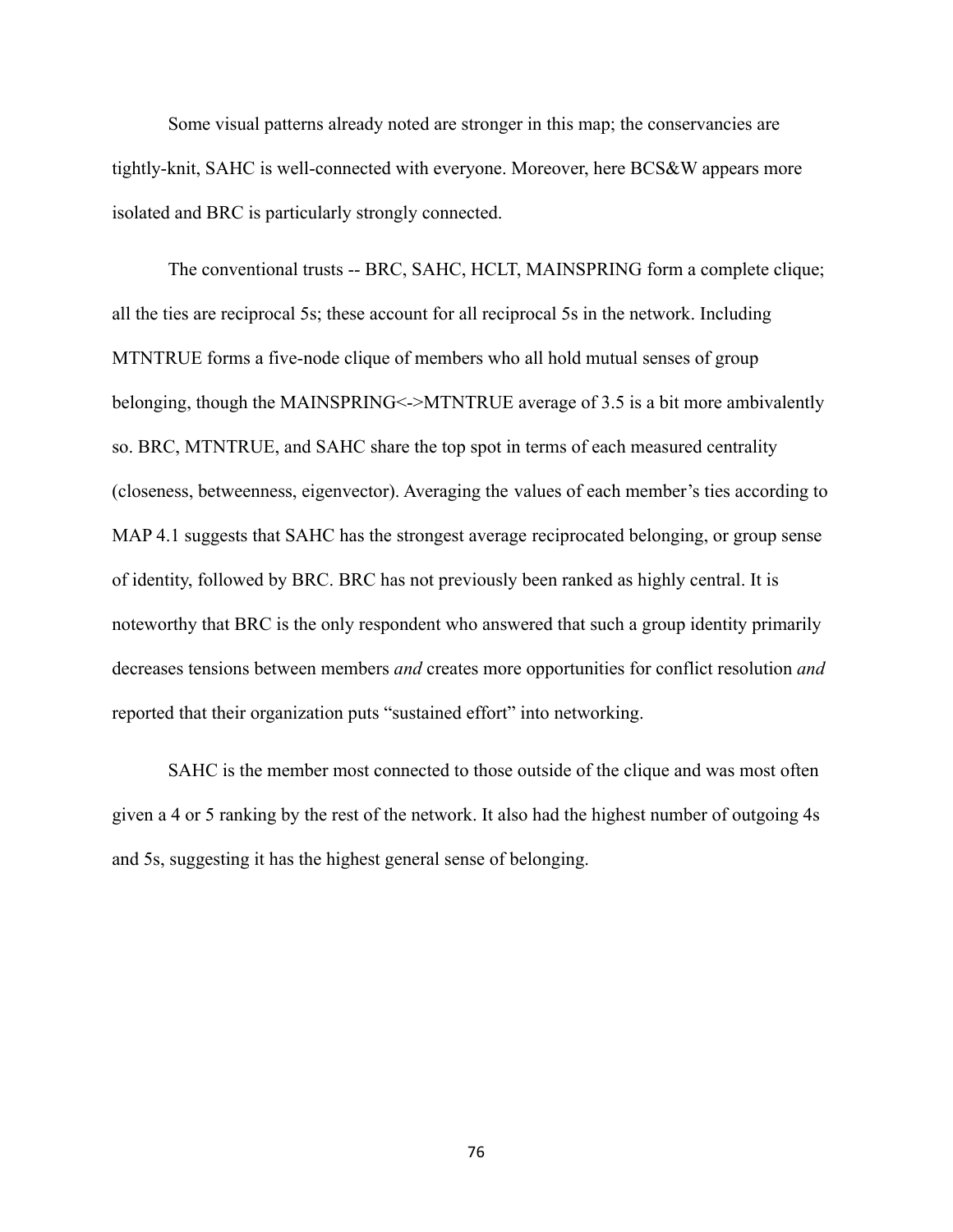Some visual patterns already noted are stronger in this map; the conservancies are tightly-knit, SAHC is well-connected with everyone. Moreover, here BCS&W appears more isolated and BRC is particularly strongly connected.

The conventional trusts -- BRC, SAHC, HCLT, MAINSPRING form a complete clique; all the ties are reciprocal 5s; these account for all reciprocal 5s in the network. Including MTNTRUE forms a five-node clique of members who all hold mutual senses of group belonging, though the MAINSPRING<->MTNTRUE average of 3.5 is a bit more ambivalently so. BRC, MTNTRUE, and SAHC share the top spot in terms of each measured centrality (closeness, betweenness, eigenvector). Averaging the values of each member's ties according to MAP 4.1 suggests that SAHC has the strongest average reciprocated belonging, or group sense of identity, followed by BRC. BRC has not previously been ranked as highly central. It is noteworthy that BRC is the only respondent who answered that such a group identity primarily decreases tensions between members *and* creates more opportunities for conflict resolution *and* reported that their organization puts "sustained effort" into networking.

SAHC is the member most connected to those outside of the clique and was most often given a 4 or 5 ranking by the rest of the network. It also had the highest number of outgoing 4s and 5s, suggesting it has the highest general sense of belonging.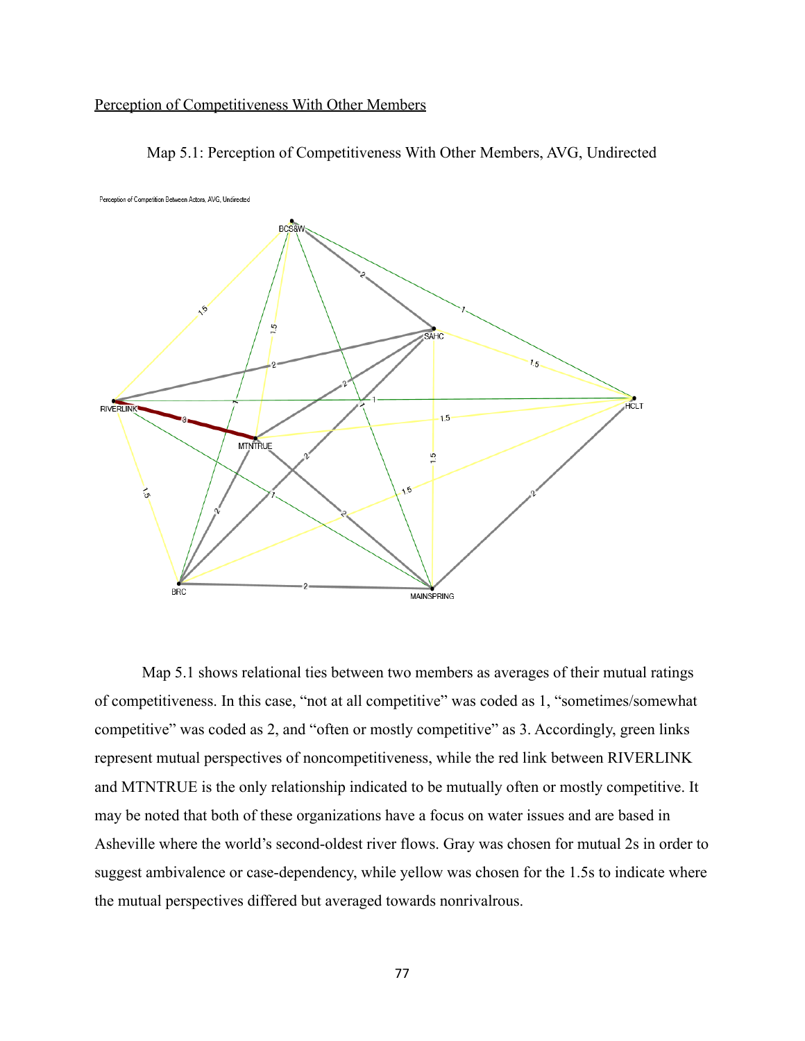Perception of Competitiveness With Other Members

Map 5.1: Perception of Competitiveness With Other Members, AVG, Undirected

Map 5.1 shows relational ties between two members as averages of their mutual ratings of competitiveness. In this case, “not at all competitive” was coded as 1, “sometimes/somewhat competitive” was coded as 2, and “often or mostly competitive” as 3. Accordingly, green links represent mutual perspectives of noncompetitiveness, while the red link between RIVERLINK and MTNTRUE is the only relationship indicated to be mutually often or mostly competitive. It may be noted that both of these organizations have a focus on water issues and are based in Asheville where the world’s second-oldest river flows. Gray was chosen for mutual 2s in order to suggest ambivalence or case-dependency, while yellow was chosen for the 1.5s to indicate where the mutual perspectives differed but averaged towards nonrivalrous.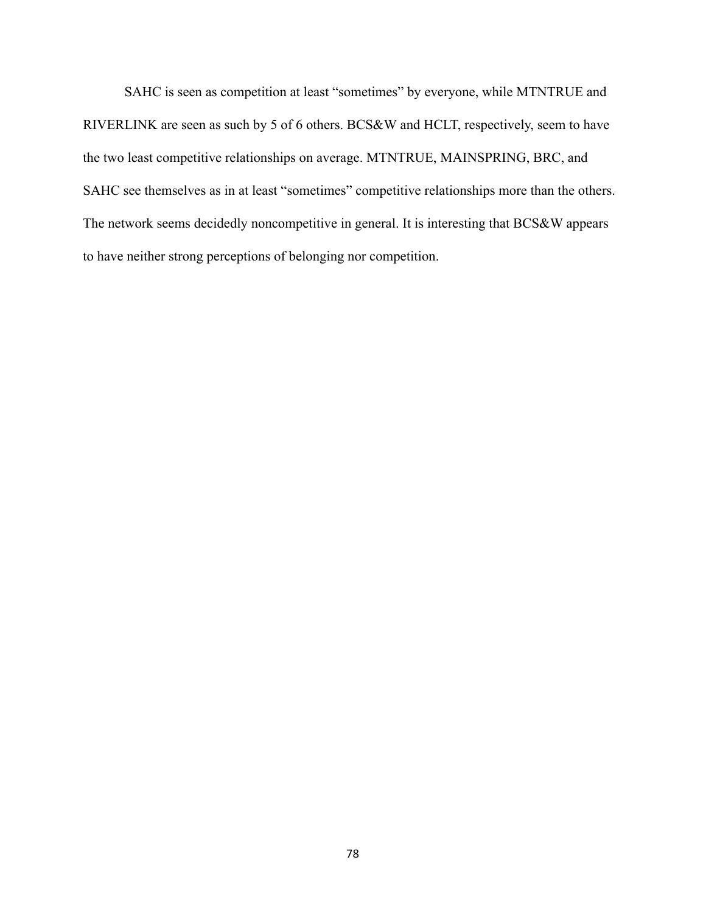SAHC is seen as competition at least "sometimes" by everyone, while MTNTRUE and RIVERLINK are seen as such by 5 of 6 others. BCS&W and HCLT, respectively, seem to have the two least competitive relationships on average. MTNTRUE, MAINSPRING, BRC, and SAHC see themselves as in at least "sometimes" competitive relationships more than the others. The network seems decidedly noncompetitive in general. It is interesting that BCS&W appears to have neither strong perceptions of belonging nor competition.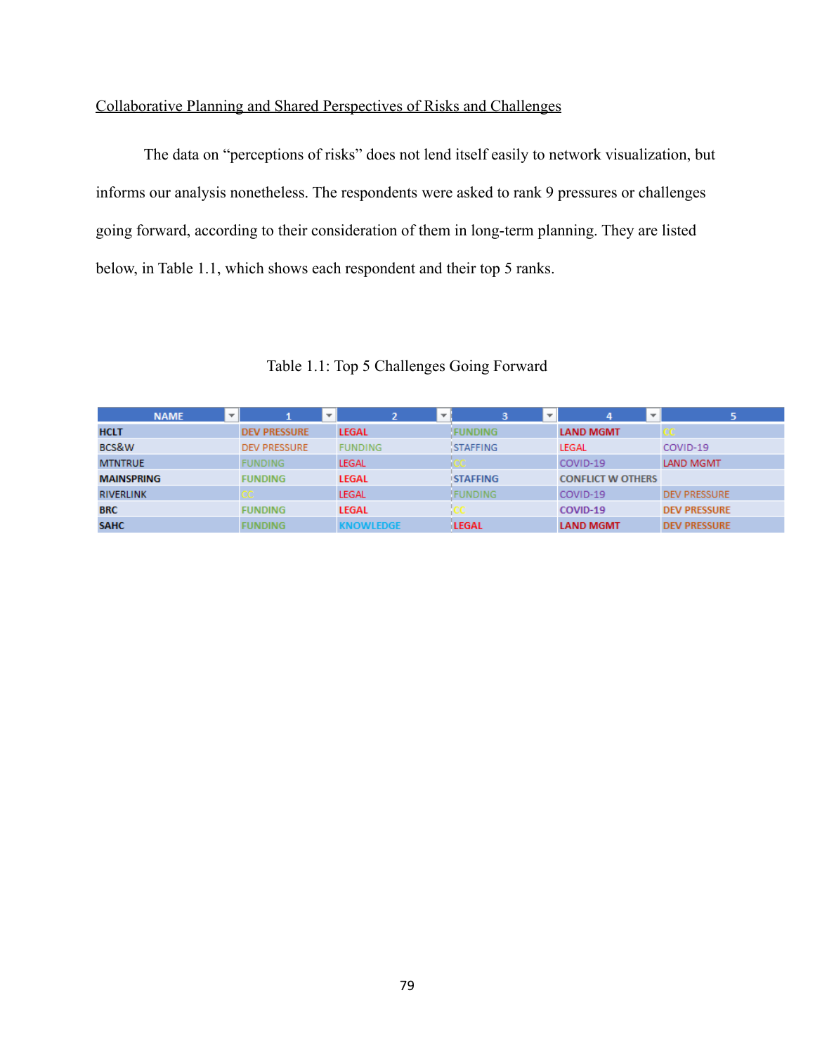<u>Collaborative Planning and Shared Perspectives of Risks and Challenges</u>

The data on "perceptions of risks" does not lend itself easily to network visualization, but informs our analysis nonetheless. The respondents were asked to rank 9 pressures or challenges going forward, according to their consideration of them in long-term planning. They are listed below, in Table 1.1, which shows each respondent and their top 5 ranks.

Table 1.1: Top 5 Challenges Going Forward

| NAME | 1 | 2 | 3 | 4 | 5 |
|---|---|---|---|---|---|
| HCLT | DEV PRESSURE | LEGAL | FUNDING | LAND MGMT | CC |
| BCS&W | DEV PRESSURE | FUNDING | STAFFING | LEGAL | COVID-19 |
| MTNTRUE | FUNDING | LEGAL | CC | COVID-19 | LAND MGMT |
| MAINSPRING | FUNDING | LEGAL | STAFFING | CONFLICT W OTHERS | |
| RIVERLINK | CC | LEGAL | FUNDING | COVID-19 | DEV PRESSURE |
| BRC | FUNDING | LEGAL | CC | COVID-19 | DEV PRESSURE |
| SAHC | FUNDING | KNOWLEDGE | LEGAL | LAND MGMT | DEV PRESSURE |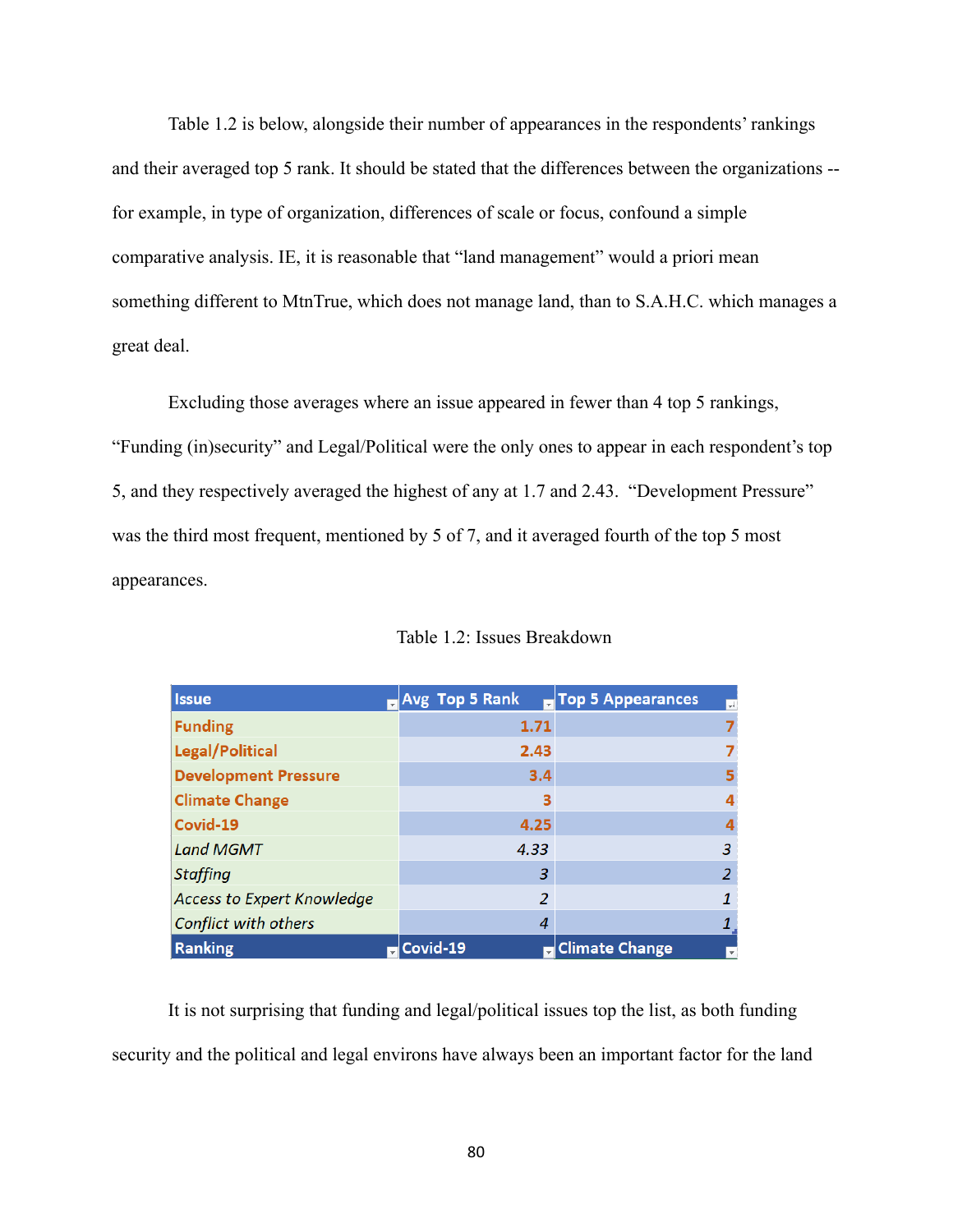Table 1.2 is below, alongside their number of appearances in the respondents' rankings and their averaged top 5 rank. It should be stated that the differences between the organizations -- for example, in type of organization, differences of scale or focus, confound a simple comparative analysis. IE, it is reasonable that "land management" would a priori mean something different to MtnTrue, which does not manage land, than to S.A.H.C. which manages a great deal.

Excluding those averages where an issue appeared in fewer than 4 top 5 rankings, "Funding (in)security" and Legal/Political were the only ones to appear in each respondent's top 5, and they respectively averaged the highest of any at 1.7 and 2.43. "Development Pressure" was the third most frequent, mentioned by 5 of 7, and it averaged fourth of the top 5 most appearances.

Table 1.2: Issues Breakdown

| Issue | Avg Top 5 Rank | Top 5 Appearances |
|---|---|---|
| **Funding** | **1.71** | **7** |
| **Legal/Political** | **2.43** | **7** |
| **Development Pressure** | **3.4** | **5** |
| **Climate Change** | **3** | **4** |
| **Covid-19** | **4.25** | **4** |
| *Land MGMT* | *4.33* | *3* |
| *Staffing* | *3* | *2* |
| *Access to Expert Knowledge* | *2* | *1* |
| *Conflict with others* | *4* | *1* |
| **Ranking** | **Covid-19** | **Climate Change** |

It is not surprising that funding and legal/political issues top the list, as both funding security and the political and legal environs have always been an important factor for the land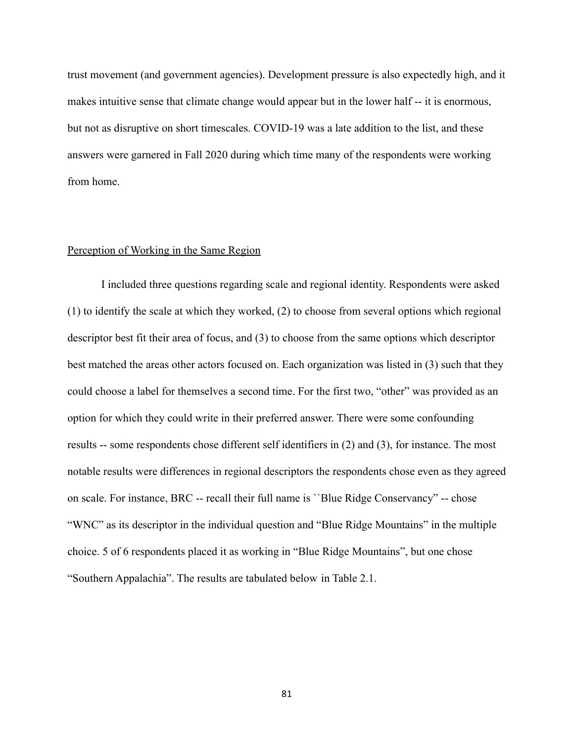trust movement (and government agencies). Development pressure is also expectedly high, and it makes intuitive sense that climate change would appear but in the lower half -- it is enormous, but not as disruptive on short timescales. COVID-19 was a late addition to the list, and these answers were garnered in Fall 2020 during which time many of the respondents were working from home.

<u>Perception of Working in the Same Region</u>

I included three questions regarding scale and regional identity. Respondents were asked (1) to identify the scale at which they worked, (2) to choose from several options which regional descriptor best fit their area of focus, and (3) to choose from the same options which descriptor best matched the areas other actors focused on. Each organization was listed in (3) such that they could choose a label for themselves a second time. For the first two, "other" was provided as an option for which they could write in their preferred answer. There were some confounding results -- some respondents chose different self identifiers in (2) and (3), for instance. The most notable results were differences in regional descriptors the respondents chose even as they agreed on scale. For instance, BRC -- recall their full name is ``Blue Ridge Conservancy" -- chose "WNC" as its descriptor in the individual question and "Blue Ridge Mountains" in the multiple choice. 5 of 6 respondents placed it as working in "Blue Ridge Mountains", but one chose "Southern Appalachia". The results are tabulated below in Table 2.1.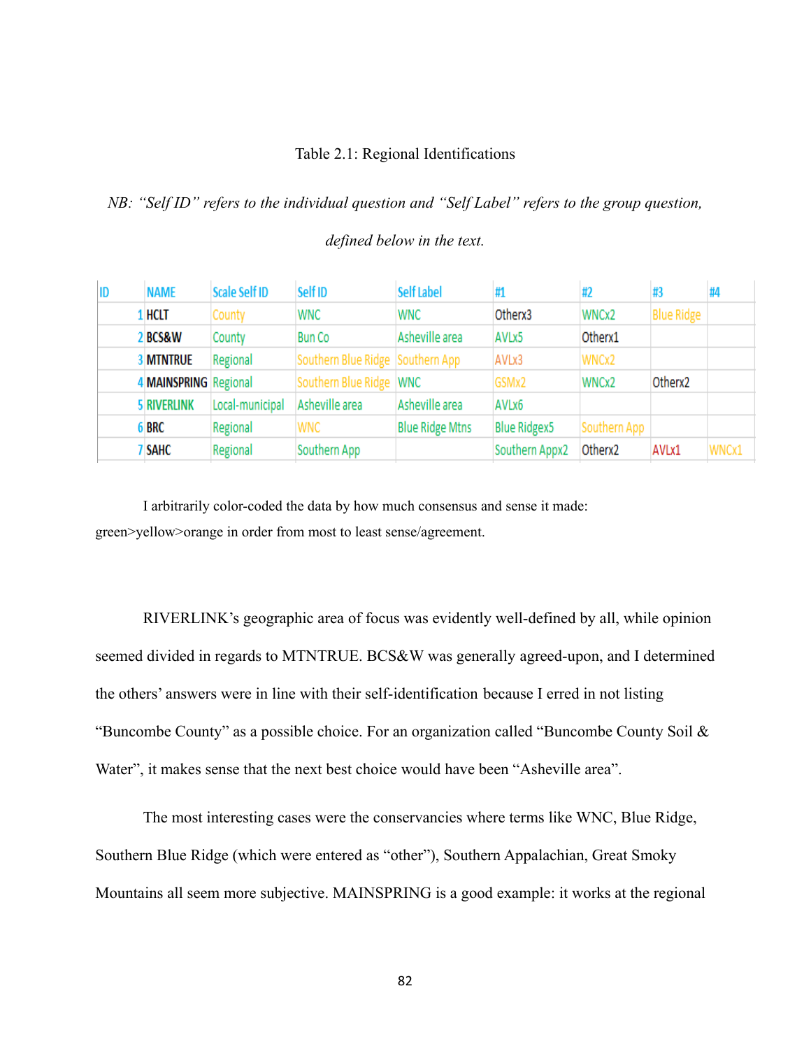Table 2.1: Regional Identifications

*NB: "Self ID" refers to the individual question and "Self Label" refers to the group question, defined below in the text.*

| ID | NAME | Scale Self ID | Self ID | Self Label | #1 | #2 | #3 | #4 |
|---|---|---|---|---|---|---|---|---|
| 1 | HCLT | County | WNC | WNC | Otherx3 | WNCx2 | Blue Ridge | |
| 2 | BCS&W | County | Bun Co | Asheville area | AVLx5 | Otherx1 | | |
| 3 | MTNTRUE | Regional | Southern Blue Ridge | Southern App | AVLx3 | WNCx2 | | |
| 4 | MAINSPRING | Regional | Southern Blue Ridge | WNC | GSMx2 | WNCx2 | Otherx2 | |
| 5 | RIVERLINK | Local-municipal | Asheville area | Asheville area | AVLx6 | | | |
| 6 | BRC | Regional | WNC | Blue Ridge Mtns | Blue Ridgex5 | Southern App | | |
| 7 | SAHC | Regional | Southern App | | Southern Appx2 | Otherx2 | AVLx1 | WNCx1 |

I arbitrarily color-coded the data by how much consensus and sense it made: green>yellow>orange in order from most to least sense/agreement.

RIVERLINK's geographic area of focus was evidently well-defined by all, while opinion seemed divided in regards to MTNTRUE. BCS&W was generally agreed-upon, and I determined the others' answers were in line with their self-identification because I erred in not listing "Buncombe County" as a possible choice. For an organization called "Buncombe County Soil & Water", it makes sense that the next best choice would have been "Asheville area".

The most interesting cases were the conservancies where terms like WNC, Blue Ridge, Southern Blue Ridge (which were entered as "other"), Southern Appalachian, Great Smoky Mountains all seem more subjective. MAINSPRING is a good example: it works at the regional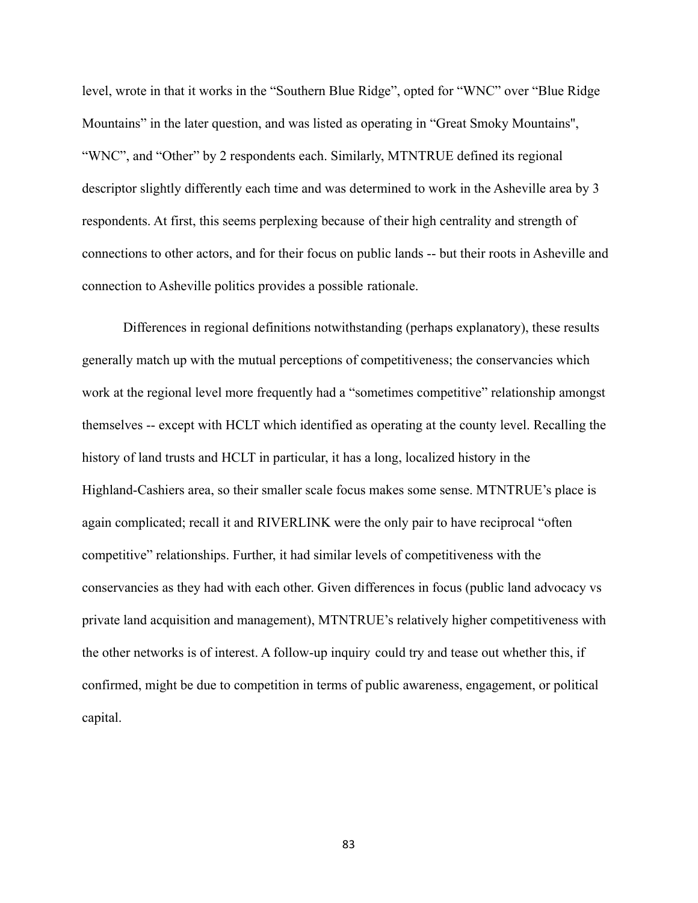level, wrote in that it works in the "Southern Blue Ridge", opted for "WNC" over "Blue Ridge Mountains" in the later question, and was listed as operating in "Great Smoky Mountains", "WNC", and "Other" by 2 respondents each. Similarly, MTNTRUE defined its regional descriptor slightly differently each time and was determined to work in the Asheville area by 3 respondents. At first, this seems perplexing because of their high centrality and strength of connections to other actors, and for their focus on public lands -- but their roots in Asheville and connection to Asheville politics provides a possible rationale.

Differences in regional definitions notwithstanding (perhaps explanatory), these results generally match up with the mutual perceptions of competitiveness; the conservancies which work at the regional level more frequently had a "sometimes competitive" relationship amongst themselves -- except with HCLT which identified as operating at the county level. Recalling the history of land trusts and HCLT in particular, it has a long, localized history in the Highland-Cashiers area, so their smaller scale focus makes some sense. MTNTRUE's place is again complicated; recall it and RIVERLINK were the only pair to have reciprocal "often competitive" relationships. Further, it had similar levels of competitiveness with the conservancies as they had with each other. Given differences in focus (public land advocacy vs private land acquisition and management), MTNTRUE's relatively higher competitiveness with the other networks is of interest. A follow-up inquiry could try and tease out whether this, if confirmed, might be due to competition in terms of public awareness, engagement, or political capital.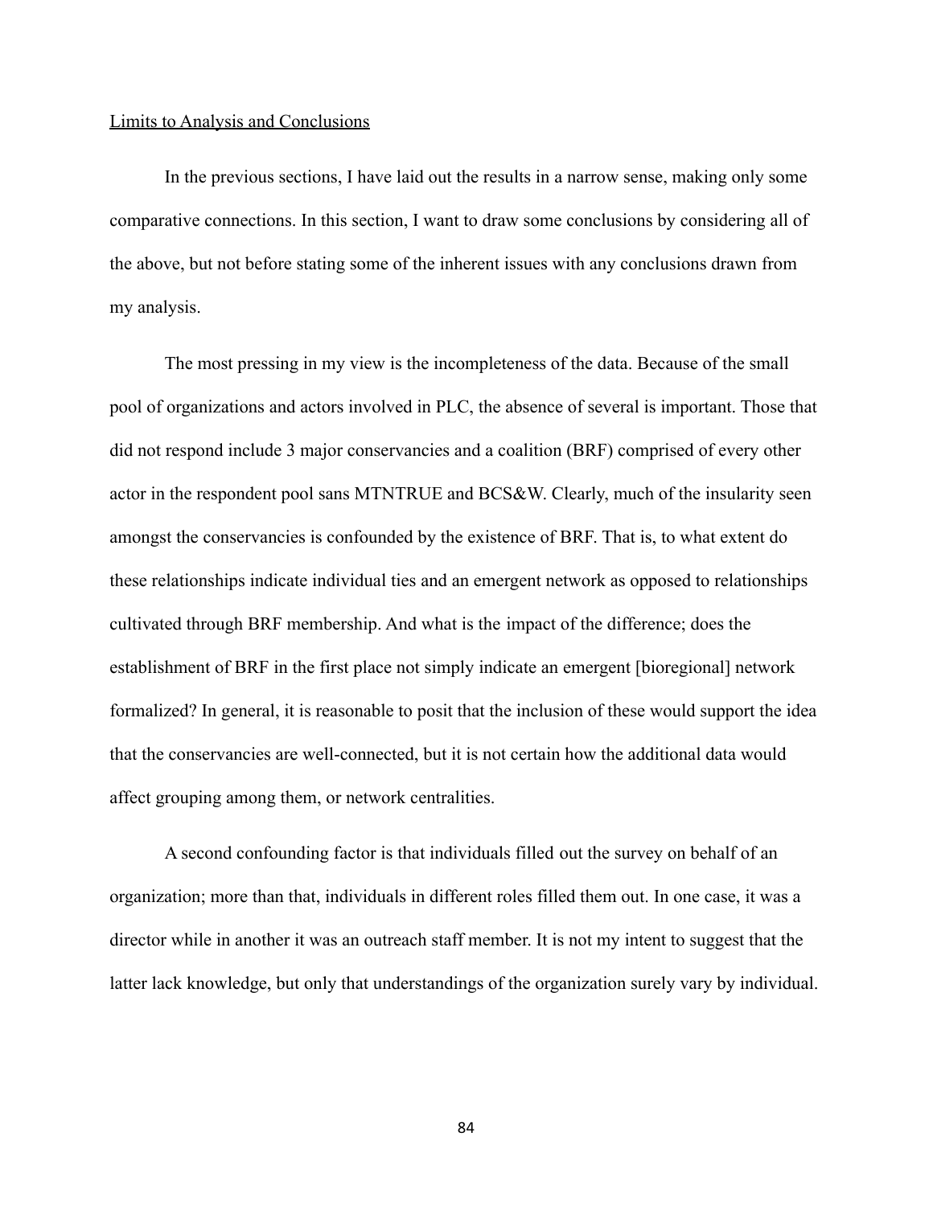## Limits to Analysis and Conclusions

In the previous sections, I have laid out the results in a narrow sense, making only some comparative connections. In this section, I want to draw some conclusions by considering all of the above, but not before stating some of the inherent issues with any conclusions drawn from my analysis.

The most pressing in my view is the incompleteness of the data. Because of the small pool of organizations and actors involved in PLC, the absence of several is important. Those that did not respond include 3 major conservancies and a coalition (BRF) comprised of every other actor in the respondent pool sans MTNTRUE and BCS&W. Clearly, much of the insularity seen amongst the conservancies is confounded by the existence of BRF. That is, to what extent do these relationships indicate individual ties and an emergent network as opposed to relationships cultivated through BRF membership. And what is the impact of the difference; does the establishment of BRF in the first place not simply indicate an emergent [bioregional] network formalized? In general, it is reasonable to posit that the inclusion of these would support the idea that the conservancies are well-connected, but it is not certain how the additional data would affect grouping among them, or network centralities.

A second confounding factor is that individuals filled out the survey on behalf of an organization; more than that, individuals in different roles filled them out. In one case, it was a director while in another it was an outreach staff member. It is not my intent to suggest that the latter lack knowledge, but only that understandings of the organization surely vary by individual.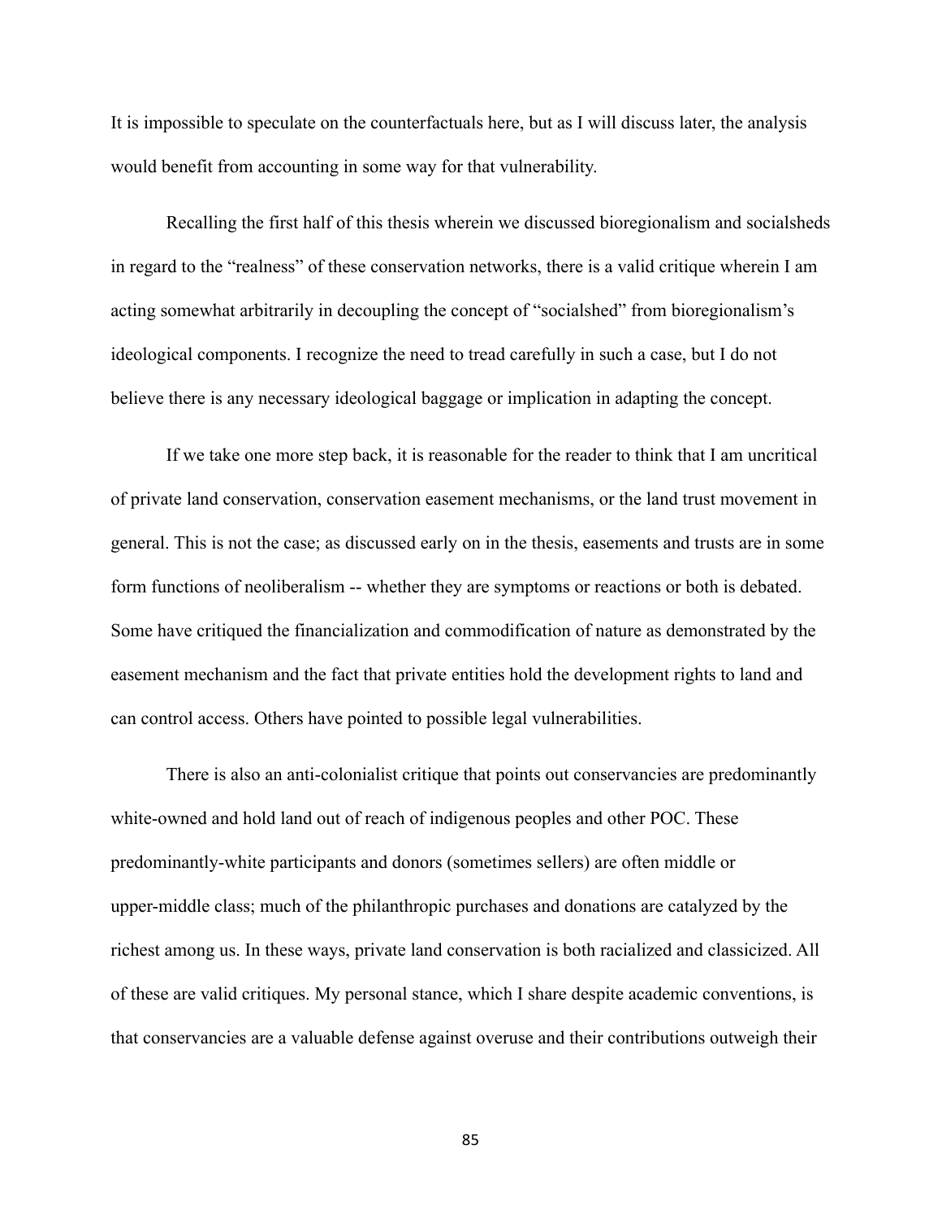It is impossible to speculate on the counterfactuals here, but as I will discuss later, the analysis would benefit from accounting in some way for that vulnerability.

Recalling the first half of this thesis wherein we discussed bioregionalism and socialsheds in regard to the "realness" of these conservation networks, there is a valid critique wherein I am acting somewhat arbitrarily in decoupling the concept of "socialshed" from bioregionalism's ideological components. I recognize the need to tread carefully in such a case, but I do not believe there is any necessary ideological baggage or implication in adapting the concept.

If we take one more step back, it is reasonable for the reader to think that I am uncritical of private land conservation, conservation easement mechanisms, or the land trust movement in general. This is not the case; as discussed early on in the thesis, easements and trusts are in some form functions of neoliberalism -- whether they are symptoms or reactions or both is debated. Some have critiqued the financialization and commodification of nature as demonstrated by the easement mechanism and the fact that private entities hold the development rights to land and can control access. Others have pointed to possible legal vulnerabilities.

There is also an anti-colonialist critique that points out conservancies are predominantly white-owned and hold land out of reach of indigenous peoples and other POC. These predominantly-white participants and donors (sometimes sellers) are often middle or upper-middle class; much of the philanthropic purchases and donations are catalyzed by the richest among us. In these ways, private land conservation is both racialized and classicized. All of these are valid critiques. My personal stance, which I share despite academic conventions, is that conservancies are a valuable defense against overuse and their contributions outweigh their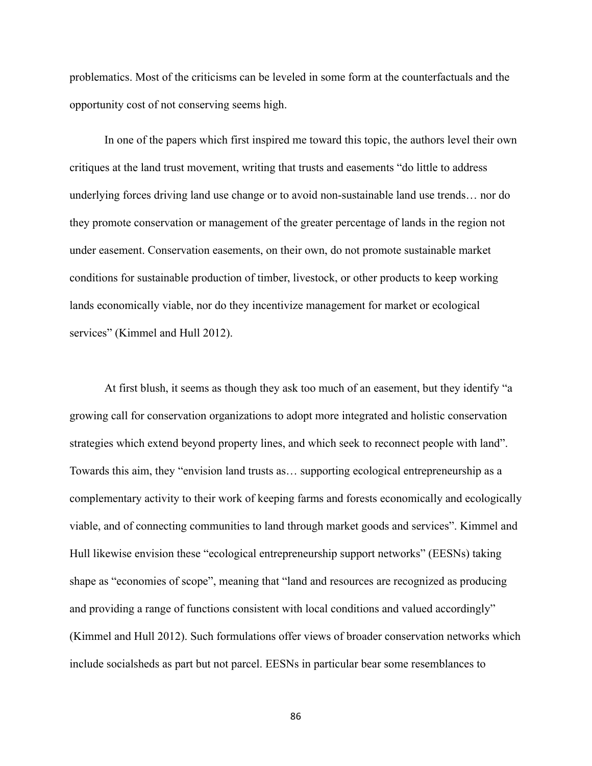problematics. Most of the criticisms can be leveled in some form at the counterfactuals and the opportunity cost of not conserving seems high.

In one of the papers which first inspired me toward this topic, the authors level their own critiques at the land trust movement, writing that trusts and easements "do little to address underlying forces driving land use change or to avoid non-sustainable land use trends… nor do they promote conservation or management of the greater percentage of lands in the region not under easement. Conservation easements, on their own, do not promote sustainable market conditions for sustainable production of timber, livestock, or other products to keep working lands economically viable, nor do they incentivize management for market or ecological services" (Kimmel and Hull 2012).

At first blush, it seems as though they ask too much of an easement, but they identify "a growing call for conservation organizations to adopt more integrated and holistic conservation strategies which extend beyond property lines, and which seek to reconnect people with land". Towards this aim, they "envision land trusts as… supporting ecological entrepreneurship as a complementary activity to their work of keeping farms and forests economically and ecologically viable, and of connecting communities to land through market goods and services". Kimmel and Hull likewise envision these "ecological entrepreneurship support networks" (EESNs) taking shape as "economies of scope", meaning that "land and resources are recognized as producing and providing a range of functions consistent with local conditions and valued accordingly" (Kimmel and Hull 2012). Such formulations offer views of broader conservation networks which include socialsheds as part but not parcel. EESNs in particular bear some resemblances to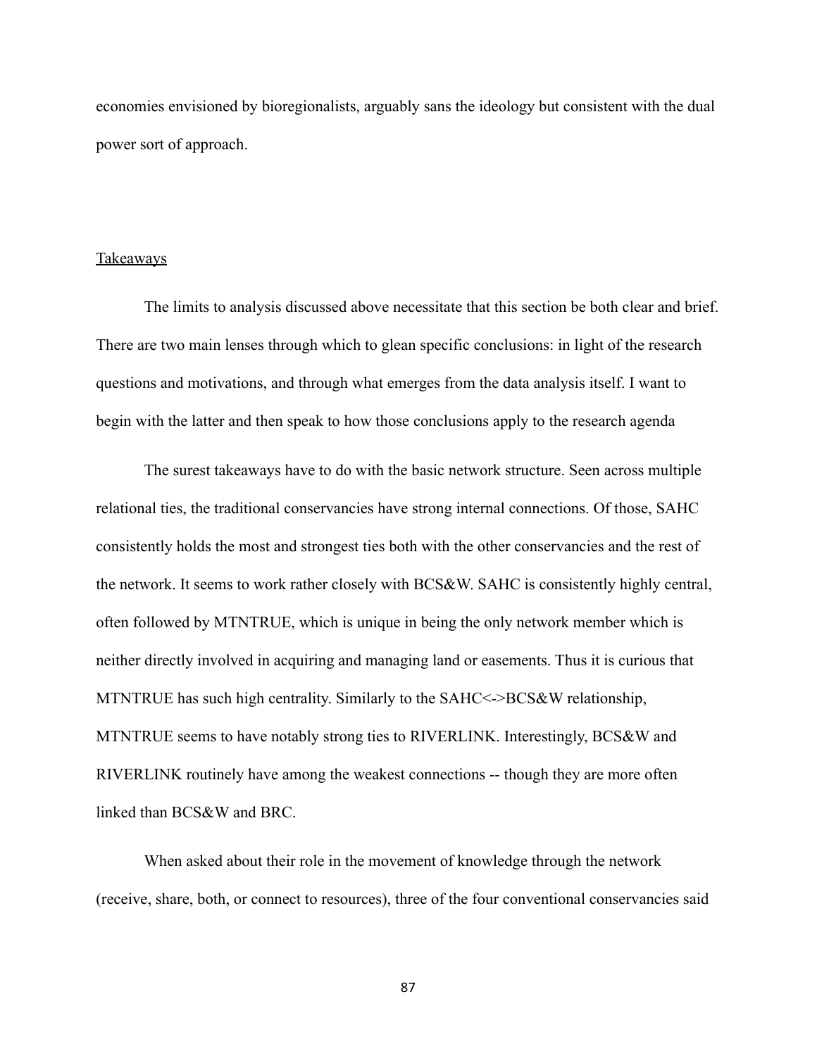economies envisioned by bioregionalists, arguably sans the ideology but consistent with the dual power sort of approach.

## Takeaways

The limits to analysis discussed above necessitate that this section be both clear and brief. There are two main lenses through which to glean specific conclusions: in light of the research questions and motivations, and through what emerges from the data analysis itself. I want to begin with the latter and then speak to how those conclusions apply to the research agenda

The surest takeaways have to do with the basic network structure. Seen across multiple relational ties, the traditional conservancies have strong internal connections. Of those, SAHC consistently holds the most and strongest ties both with the other conservancies and the rest of the network. It seems to work rather closely with BCS&W. SAHC is consistently highly central, often followed by MTNTRUE, which is unique in being the only network member which is neither directly involved in acquiring and managing land or easements. Thus it is curious that MTNTRUE has such high centrality. Similarly to the SAHC<->BCS&W relationship, MTNTRUE seems to have notably strong ties to RIVERLINK. Interestingly, BCS&W and RIVERLINK routinely have among the weakest connections -- though they are more often linked than BCS&W and BRC.

When asked about their role in the movement of knowledge through the network (receive, share, both, or connect to resources), three of the four conventional conservancies said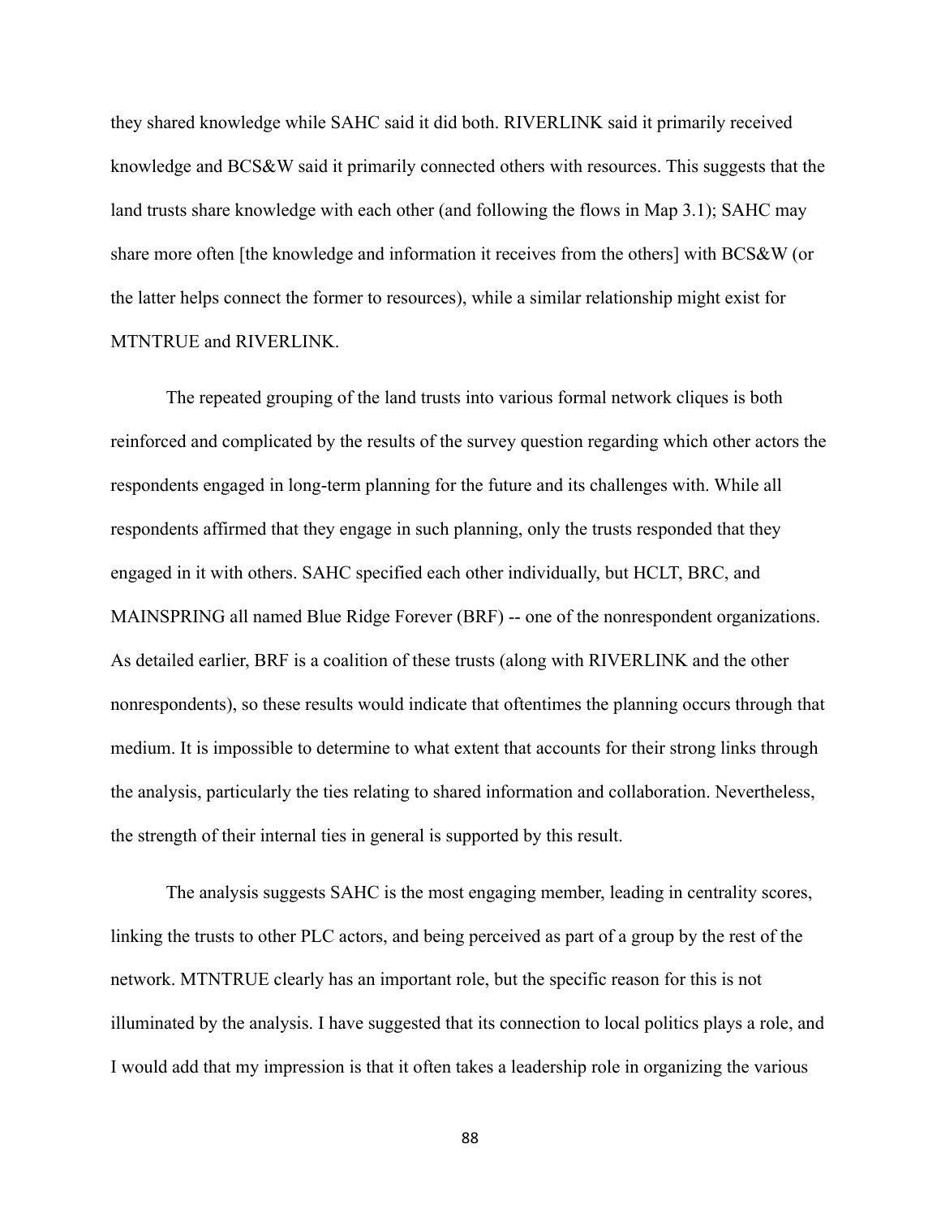they shared knowledge while SAHC said it did both. RIVERLINK said it primarily received knowledge and BCS&W said it primarily connected others with resources. This suggests that the land trusts share knowledge with each other (and following the flows in Map 3.1); SAHC may share more often [the knowledge and information it receives from the others] with BCS&W (or the latter helps connect the former to resources), while a similar relationship might exist for MTNTRUE and RIVERLINK.

The repeated grouping of the land trusts into various formal network cliques is both reinforced and complicated by the results of the survey question regarding which other actors the respondents engaged in long-term planning for the future and its challenges with. While all respondents affirmed that they engage in such planning, only the trusts responded that they engaged in it with others. SAHC specified each other individually, but HCLT, BRC, and MAINSPRING all named Blue Ridge Forever (BRF) -- one of the nonrespondent organizations. As detailed earlier, BRF is a coalition of these trusts (along with RIVERLINK and the other nonrespondents), so these results would indicate that oftentimes the planning occurs through that medium. It is impossible to determine to what extent that accounts for their strong links through the analysis, particularly the ties relating to shared information and collaboration. Nevertheless, the strength of their internal ties in general is supported by this result.

The analysis suggests SAHC is the most engaging member, leading in centrality scores, linking the trusts to other PLC actors, and being perceived as part of a group by the rest of the network. MTNTRUE clearly has an important role, but the specific reason for this is not illuminated by the analysis. I have suggested that its connection to local politics plays a role, and I would add that my impression is that it often takes a leadership role in organizing the various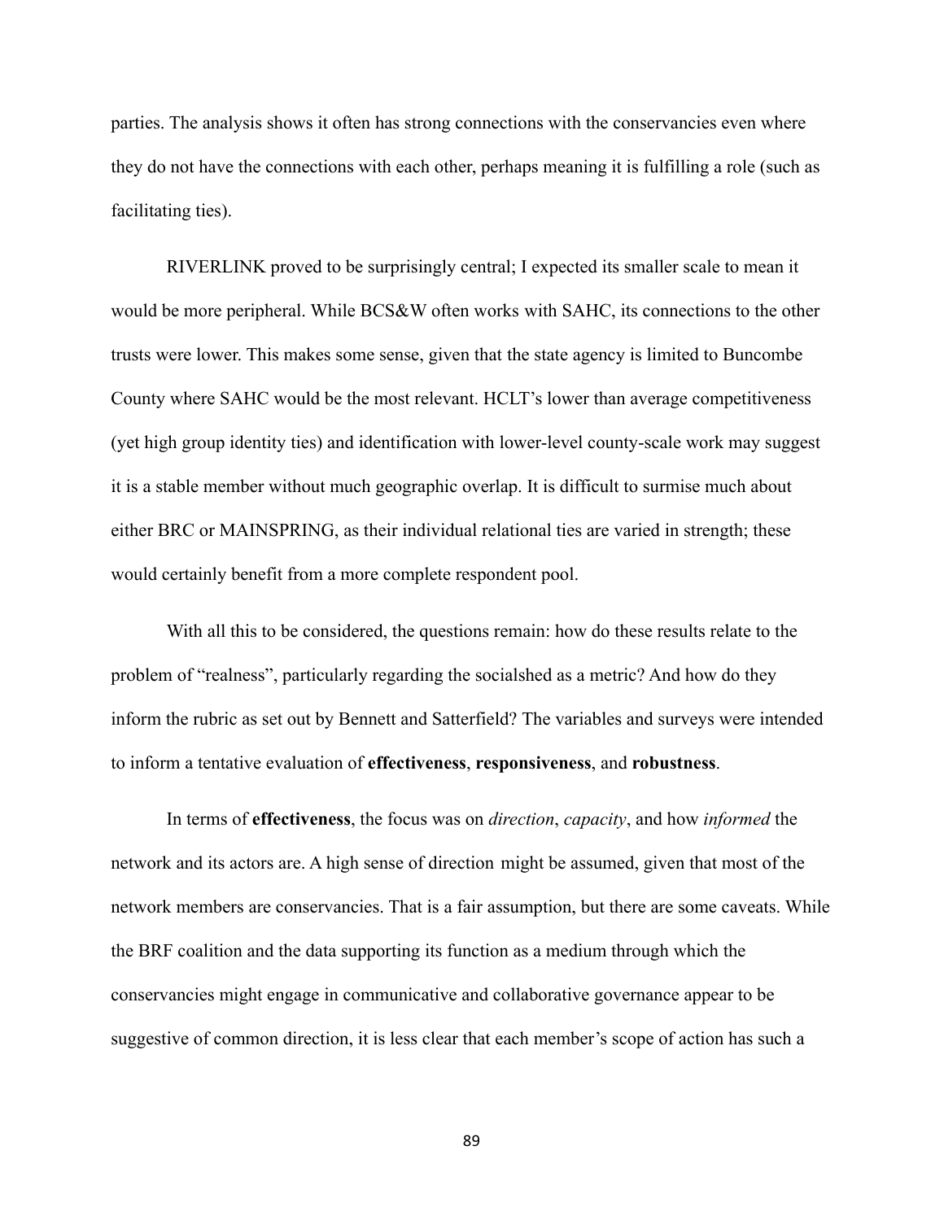parties. The analysis shows it often has strong connections with the conservancies even where they do not have the connections with each other, perhaps meaning it is fulfilling a role (such as facilitating ties).

RIVERLINK proved to be surprisingly central; I expected its smaller scale to mean it would be more peripheral. While BCS&W often works with SAHC, its connections to the other trusts were lower. This makes some sense, given that the state agency is limited to Buncombe County where SAHC would be the most relevant. HCLT's lower than average competitiveness (yet high group identity ties) and identification with lower-level county-scale work may suggest it is a stable member without much geographic overlap. It is difficult to surmise much about either BRC or MAINSPRING, as their individual relational ties are varied in strength; these would certainly benefit from a more complete respondent pool.

With all this to be considered, the questions remain: how do these results relate to the problem of "realness", particularly regarding the socialshed as a metric? And how do they inform the rubric as set out by Bennett and Satterfield? The variables and surveys were intended to inform a tentative evaluation of **effectiveness**, **responsiveness**, and **robustness**.

In terms of **effectiveness**, the focus was on *direction*, *capacity*, and how *informed* the network and its actors are. A high sense of direction might be assumed, given that most of the network members are conservancies. That is a fair assumption, but there are some caveats. While the BRF coalition and the data supporting its function as a medium through which the conservancies might engage in communicative and collaborative governance appear to be suggestive of common direction, it is less clear that each member's scope of action has such a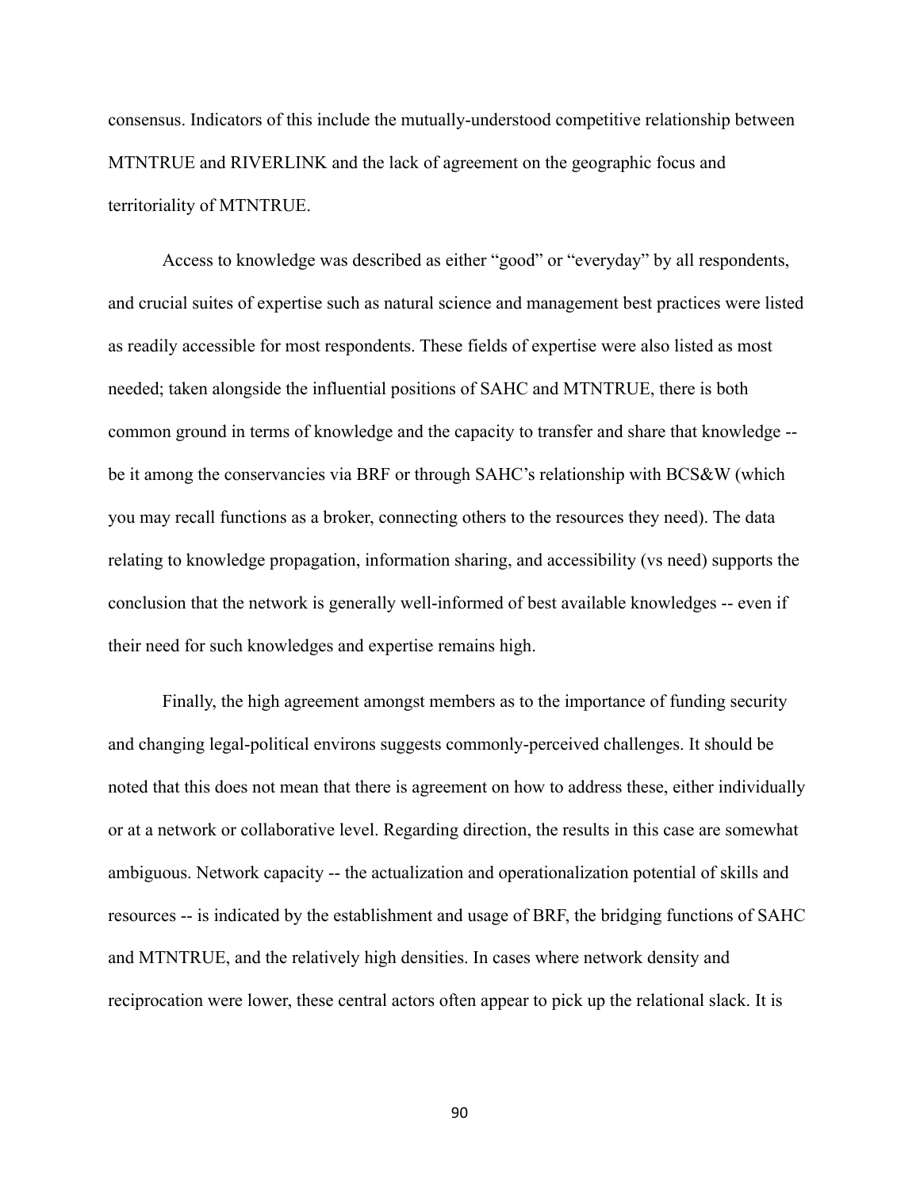consensus. Indicators of this include the mutually-understood competitive relationship between MTNTRUE and RIVERLINK and the lack of agreement on the geographic focus and territoriality of MTNTRUE.

Access to knowledge was described as either "good" or "everyday" by all respondents, and crucial suites of expertise such as natural science and management best practices were listed as readily accessible for most respondents. These fields of expertise were also listed as most needed; taken alongside the influential positions of SAHC and MTNTRUE, there is both common ground in terms of knowledge and the capacity to transfer and share that knowledge -- be it among the conservancies via BRF or through SAHC's relationship with BCS&W (which you may recall functions as a broker, connecting others to the resources they need). The data relating to knowledge propagation, information sharing, and accessibility (vs need) supports the conclusion that the network is generally well-informed of best available knowledges -- even if their need for such knowledges and expertise remains high.

Finally, the high agreement amongst members as to the importance of funding security and changing legal-political environs suggests commonly-perceived challenges. It should be noted that this does not mean that there is agreement on how to address these, either individually or at a network or collaborative level. Regarding direction, the results in this case are somewhat ambiguous. Network capacity -- the actualization and operationalization potential of skills and resources -- is indicated by the establishment and usage of BRF, the bridging functions of SAHC and MTNTRUE, and the relatively high densities. In cases where network density and reciprocation were lower, these central actors often appear to pick up the relational slack. It is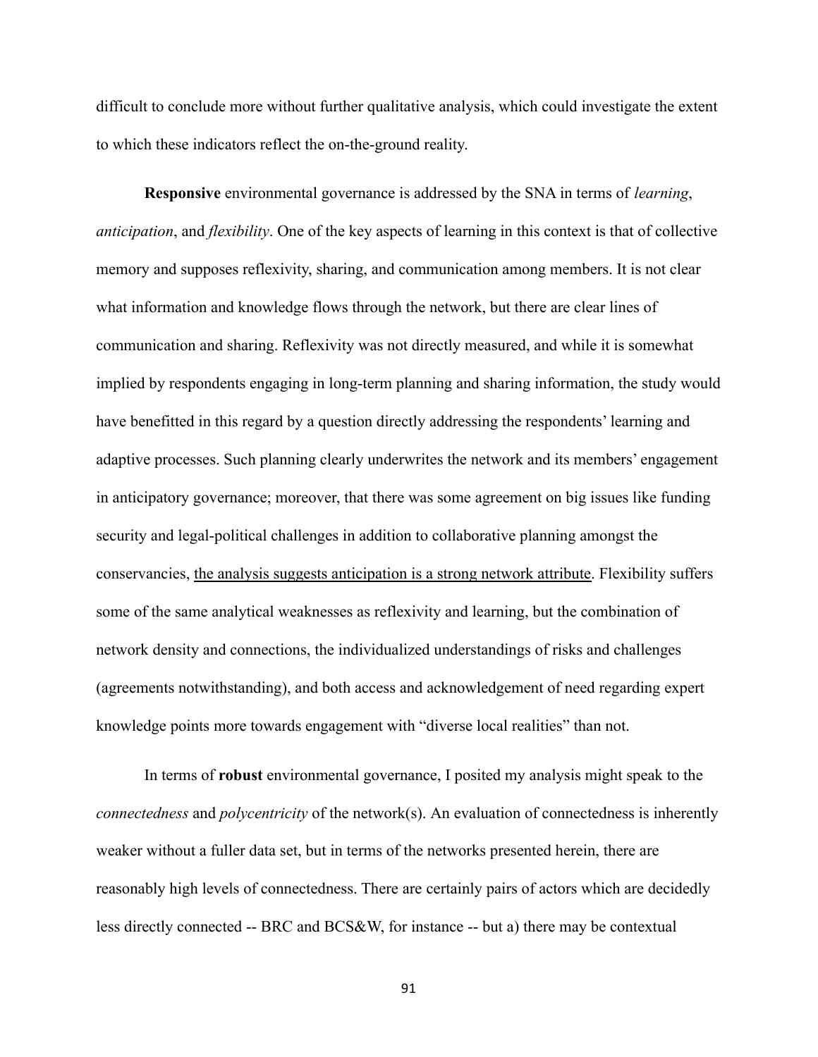difficult to conclude more without further qualitative analysis, which could investigate the extent to which these indicators reflect the on-the-ground reality.

**Responsive** environmental governance is addressed by the SNA in terms of *learning*, *anticipation*, and *flexibility*. One of the key aspects of learning in this context is that of collective memory and supposes reflexivity, sharing, and communication among members. It is not clear what information and knowledge flows through the network, but there are clear lines of communication and sharing. Reflexivity was not directly measured, and while it is somewhat implied by respondents engaging in long-term planning and sharing information, the study would have benefitted in this regard by a question directly addressing the respondents' learning and adaptive processes. Such planning clearly underwrites the network and its members' engagement in anticipatory governance; moreover, that there was some agreement on big issues like funding security and legal-political challenges in addition to collaborative planning amongst the conservancies, <u>the analysis suggests anticipation is a strong network attribute</u>. Flexibility suffers some of the same analytical weaknesses as reflexivity and learning, but the combination of network density and connections, the individualized understandings of risks and challenges (agreements notwithstanding), and both access and acknowledgement of need regarding expert knowledge points more towards engagement with "diverse local realities" than not.

In terms of **robust** environmental governance, I posited my analysis might speak to the *connectedness* and *polycentricity* of the network(s). An evaluation of connectedness is inherently weaker without a fuller data set, but in terms of the networks presented herein, there are reasonably high levels of connectedness. There are certainly pairs of actors which are decidedly less directly connected -- BRC and BCS&W, for instance -- but a) there may be contextual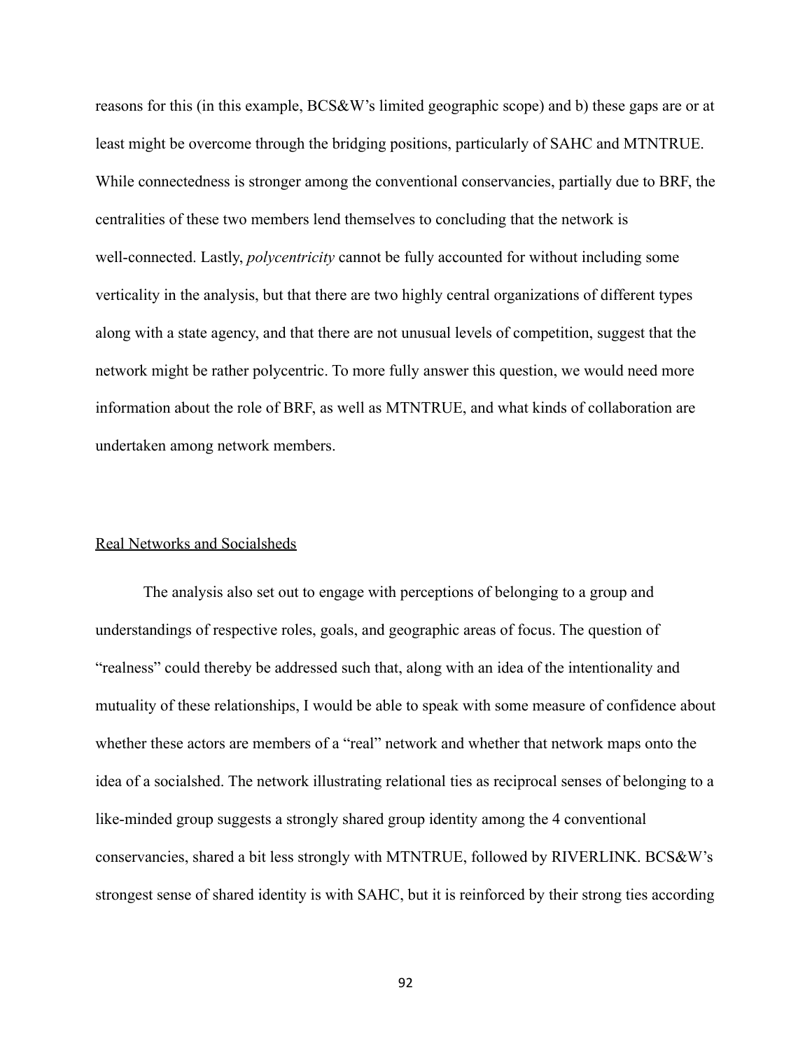reasons for this (in this example, BCS&W's limited geographic scope) and b) these gaps are or at least might be overcome through the bridging positions, particularly of SAHC and MTNTRUE. While connectedness is stronger among the conventional conservancies, partially due to BRF, the centralities of these two members lend themselves to concluding that the network is well-connected. Lastly, *polycentricity* cannot be fully accounted for without including some verticality in the analysis, but that there are two highly central organizations of different types along with a state agency, and that there are not unusual levels of competition, suggest that the network might be rather polycentric. To more fully answer this question, we would need more information about the role of BRF, as well as MTNTRUE, and what kinds of collaboration are undertaken among network members.

## Real Networks and Socialsheds

The analysis also set out to engage with perceptions of belonging to a group and understandings of respective roles, goals, and geographic areas of focus. The question of "realness" could thereby be addressed such that, along with an idea of the intentionality and mutuality of these relationships, I would be able to speak with some measure of confidence about whether these actors are members of a "real" network and whether that network maps onto the idea of a socialshed. The network illustrating relational ties as reciprocal senses of belonging to a like-minded group suggests a strongly shared group identity among the 4 conventional conservancies, shared a bit less strongly with MTNTRUE, followed by RIVERLINK. BCS&W's strongest sense of shared identity is with SAHC, but it is reinforced by their strong ties according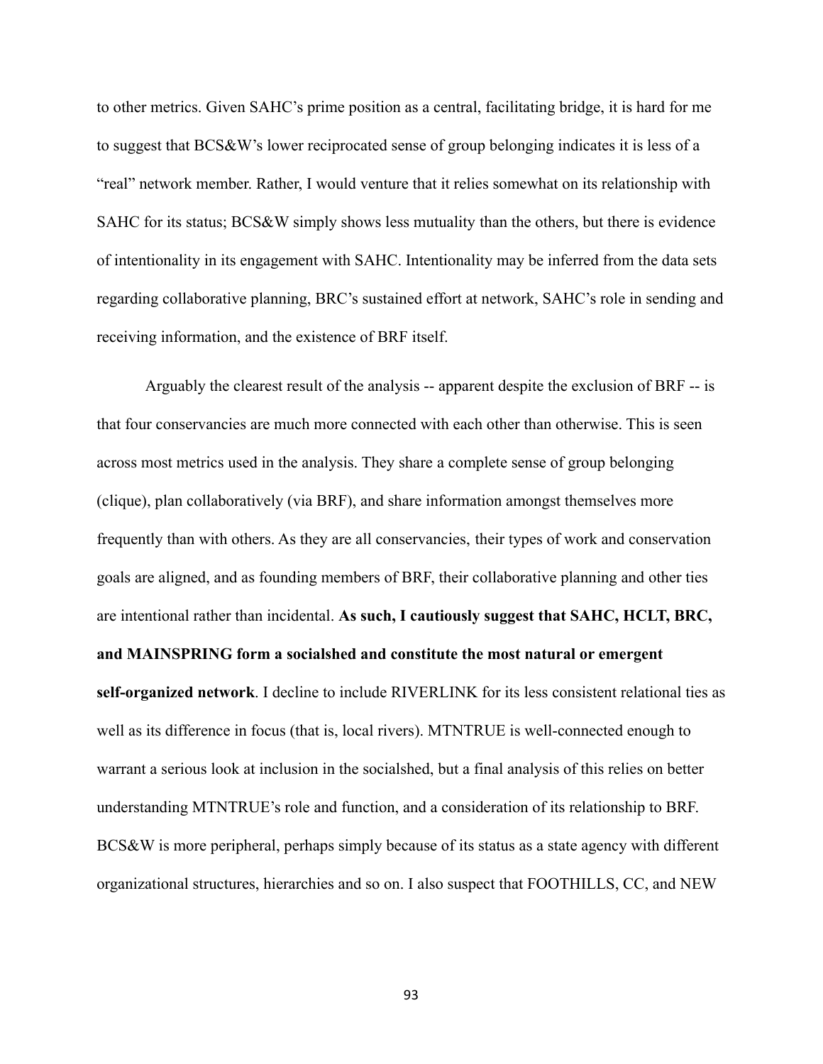to other metrics. Given SAHC's prime position as a central, facilitating bridge, it is hard for me to suggest that BCS&W's lower reciprocated sense of group belonging indicates it is less of a "real" network member. Rather, I would venture that it relies somewhat on its relationship with SAHC for its status; BCS&W simply shows less mutuality than the others, but there is evidence of intentionality in its engagement with SAHC. Intentionality may be inferred from the data sets regarding collaborative planning, BRC's sustained effort at network, SAHC's role in sending and receiving information, and the existence of BRF itself.

Arguably the clearest result of the analysis -- apparent despite the exclusion of BRF -- is that four conservancies are much more connected with each other than otherwise. This is seen across most metrics used in the analysis. They share a complete sense of group belonging (clique), plan collaboratively (via BRF), and share information amongst themselves more frequently than with others. As they are all conservancies, their types of work and conservation goals are aligned, and as founding members of BRF, their collaborative planning and other ties are intentional rather than incidental. **As such, I cautiously suggest that SAHC, HCLT, BRC, and MAINSPRING form a socialshed and constitute the most natural or emergent self-organized network**. I decline to include RIVERLINK for its less consistent relational ties as well as its difference in focus (that is, local rivers). MTNTRUE is well-connected enough to warrant a serious look at inclusion in the socialshed, but a final analysis of this relies on better understanding MTNTRUE's role and function, and a consideration of its relationship to BRF. BCS&W is more peripheral, perhaps simply because of its status as a state agency with different organizational structures, hierarchies and so on. I also suspect that FOOTHILLS, CC, and NEW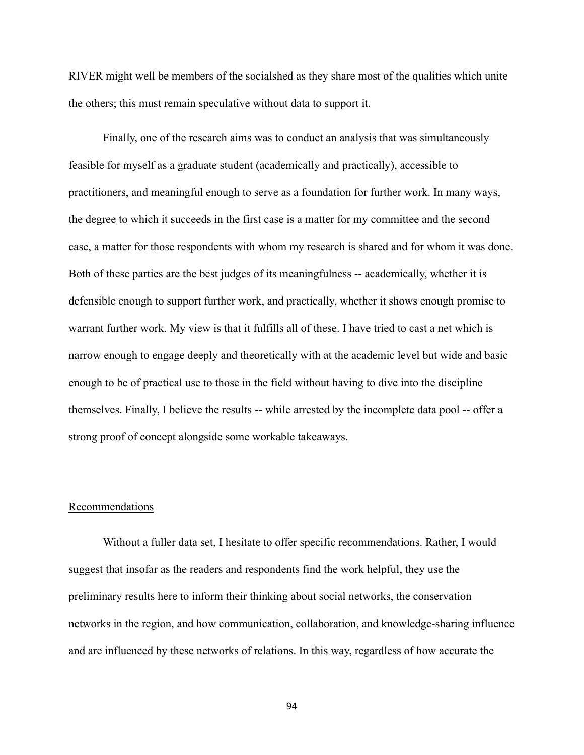RIVER might well be members of the socialshed as they share most of the qualities which unite the others; this must remain speculative without data to support it.

Finally, one of the research aims was to conduct an analysis that was simultaneously feasible for myself as a graduate student (academically and practically), accessible to practitioners, and meaningful enough to serve as a foundation for further work. In many ways, the degree to which it succeeds in the first case is a matter for my committee and the second case, a matter for those respondents with whom my research is shared and for whom it was done. Both of these parties are the best judges of its meaningfulness -- academically, whether it is defensible enough to support further work, and practically, whether it shows enough promise to warrant further work. My view is that it fulfills all of these. I have tried to cast a net which is narrow enough to engage deeply and theoretically with at the academic level but wide and basic enough to be of practical use to those in the field without having to dive into the discipline themselves. Finally, I believe the results -- while arrested by the incomplete data pool -- offer a strong proof of concept alongside some workable takeaways.

## Recommendations

Without a fuller data set, I hesitate to offer specific recommendations. Rather, I would suggest that insofar as the readers and respondents find the work helpful, they use the preliminary results here to inform their thinking about social networks, the conservation networks in the region, and how communication, collaboration, and knowledge-sharing influence and are influenced by these networks of relations. In this way, regardless of how accurate the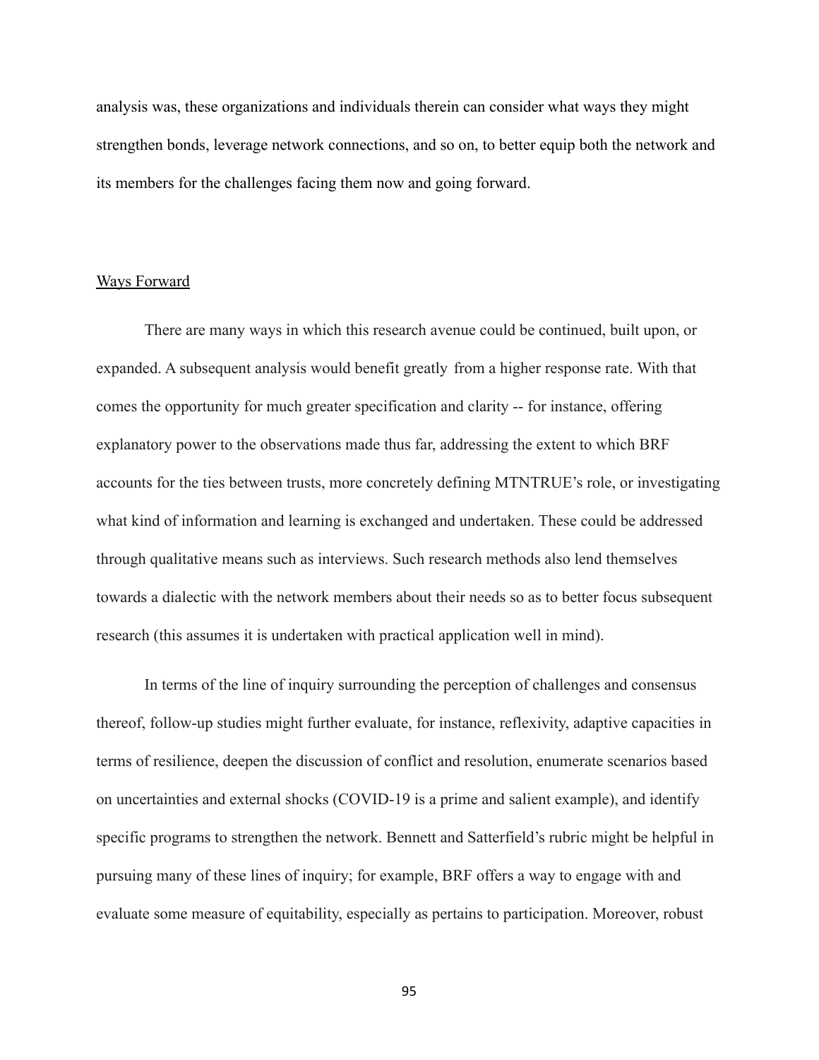analysis was, these organizations and individuals therein can consider what ways they might strengthen bonds, leverage network connections, and so on, to better equip both the network and its members for the challenges facing them now and going forward.

## Ways Forward

There are many ways in which this research avenue could be continued, built upon, or expanded. A subsequent analysis would benefit greatly from a higher response rate. With that comes the opportunity for much greater specification and clarity -- for instance, offering explanatory power to the observations made thus far, addressing the extent to which BRF accounts for the ties between trusts, more concretely defining MTNTRUE's role, or investigating what kind of information and learning is exchanged and undertaken. These could be addressed through qualitative means such as interviews. Such research methods also lend themselves towards a dialectic with the network members about their needs so as to better focus subsequent research (this assumes it is undertaken with practical application well in mind).

In terms of the line of inquiry surrounding the perception of challenges and consensus thereof, follow-up studies might further evaluate, for instance, reflexivity, adaptive capacities in terms of resilience, deepen the discussion of conflict and resolution, enumerate scenarios based on uncertainties and external shocks (COVID-19 is a prime and salient example), and identify specific programs to strengthen the network. Bennett and Satterfield's rubric might be helpful in pursuing many of these lines of inquiry; for example, BRF offers a way to engage with and evaluate some measure of equitability, especially as pertains to participation. Moreover, robust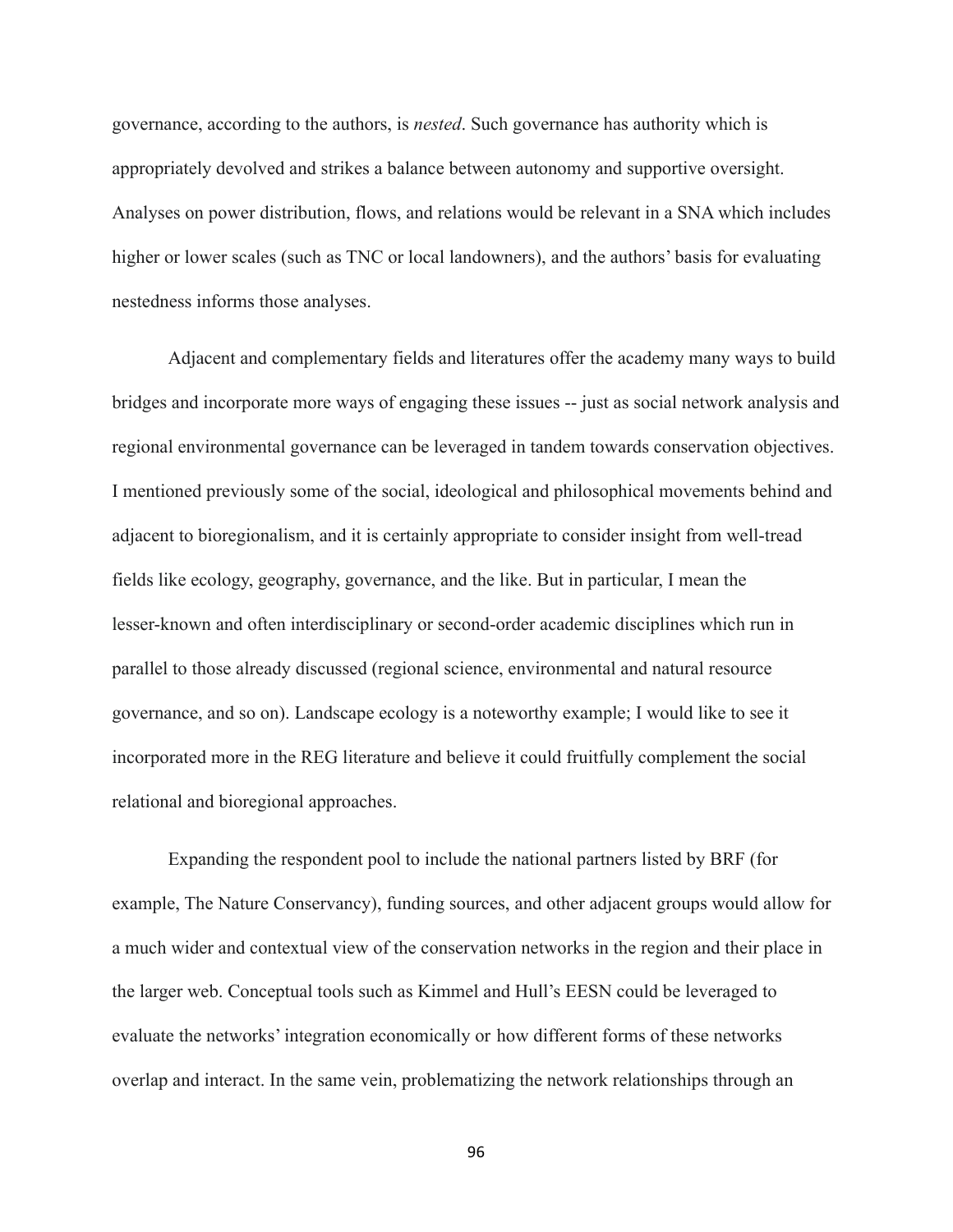governance, according to the authors, is *nested*. Such governance has authority which is appropriately devolved and strikes a balance between autonomy and supportive oversight. Analyses on power distribution, flows, and relations would be relevant in a SNA which includes higher or lower scales (such as TNC or local landowners), and the authors' basis for evaluating nestedness informs those analyses.

Adjacent and complementary fields and literatures offer the academy many ways to build bridges and incorporate more ways of engaging these issues -- just as social network analysis and regional environmental governance can be leveraged in tandem towards conservation objectives. I mentioned previously some of the social, ideological and philosophical movements behind and adjacent to bioregionalism, and it is certainly appropriate to consider insight from well-tread fields like ecology, geography, governance, and the like. But in particular, I mean the lesser-known and often interdisciplinary or second-order academic disciplines which run in parallel to those already discussed (regional science, environmental and natural resource governance, and so on). Landscape ecology is a noteworthy example; I would like to see it incorporated more in the REG literature and believe it could fruitfully complement the social relational and bioregional approaches.

Expanding the respondent pool to include the national partners listed by BRF (for example, The Nature Conservancy), funding sources, and other adjacent groups would allow for a much wider and contextual view of the conservation networks in the region and their place in the larger web. Conceptual tools such as Kimmel and Hull's EESN could be leveraged to evaluate the networks' integration economically or how different forms of these networks overlap and interact. In the same vein, problematizing the network relationships through an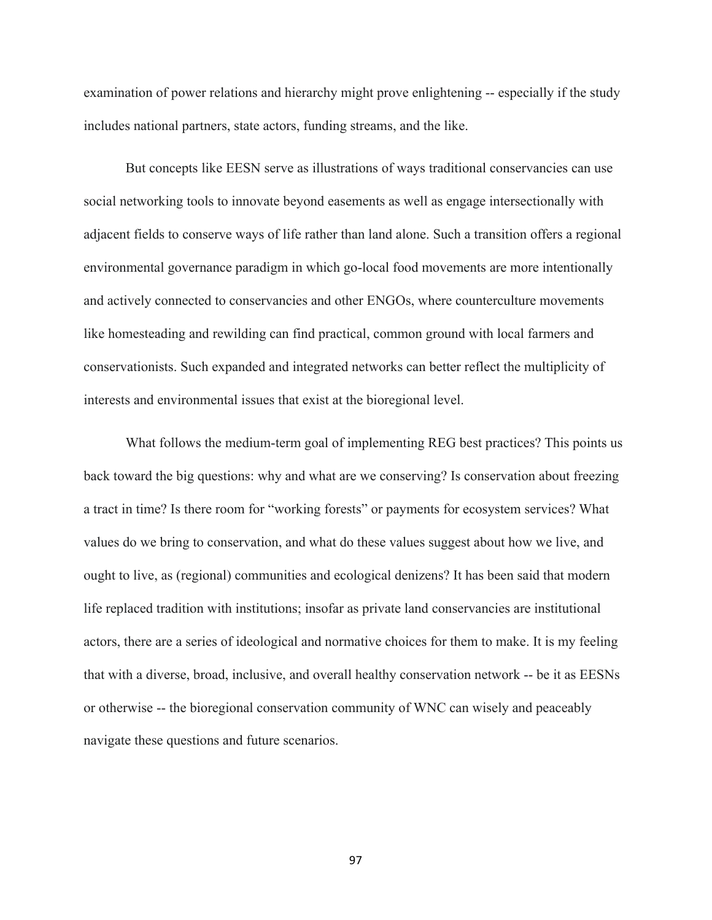examination of power relations and hierarchy might prove enlightening -- especially if the study includes national partners, state actors, funding streams, and the like.

But concepts like EESN serve as illustrations of ways traditional conservancies can use social networking tools to innovate beyond easements as well as engage intersectionally with adjacent fields to conserve ways of life rather than land alone. Such a transition offers a regional environmental governance paradigm in which go-local food movements are more intentionally and actively connected to conservancies and other ENGOs, where counterculture movements like homesteading and rewilding can find practical, common ground with local farmers and conservationists. Such expanded and integrated networks can better reflect the multiplicity of interests and environmental issues that exist at the bioregional level.

What follows the medium-term goal of implementing REG best practices? This points us back toward the big questions: why and what are we conserving? Is conservation about freezing a tract in time? Is there room for "working forests" or payments for ecosystem services? What values do we bring to conservation, and what do these values suggest about how we live, and ought to live, as (regional) communities and ecological denizens? It has been said that modern life replaced tradition with institutions; insofar as private land conservancies are institutional actors, there are a series of ideological and normative choices for them to make. It is my feeling that with a diverse, broad, inclusive, and overall healthy conservation network -- be it as EESNs or otherwise -- the bioregional conservation community of WNC can wisely and peaceably navigate these questions and future scenarios.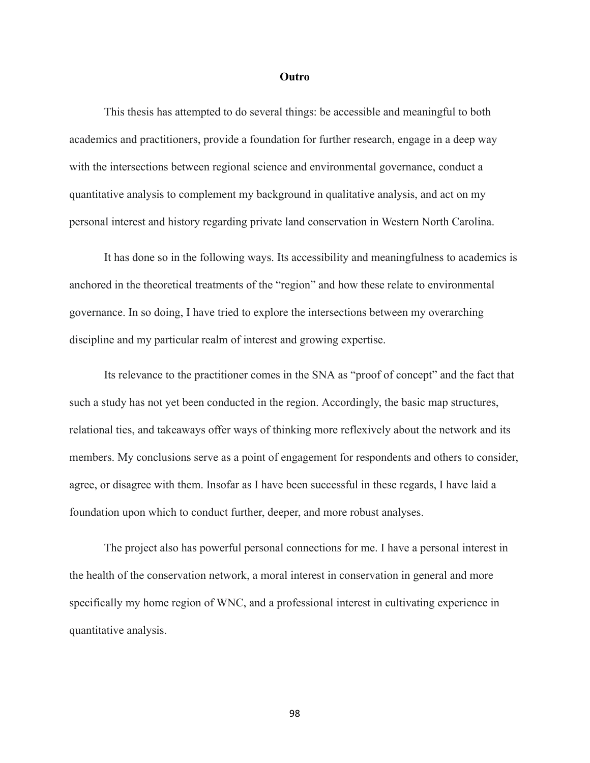## Outro

This thesis has attempted to do several things: be accessible and meaningful to both academics and practitioners, provide a foundation for further research, engage in a deep way with the intersections between regional science and environmental governance, conduct a quantitative analysis to complement my background in qualitative analysis, and act on my personal interest and history regarding private land conservation in Western North Carolina.

It has done so in the following ways. Its accessibility and meaningfulness to academics is anchored in the theoretical treatments of the "region" and how these relate to environmental governance. In so doing, I have tried to explore the intersections between my overarching discipline and my particular realm of interest and growing expertise.

Its relevance to the practitioner comes in the SNA as "proof of concept" and the fact that such a study has not yet been conducted in the region. Accordingly, the basic map structures, relational ties, and takeaways offer ways of thinking more reflexively about the network and its members. My conclusions serve as a point of engagement for respondents and others to consider, agree, or disagree with them. Insofar as I have been successful in these regards, I have laid a foundation upon which to conduct further, deeper, and more robust analyses.

The project also has powerful personal connections for me. I have a personal interest in the health of the conservation network, a moral interest in conservation in general and more specifically my home region of WNC, and a professional interest in cultivating experience in quantitative analysis.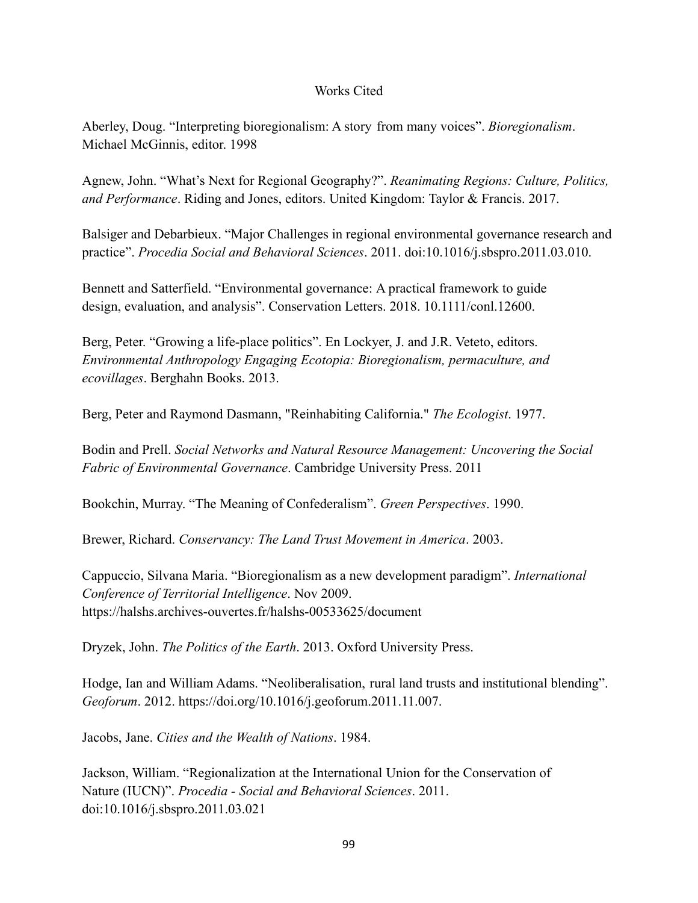# Works Cited

Aberley, Doug. “Interpreting bioregionalism: A story from many voices”. *Bioregionalism*. Michael McGinnis, editor. 1998

Agnew, John. “What’s Next for Regional Geography?”. *Reanimating Regions: Culture, Politics, and Performance*. Riding and Jones, editors. United Kingdom: Taylor & Francis. 2017.

Balsiger and Debarbieux. “Major Challenges in regional environmental governance research and practice”. *Procedia Social and Behavioral Sciences*. 2011. doi:10.1016/j.sbspro.2011.03.010.

Bennett and Satterfield. “Environmental governance: A practical framework to guide design, evaluation, and analysis”. Conservation Letters. 2018. 10.1111/conl.12600.

Berg, Peter. “Growing a life-place politics”. En Lockyer, J. and J.R. Veteto, editors. *Environmental Anthropology Engaging Ecotopia: Bioregionalism, permaculture, and ecovillages*. Berghahn Books. 2013.

Berg, Peter and Raymond Dasmann, "Reinhabiting California." *The Ecologist*. 1977.

Bodin and Prell. *Social Networks and Natural Resource Management: Uncovering the Social Fabric of Environmental Governance*. Cambridge University Press. 2011

Bookchin, Murray. “The Meaning of Confederalism”. *Green Perspectives*. 1990.

Brewer, Richard. *Conservancy: The Land Trust Movement in America*. 2003.

Cappuccio, Silvana Maria. “Bioregionalism as a new development paradigm”. *International Conference of Territorial Intelligence*. Nov 2009. https://halshs.archives-ouvertes.fr/halshs-00533625/document

Dryzek, John. *The Politics of the Earth*. 2013. Oxford University Press.

Hodge, Ian and William Adams. “Neoliberalisation, rural land trusts and institutional blending”. *Geoforum*. 2012. https://doi.org/10.1016/j.geoforum.2011.11.007.

Jacobs, Jane. *Cities and the Wealth of Nations*. 1984.

Jackson, William. “Regionalization at the International Union for the Conservation of Nature (IUCN)”. *Procedia - Social and Behavioral Sciences*. 2011. doi:10.1016/j.sbspro.2011.03.021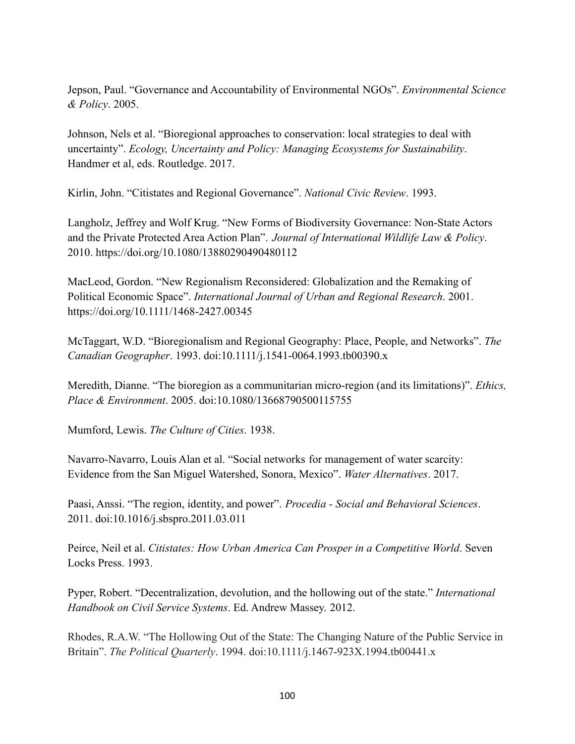Jepson, Paul. “Governance and Accountability of Environmental NGOs”. *Environmental Science & Policy*. 2005.

Johnson, Nels et al. “Bioregional approaches to conservation: local strategies to deal with uncertainty”. *Ecology, Uncertainty and Policy: Managing Ecosystems for Sustainability*. Handmer et al, eds. Routledge. 2017.

Kirlin, John. “Citistates and Regional Governance”. *National Civic Review*. 1993.

Langholz, Jeffrey and Wolf Krug. “New Forms of Biodiversity Governance: Non-State Actors and the Private Protected Area Action Plan”. *Journal of International Wildlife Law & Policy*. 2010. https://doi.org/10.1080/13880290490480112

MacLeod, Gordon. “New Regionalism Reconsidered: Globalization and the Remaking of Political Economic Space”. *International Journal of Urban and Regional Research*. 2001. https://doi.org/10.1111/1468-2427.00345

McTaggart, W.D. “Bioregionalism and Regional Geography: Place, People, and Networks”. *The Canadian Geographer*. 1993. doi:10.1111/j.1541-0064.1993.tb00390.x

Meredith, Dianne. “The bioregion as a communitarian micro-region (and its limitations)”. *Ethics, Place & Environment*. 2005. doi:10.1080/13668790500115755

Mumford, Lewis. *The Culture of Cities*. 1938.

Navarro-Navarro, Louis Alan et al. “Social networks for management of water scarcity: Evidence from the San Miguel Watershed, Sonora, Mexico”. *Water Alternatives*. 2017.

Paasi, Anssi. “The region, identity, and power”. *Procedia - Social and Behavioral Sciences*. 2011. doi:10.1016/j.sbspro.2011.03.011

Peirce, Neil et al. *Citistates: How Urban America Can Prosper in a Competitive World*. Seven Locks Press. 1993.

Pyper, Robert. “Decentralization, devolution, and the hollowing out of the state.” *International Handbook on Civil Service Systems*. Ed. Andrew Massey. 2012.

Rhodes, R.A.W. “The Hollowing Out of the State: The Changing Nature of the Public Service in Britain”. *The Political Quarterly*. 1994. doi:10.1111/j.1467-923X.1994.tb00441.x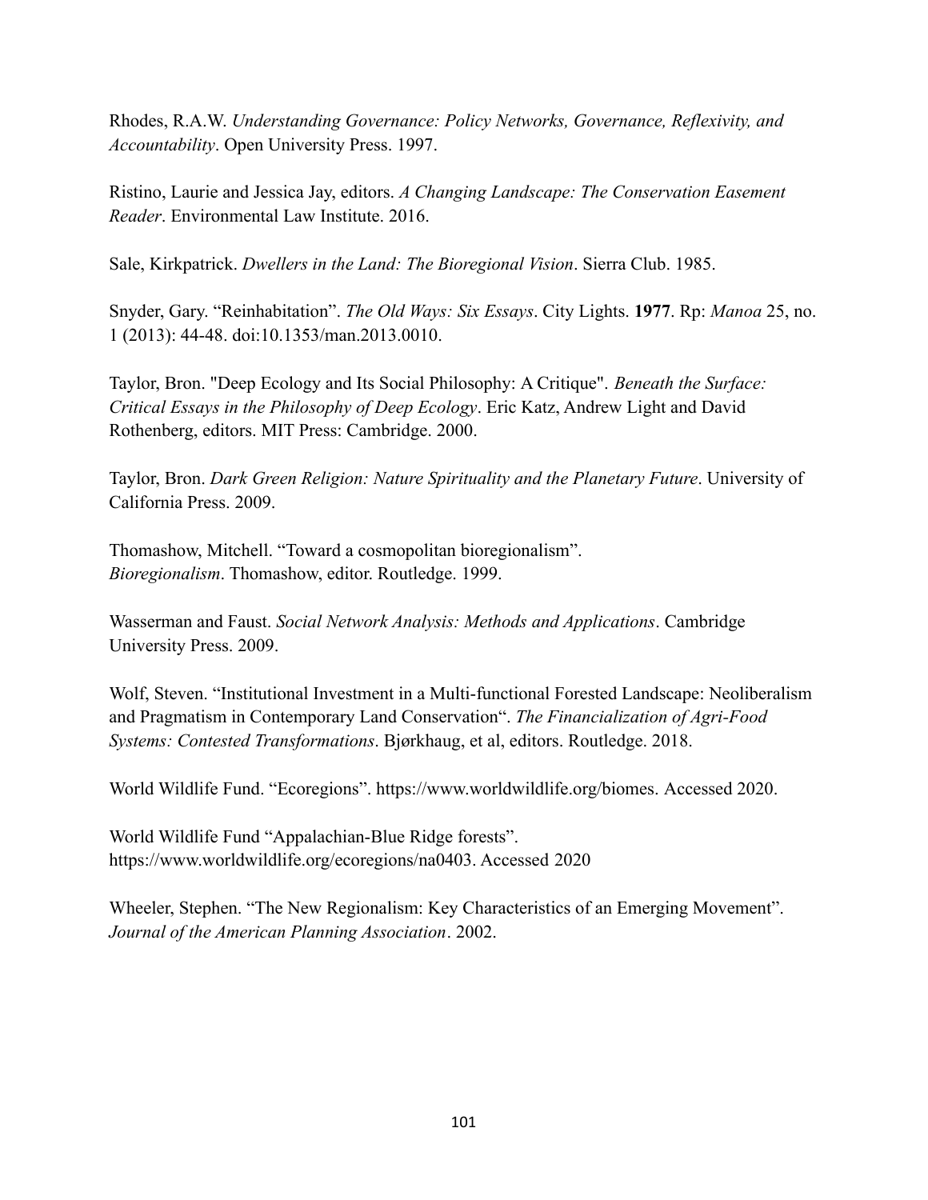Rhodes, R.A.W. *Understanding Governance: Policy Networks, Governance, Reflexivity, and Accountability*. Open University Press. 1997.

Ristino, Laurie and Jessica Jay, editors. *A Changing Landscape: The Conservation Easement Reader*. Environmental Law Institute. 2016.

Sale, Kirkpatrick. *Dwellers in the Land: The Bioregional Vision*. Sierra Club. 1985.

Snyder, Gary. "Reinhabitation". *The Old Ways: Six Essays*. City Lights. **1977**. Rp: *Manoa* 25, no. 1 (2013): 44-48. doi:10.1353/man.2013.0010.

Taylor, Bron. "Deep Ecology and Its Social Philosophy: A Critique". *Beneath the Surface: Critical Essays in the Philosophy of Deep Ecology*. Eric Katz, Andrew Light and David Rothenberg, editors. MIT Press: Cambridge. 2000.

Taylor, Bron. *Dark Green Religion: Nature Spirituality and the Planetary Future*. University of California Press. 2009.

Thomashow, Mitchell. "Toward a cosmopolitan bioregionalism". *Bioregionalism*. Thomashow, editor. Routledge. 1999.

Wasserman and Faust. *Social Network Analysis: Methods and Applications*. Cambridge University Press. 2009.

Wolf, Steven. "Institutional Investment in a Multi-functional Forested Landscape: Neoliberalism and Pragmatism in Contemporary Land Conservation". *The Financialization of Agri-Food Systems: Contested Transformations*. Bjørkhaug, et al, editors. Routledge. 2018.

World Wildlife Fund. "Ecoregions". https://www.worldwildlife.org/biomes. Accessed 2020.

World Wildlife Fund "Appalachian-Blue Ridge forests". https://www.worldwildlife.org/ecoregions/na0403. Accessed 2020

Wheeler, Stephen. "The New Regionalism: Key Characteristics of an Emerging Movement". *Journal of the American Planning Association*. 2002.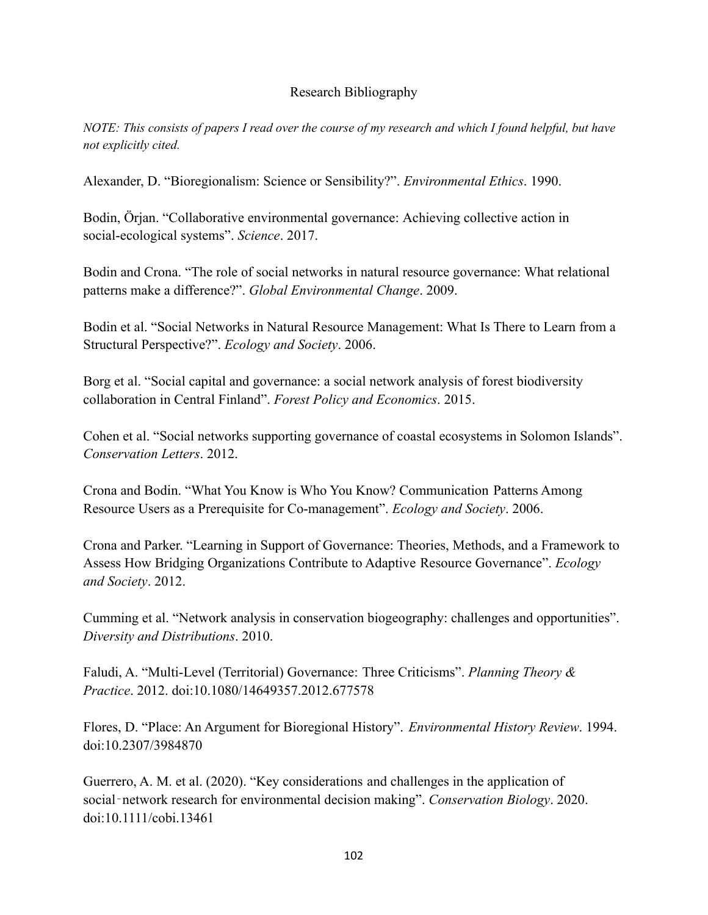# Research Bibliography

*NOTE: This consists of papers I read over the course of my research and which I found helpful, but have not explicitly cited.*

Alexander, D. "Bioregionalism: Science or Sensibility?". *Environmental Ethics*. 1990.

Bodin, Örjan. "Collaborative environmental governance: Achieving collective action in social-ecological systems". *Science*. 2017.

Bodin and Crona. "The role of social networks in natural resource governance: What relational patterns make a difference?". *Global Environmental Change*. 2009.

Bodin et al. "Social Networks in Natural Resource Management: What Is There to Learn from a Structural Perspective?". *Ecology and Society*. 2006.

Borg et al. "Social capital and governance: a social network analysis of forest biodiversity collaboration in Central Finland". *Forest Policy and Economics*. 2015.

Cohen et al. "Social networks supporting governance of coastal ecosystems in Solomon Islands". *Conservation Letters*. 2012.

Crona and Bodin. "What You Know is Who You Know? Communication Patterns Among Resource Users as a Prerequisite for Co-management". *Ecology and Society*. 2006.

Crona and Parker. "Learning in Support of Governance: Theories, Methods, and a Framework to Assess How Bridging Organizations Contribute to Adaptive Resource Governance". *Ecology and Society*. 2012.

Cumming et al. "Network analysis in conservation biogeography: challenges and opportunities". *Diversity and Distributions*. 2010.

Faludi, A. "Multi-Level (Territorial) Governance: Three Criticisms". *Planning Theory & Practice*. 2012. doi:10.1080/14649357.2012.677578

Flores, D. "Place: An Argument for Bioregional History". *Environmental History Review*. 1994. doi:10.2307/3984870

Guerrero, A. M. et al. (2020). "Key considerations and challenges in the application of social‐network research for environmental decision making". *Conservation Biology*. 2020. doi:10.1111/cobi.13461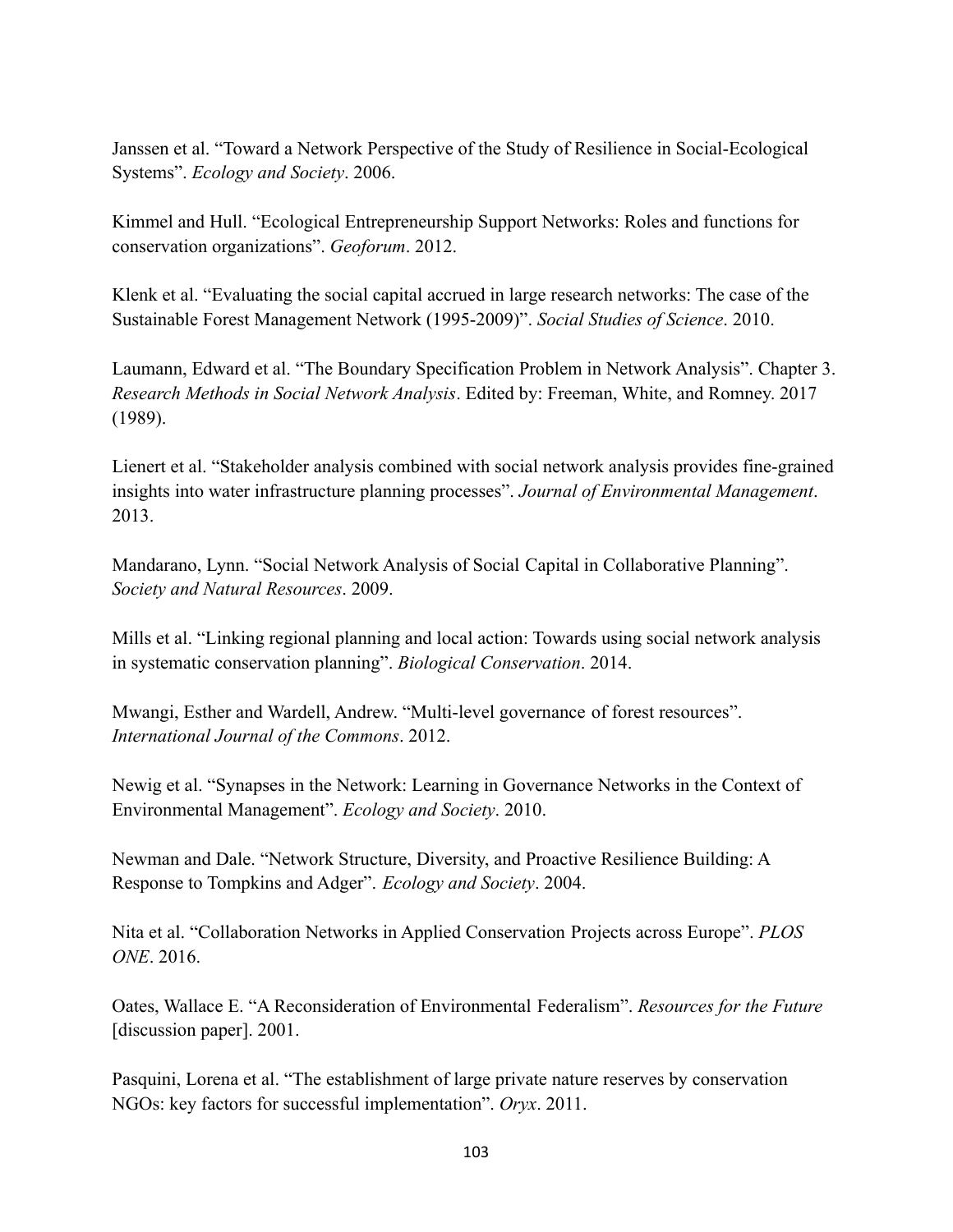Janssen et al. "Toward a Network Perspective of the Study of Resilience in Social-Ecological Systems". *Ecology and Society*. 2006.

Kimmel and Hull. "Ecological Entrepreneurship Support Networks: Roles and functions for conservation organizations". *Geoforum*. 2012.

Klenk et al. "Evaluating the social capital accrued in large research networks: The case of the Sustainable Forest Management Network (1995-2009)". *Social Studies of Science*. 2010.

Laumann, Edward et al. "The Boundary Specification Problem in Network Analysis". Chapter 3. *Research Methods in Social Network Analysis*. Edited by: Freeman, White, and Romney. 2017 (1989).

Lienert et al. "Stakeholder analysis combined with social network analysis provides fine-grained insights into water infrastructure planning processes". *Journal of Environmental Management*. 2013.

Mandarano, Lynn. "Social Network Analysis of Social Capital in Collaborative Planning". *Society and Natural Resources*. 2009.

Mills et al. "Linking regional planning and local action: Towards using social network analysis in systematic conservation planning". *Biological Conservation*. 2014.

Mwangi, Esther and Wardell, Andrew. "Multi-level governance of forest resources". *International Journal of the Commons*. 2012.

Newig et al. "Synapses in the Network: Learning in Governance Networks in the Context of Environmental Management". *Ecology and Society*. 2010.

Newman and Dale. "Network Structure, Diversity, and Proactive Resilience Building: A Response to Tompkins and Adger". *Ecology and Society*. 2004.

Nita et al. "Collaboration Networks in Applied Conservation Projects across Europe". *PLOS ONE*. 2016.

Oates, Wallace E. "A Reconsideration of Environmental Federalism". *Resources for the Future* [discussion paper]. 2001.

Pasquini, Lorena et al. "The establishment of large private nature reserves by conservation NGOs: key factors for successful implementation". *Oryx*. 2011.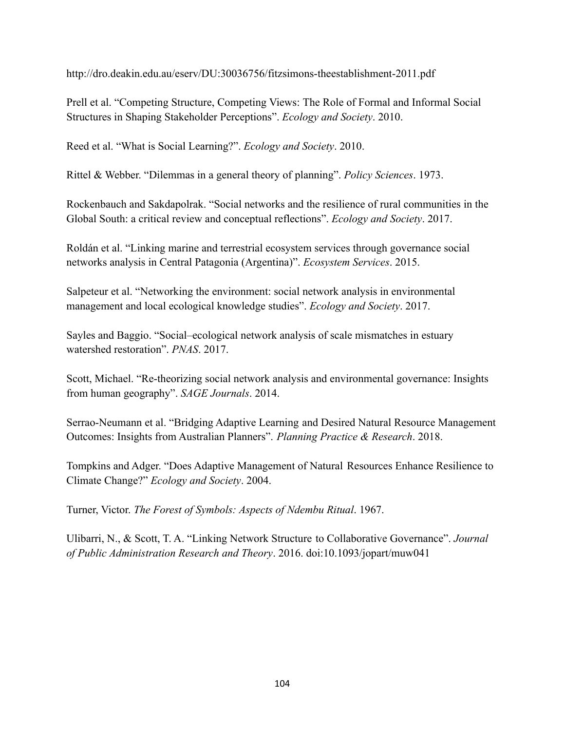http://dro.deakin.edu.au/eserv/DU:30036756/fitzsimons-theestablishment-2011.pdf

Prell et al. “Competing Structure, Competing Views: The Role of Formal and Informal Social Structures in Shaping Stakeholder Perceptions”. *Ecology and Society*. 2010.

Reed et al. “What is Social Learning?”. *Ecology and Society*. 2010.

Rittel & Webber. “Dilemmas in a general theory of planning”. *Policy Sciences*. 1973.

Rockenbauch and Sakdapolrak. “Social networks and the resilience of rural communities in the Global South: a critical review and conceptual reflections”. *Ecology and Society*. 2017.

Roldán et al. “Linking marine and terrestrial ecosystem services through governance social networks analysis in Central Patagonia (Argentina)”. *Ecosystem Services*. 2015.

Salpeteur et al. “Networking the environment: social network analysis in environmental management and local ecological knowledge studies”. *Ecology and Society*. 2017.

Sayles and Baggio. “Social–ecological network analysis of scale mismatches in estuary watershed restoration”. *PNAS*. 2017.

Scott, Michael. “Re-theorizing social network analysis and environmental governance: Insights from human geography”. *SAGE Journals*. 2014.

Serrao-Neumann et al. “Bridging Adaptive Learning and Desired Natural Resource Management Outcomes: Insights from Australian Planners”. *Planning Practice & Research*. 2018.

Tompkins and Adger. “Does Adaptive Management of Natural Resources Enhance Resilience to Climate Change?” *Ecology and Society*. 2004.

Turner, Victor. *The Forest of Symbols: Aspects of Ndembu Ritual*. 1967.

Ulibarri, N., & Scott, T. A. “Linking Network Structure to Collaborative Governance”. *Journal of Public Administration Research and Theory*. 2016. doi:10.1093/jopart/muw041